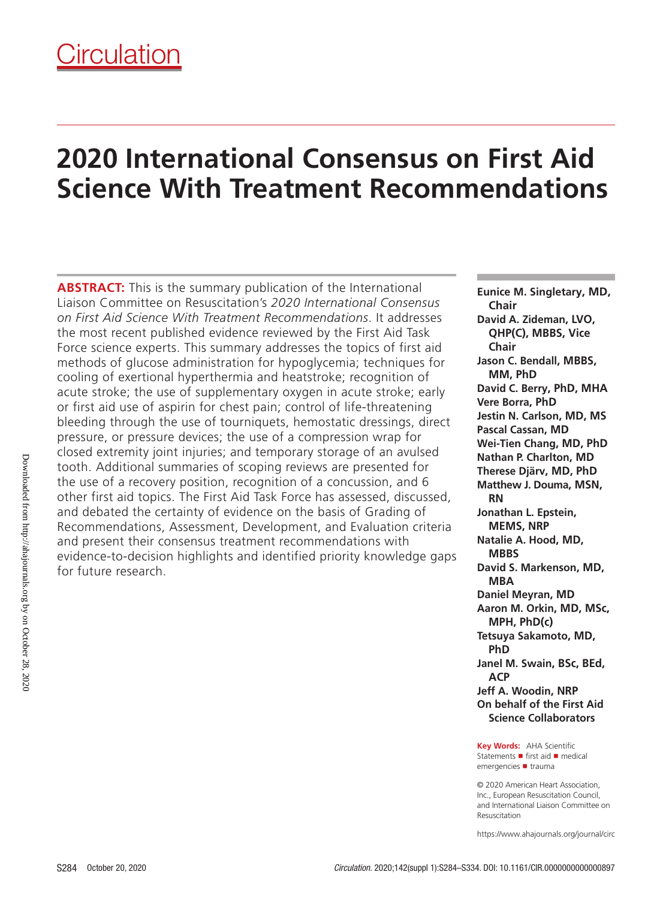# 2020 International Consensus on First Aid Science With Treatment Recommendations

**ABSTRACT:** This is the summary publication of the International Liaison Committee on Resuscitation's *2020 International Consensus on First Aid Science With Treatment Recommendations*. It addresses the most recent published evidence reviewed by the First Aid Task Force science experts. This summary addresses the topics of first aid methods of glucose administration for hypoglycemia; techniques for cooling of exertional hyperthermia and heatstroke; recognition of acute stroke; the use of supplementary oxygen in acute stroke; early or first aid use of aspirin for chest pain; control of life-threatening bleeding through the use of tourniquets, hemostatic dressings, direct pressure, or pressure devices; the use of a compression wrap for closed extremity joint injuries; and temporary storage of an avulsed tooth. Additional summaries of scoping reviews are presented for the use of a recovery position, recognition of a concussion, and 6 other first aid topics. The First Aid Task Force has assessed, discussed, and debated the certainty of evidence on the basis of Grading of Recommendations, Assessment, Development, and Evaluation criteria and present their consensus treatment recommendations with evidence-to-decision highlights and identified priority knowledge gaps for future research.

**Eunice M. Singletary, MD, Chair**
**David A. Zideman, LVO, QHP(C), MBBS, Vice Chair**
**Jason C. Bendall, MBBS, MM, PhD**
**David C. Berry, PhD, MHA**
**Vere Borra, PhD**
**Jestin N. Carlson, MD, MS**
**Pascal Cassan, MD**
**Wei-Tien Chang, MD, PhD**
**Nathan P. Charlton, MD**
**Therese Djärv, MD, PhD**
**Matthew J. Douma, MSN, RN**
**Jonathan L. Epstein, MEMS, NRP**
**Natalie A. Hood, MD, MBBS**
**David S. Markenson, MD, MBA**
**Daniel Meyran, MD**
**Aaron M. Orkin, MD, MSc, MPH, PhD(c)**
**Tetsuya Sakamoto, MD, PhD**
**Janel M. Swain, BSc, BEd, ACP**
**Jeff A. Woodin, NRP**
**On behalf of the First Aid Science Collaborators**

**Key Words:** AHA Scientific Statements ■ first aid ■ medical emergencies ■ trauma

© 2020 American Heart Association, Inc., European Resuscitation Council, and International Liaison Committee on Resuscitation

https://www.ahajournals.org/journal/circ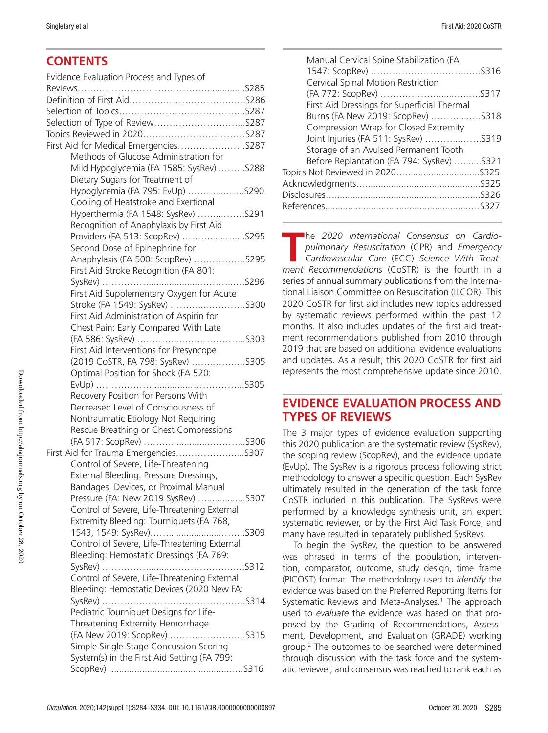## CONTENTS

Evidence Evaluation Process and Types of Reviews ........ S285
Definition of First Aid ........ S286
Selection of Topics ........ S287
Selection of Type of Review ........ S287
Topics Reviewed in 2020 ........ S287
First Aid for Medical Emergencies ........ S287
- Methods of Glucose Administration for Mild Hypoglycemia (FA 1585: SysRev) ........ S288
- Dietary Sugars for Treatment of Hypoglycemia (FA 795: EvUp) ........ S290
- Cooling of Heatstroke and Exertional Hyperthermia (FA 1548: SysRev) ........ S291
- Recognition of Anaphylaxis by First Aid Providers (FA 513: ScopRev) ........ S295
- Second Dose of Epinephrine for Anaphylaxis (FA 500: ScopRev) ........ S295
- First Aid Stroke Recognition (FA 801: SysRev) ........ S296
- First Aid Supplementary Oxygen for Acute Stroke (FA 1549: SysRev) ........ S300
- First Aid Administration of Aspirin for Chest Pain: Early Compared With Late (FA 586: SysRev) ........ S303
- First Aid Interventions for Presyncope (2019 CoSTR, FA 798: SysRev) ........ S305
- Optimal Position for Shock (FA 520: EvUp) ........ S305
- Recovery Position for Persons With Decreased Level of Consciousness of Nontraumatic Etiology Not Requiring Rescue Breathing or Chest Compressions (FA 517: ScopRev) ........ S306

First Aid for Trauma Emergencies ........ S307
- Control of Severe, Life-Threatening External Bleeding: Pressure Dressings, Bandages, Devices, or Proximal Manual Pressure (FA: New 2019 SysRev) ........ S307
- Control of Severe, Life-Threatening External Extremity Bleeding: Tourniquets (FA 768, 1543, 1549: SysRev) ........ S309
- Control of Severe, Life-Threatening External Bleeding: Hemostatic Dressings (FA 769: SysRev) ........ S312
- Control of Severe, Life-Threatening External Bleeding: Hemostatic Devices (2020 New FA: SysRev) ........ S314
- Pediatric Tourniquet Designs for Life-Threatening Extremity Hemorrhage (FA New 2019: ScopRev) ........ S315
- Simple Single-Stage Concussion Scoring System(s) in the First Aid Setting (FA 799: ScopRev) ........ S316
- Manual Cervical Spine Stabilization (FA 1547: ScopRev) ........ S316
- Cervical Spinal Motion Restriction (FA 772: ScopRev) ........ S317
- First Aid Dressings for Superficial Thermal Burns (FA New 2019: ScopRev) ........ S318
- Compression Wrap for Closed Extremity Joint Injuries (FA 511: SysRev) ........ S319
- Storage of an Avulsed Permanent Tooth Before Replantation (FA 794: SysRev) ........ S321

Topics Not Reviewed in 2020 ........ S325
Acknowledgments ........ S325
Disclosures ........ S326
References ........ S327

The *2020 International Consensus on Cardiopulmonary Resuscitation* (CPR) and *Emergency Cardiovascular Care* (ECC) *Science With Treatment Recommendations* (CoSTR) is the fourth in a series of annual summary publications from the International Liaison Committee on Resuscitation (ILCOR). This 2020 CoSTR for first aid includes new topics addressed by systematic reviews performed within the past 12 months. It also includes updates of the first aid treatment recommendations published from 2010 through 2019 that are based on additional evidence evaluations and updates. As a result, this 2020 CoSTR for first aid represents the most comprehensive update since 2010.

## EVIDENCE EVALUATION PROCESS AND TYPES OF REVIEWS

The 3 major types of evidence evaluation supporting this 2020 publication are the systematic review (SysRev), the scoping review (ScopRev), and the evidence update (EvUp). The SysRev is a rigorous process following strict methodology to answer a specific question. Each SysRev ultimately resulted in the generation of the task force CoSTR included in this publication. The SysRevs were performed by a knowledge synthesis unit, an expert systematic reviewer, or by the First Aid Task Force, and many have resulted in separately published SysRevs.

To begin the SysRev, the question to be answered was phrased in terms of the population, intervention, comparator, outcome, study design, time frame (PICOST) format. The methodology used to *identify* the evidence was based on the Preferred Reporting Items for Systematic Reviews and Meta-Analyses.[1] The approach used to *evaluate* the evidence was based on that proposed by the Grading of Recommendations, Assessment, Development, and Evaluation (GRADE) working group.[2] The outcomes to be searched were determined through discussion with the task force and the systematic reviewer, and consensus was reached to rank each as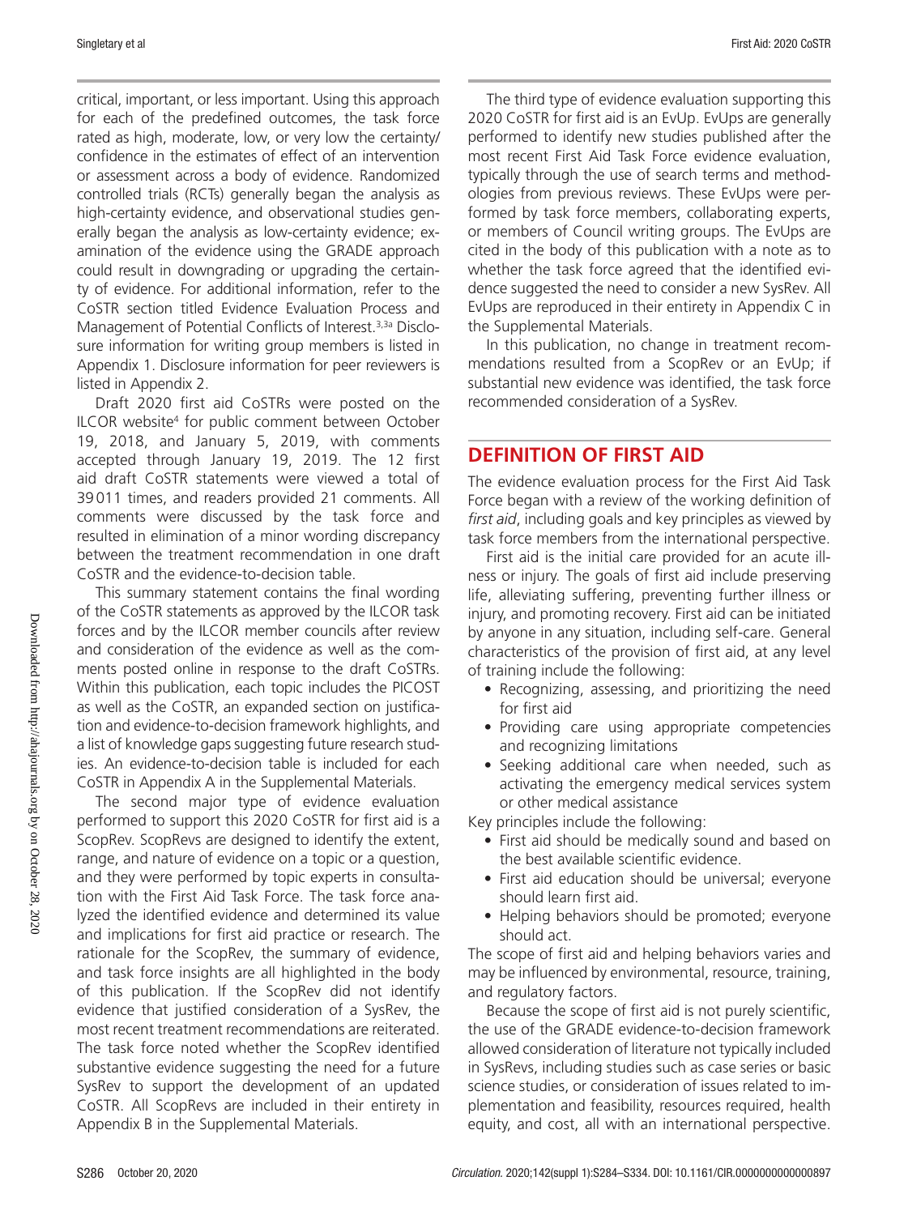critical, important, or less important. Using this approach for each of the predefined outcomes, the task force rated as high, moderate, low, or very low the certainty/confidence in the estimates of effect of an intervention or assessment across a body of evidence. Randomized controlled trials (RCTs) generally began the analysis as high-certainty evidence, and observational studies generally began the analysis as low-certainty evidence; examination of the evidence using the GRADE approach could result in downgrading or upgrading the certainty of evidence. For additional information, refer to the CoSTR section titled Evidence Evaluation Process and Management of Potential Conflicts of Interest.[3,3a] Disclosure information for writing group members is listed in Appendix 1. Disclosure information for peer reviewers is listed in Appendix 2.

Draft 2020 first aid CoSTRs were posted on the ILCOR website[4] for public comment between October 19, 2018, and January 5, 2019, with comments accepted through January 19, 2019. The 12 first aid draft CoSTR statements were viewed a total of 39 011 times, and readers provided 21 comments. All comments were discussed by the task force and resulted in elimination of a minor wording discrepancy between the treatment recommendation in one draft CoSTR and the evidence-to-decision table.

This summary statement contains the final wording of the CoSTR statements as approved by the ILCOR task forces and by the ILCOR member councils after review and consideration of the evidence as well as the comments posted online in response to the draft CoSTRs. Within this publication, each topic includes the PICOST as well as the CoSTR, an expanded section on justification and evidence-to-decision framework highlights, and a list of knowledge gaps suggesting future research studies. An evidence-to-decision table is included for each CoSTR in Appendix A in the Supplemental Materials.

The second major type of evidence evaluation performed to support this 2020 CoSTR for first aid is a ScopRev. ScopRevs are designed to identify the extent, range, and nature of evidence on a topic or a question, and they were performed by topic experts in consultation with the First Aid Task Force. The task force analyzed the identified evidence and determined its value and implications for first aid practice or research. The rationale for the ScopRev, the summary of evidence, and task force insights are all highlighted in the body of this publication. If the ScopRev did not identify evidence that justified consideration of a SysRev, the most recent treatment recommendations are reiterated. The task force noted whether the ScopRev identified substantive evidence suggesting the need for a future SysRev to support the development of an updated CoSTR. All ScopRevs are included in their entirety in Appendix B in the Supplemental Materials.

The third type of evidence evaluation supporting this 2020 CoSTR for first aid is an EvUp. EvUps are generally performed to identify new studies published after the most recent First Aid Task Force evidence evaluation, typically through the use of search terms and methodologies from previous reviews. These EvUps were performed by task force members, collaborating experts, or members of Council writing groups. The EvUps are cited in the body of this publication with a note as to whether the task force agreed that the identified evidence suggested the need to consider a new SysRev. All EvUps are reproduced in their entirety in Appendix C in the Supplemental Materials.

In this publication, no change in treatment recommendations resulted from a ScopRev or an EvUp; if substantial new evidence was identified, the task force recommended consideration of a SysRev.

## DEFINITION OF FIRST AID

The evidence evaluation process for the First Aid Task Force began with a review of the working definition of *first aid*, including goals and key principles as viewed by task force members from the international perspective.

First aid is the initial care provided for an acute illness or injury. The goals of first aid include preserving life, alleviating suffering, preventing further illness or injury, and promoting recovery. First aid can be initiated by anyone in any situation, including self-care. General characteristics of the provision of first aid, at any level of training include the following:

- Recognizing, assessing, and prioritizing the need for first aid
- Providing care using appropriate competencies and recognizing limitations
- Seeking additional care when needed, such as activating the emergency medical services system or other medical assistance

Key principles include the following:

- First aid should be medically sound and based on the best available scientific evidence.
- First aid education should be universal; everyone should learn first aid.
- Helping behaviors should be promoted; everyone should act.

The scope of first aid and helping behaviors varies and may be influenced by environmental, resource, training, and regulatory factors.

Because the scope of first aid is not purely scientific, the use of the GRADE evidence-to-decision framework allowed consideration of literature not typically included in SysRevs, including studies such as case series or basic science studies, or consideration of issues related to implementation and feasibility, resources required, health equity, and cost, all with an international perspective.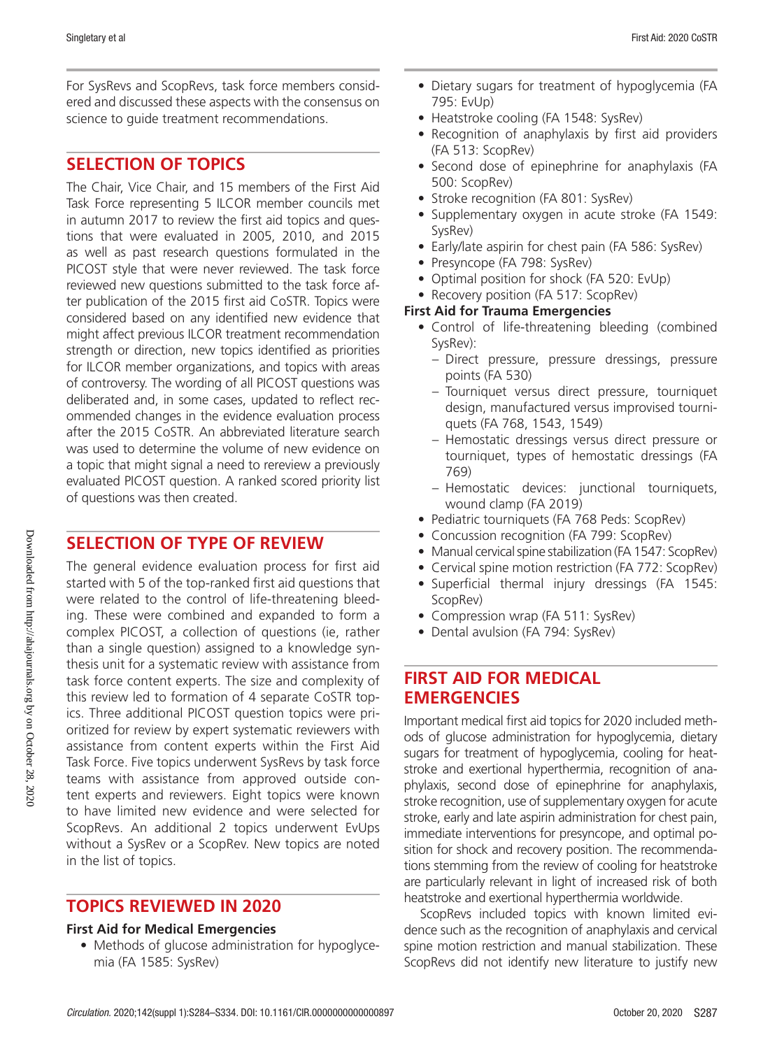For SysRevs and ScopRevs, task force members considered and discussed these aspects with the consensus on science to guide treatment recommendations.

## SELECTION OF TOPICS

The Chair, Vice Chair, and 15 members of the First Aid Task Force representing 5 ILCOR member councils met in autumn 2017 to review the first aid topics and questions that were evaluated in 2005, 2010, and 2015 as well as past research questions formulated in the PICOST style that were never reviewed. The task force reviewed new questions submitted to the task force after publication of the 2015 first aid CoSTR. Topics were considered based on any identified new evidence that might affect previous ILCOR treatment recommendation strength or direction, new topics identified as priorities for ILCOR member organizations, and topics with areas of controversy. The wording of all PICOST questions was deliberated and, in some cases, updated to reflect recommended changes in the evidence evaluation process after the 2015 CoSTR. An abbreviated literature search was used to determine the volume of new evidence on a topic that might signal a need to rereview a previously evaluated PICOST question. A ranked scored priority list of questions was then created.

## SELECTION OF TYPE OF REVIEW

The general evidence evaluation process for first aid started with 5 of the top-ranked first aid questions that were related to the control of life-threatening bleeding. These were combined and expanded to form a complex PICOST, a collection of questions (ie, rather than a single question) assigned to a knowledge synthesis unit for a systematic review with assistance from task force content experts. The size and complexity of this review led to formation of 4 separate CoSTR topics. Three additional PICOST question topics were prioritized for review by expert systematic reviewers with assistance from content experts within the First Aid Task Force. Five topics underwent SysRevs by task force teams with assistance from approved outside content experts and reviewers. Eight topics were known to have limited new evidence and were selected for ScopRevs. An additional 2 topics underwent EvUps without a SysRev or a ScopRev. New topics are noted in the list of topics.

## TOPICS REVIEWED IN 2020

**First Aid for Medical Emergencies**

- Methods of glucose administration for hypoglycemia (FA 1585: SysRev)
- Dietary sugars for treatment of hypoglycemia (FA 795: EvUp)
- Heatstroke cooling (FA 1548: SysRev)
- Recognition of anaphylaxis by first aid providers (FA 513: ScopRev)
- Second dose of epinephrine for anaphylaxis (FA 500: ScopRev)
- Stroke recognition (FA 801: SysRev)
- Supplementary oxygen in acute stroke (FA 1549: SysRev)
- Early/late aspirin for chest pain (FA 586: SysRev)
- Presyncope (FA 798: SysRev)
- Optimal position for shock (FA 520: EvUp)
- Recovery position (FA 517: ScopRev)

**First Aid for Trauma Emergencies**

- Control of life-threatening bleeding (combined SysRev):
  - Direct pressure, pressure dressings, pressure points (FA 530)
  - Tourniquet versus direct pressure, tourniquet design, manufactured versus improvised tourniquets (FA 768, 1543, 1549)
  - Hemostatic dressings versus direct pressure or tourniquet, types of hemostatic dressings (FA 769)
  - Hemostatic devices: junctional tourniquets, wound clamp (FA 2019)
- Pediatric tourniquets (FA 768 Peds: ScopRev)
- Concussion recognition (FA 799: ScopRev)
- Manual cervical spine stabilization (FA 1547: ScopRev)
- Cervical spine motion restriction (FA 772: ScopRev)
- Superficial thermal injury dressings (FA 1545: ScopRev)
- Compression wrap (FA 511: SysRev)
- Dental avulsion (FA 794: SysRev)

## FIRST AID FOR MEDICAL EMERGENCIES

Important medical first aid topics for 2020 included methods of glucose administration for hypoglycemia, dietary sugars for treatment of hypoglycemia, cooling for heatstroke and exertional hyperthermia, recognition of anaphylaxis, second dose of epinephrine for anaphylaxis, stroke recognition, use of supplementary oxygen for acute stroke, early and late aspirin administration for chest pain, immediate interventions for presyncope, and optimal position for shock and recovery position. The recommendations stemming from the review of cooling for heatstroke are particularly relevant in light of increased risk of both heatstroke and exertional hyperthermia worldwide.

ScopRevs included topics with known limited evidence such as the recognition of anaphylaxis and cervical spine motion restriction and manual stabilization. These ScopRevs did not identify new literature to justify new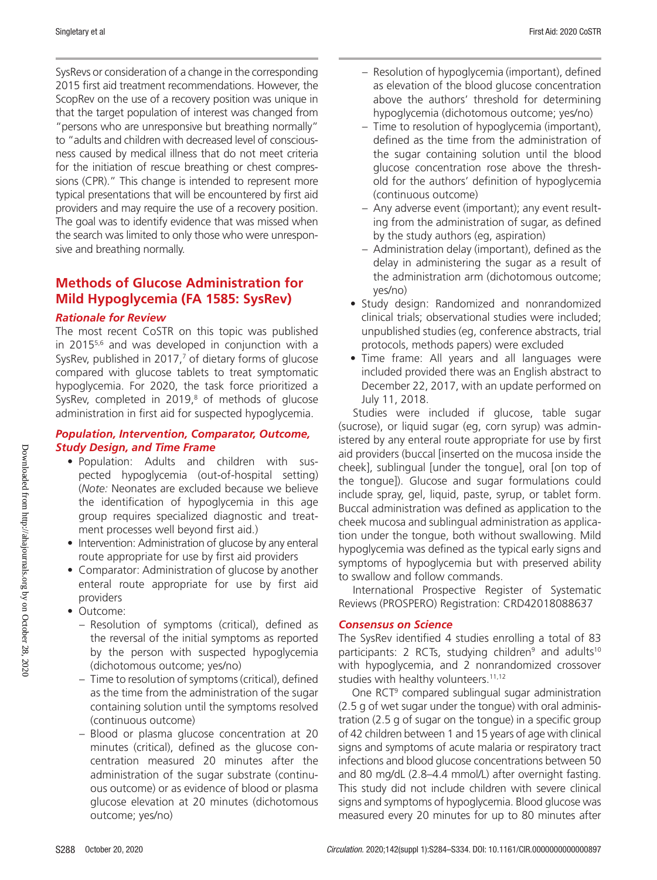SysRevs or consideration of a change in the corresponding 2015 first aid treatment recommendations. However, the ScopRev on the use of a recovery position was unique in that the target population of interest was changed from "persons who are unresponsive but breathing normally" to "adults and children with decreased level of consciousness caused by medical illness that do not meet criteria for the initiation of rescue breathing or chest compressions (CPR)." This change is intended to represent more typical presentations that will be encountered by first aid providers and may require the use of a recovery position. The goal was to identify evidence that was missed when the search was limited to only those who were unresponsive and breathing normally.

## Methods of Glucose Administration for Mild Hypoglycemia (FA 1585: SysRev)

### *Rationale for Review*

The most recent CoSTR on this topic was published in 2015[5,6] and was developed in conjunction with a SysRev, published in 2017,[7] of dietary forms of glucose compared with glucose tablets to treat symptomatic hypoglycemia. For 2020, the task force prioritized a SysRev, completed in 2019,[8] of methods of glucose administration in first aid for suspected hypoglycemia.

### *Population, Intervention, Comparator, Outcome, Study Design, and Time Frame*

- Population: Adults and children with suspected hypoglycemia (out-of-hospital setting) (*Note:* Neonates are excluded because we believe the identification of hypoglycemia in this age group requires specialized diagnostic and treatment processes well beyond first aid.)
- Intervention: Administration of glucose by any enteral route appropriate for use by first aid providers
- Comparator: Administration of glucose by another enteral route appropriate for use by first aid providers
- Outcome:
  - Resolution of symptoms (critical), defined as the reversal of the initial symptoms as reported by the person with suspected hypoglycemia (dichotomous outcome; yes/no)
  - Time to resolution of symptoms (critical), defined as the time from the administration of the sugar containing solution until the symptoms resolved (continuous outcome)
  - Blood or plasma glucose concentration at 20 minutes (critical), defined as the glucose concentration measured 20 minutes after the administration of the sugar substrate (continuous outcome) or as evidence of blood or plasma glucose elevation at 20 minutes (dichotomous outcome; yes/no)
  - Resolution of hypoglycemia (important), defined as elevation of the blood glucose concentration above the authors' threshold for determining hypoglycemia (dichotomous outcome; yes/no)
  - Time to resolution of hypoglycemia (important), defined as the time from the administration of the sugar containing solution until the blood glucose concentration rose above the threshold for the authors' definition of hypoglycemia (continuous outcome)
  - Any adverse event (important); any event resulting from the administration of sugar, as defined by the study authors (eg, aspiration)
  - Administration delay (important), defined as the delay in administering the sugar as a result of the administration arm (dichotomous outcome; yes/no)
- Study design: Randomized and nonrandomized clinical trials; observational studies were included; unpublished studies (eg, conference abstracts, trial protocols, methods papers) were excluded
- Time frame: All years and all languages were included provided there was an English abstract to December 22, 2017, with an update performed on July 11, 2018.

Studies were included if glucose, table sugar (sucrose), or liquid sugar (eg, corn syrup) was administered by any enteral route appropriate for use by first aid providers (buccal [inserted on the mucosa inside the cheek], sublingual [under the tongue], oral [on top of the tongue]). Glucose and sugar formulations could include spray, gel, liquid, paste, syrup, or tablet form. Buccal administration was defined as application to the cheek mucosa and sublingual administration as application under the tongue, both without swallowing. Mild hypoglycemia was defined as the typical early signs and symptoms of hypoglycemia but with preserved ability to swallow and follow commands.

International Prospective Register of Systematic Reviews (PROSPERO) Registration: CRD42018088637

### *Consensus on Science*

The SysRev identified 4 studies enrolling a total of 83 participants: 2 RCTs, studying children[9] and adults[10] with hypoglycemia, and 2 nonrandomized crossover studies with healthy volunteers.[11,12]

One RCT[9] compared sublingual sugar administration (2.5 g of wet sugar under the tongue) with oral administration (2.5 g of sugar on the tongue) in a specific group of 42 children between 1 and 15 years of age with clinical signs and symptoms of acute malaria or respiratory tract infections and blood glucose concentrations between 50 and 80 mg/dL (2.8–4.4 mmol/L) after overnight fasting. This study did not include children with severe clinical signs and symptoms of hypoglycemia. Blood glucose was measured every 20 minutes for up to 80 minutes after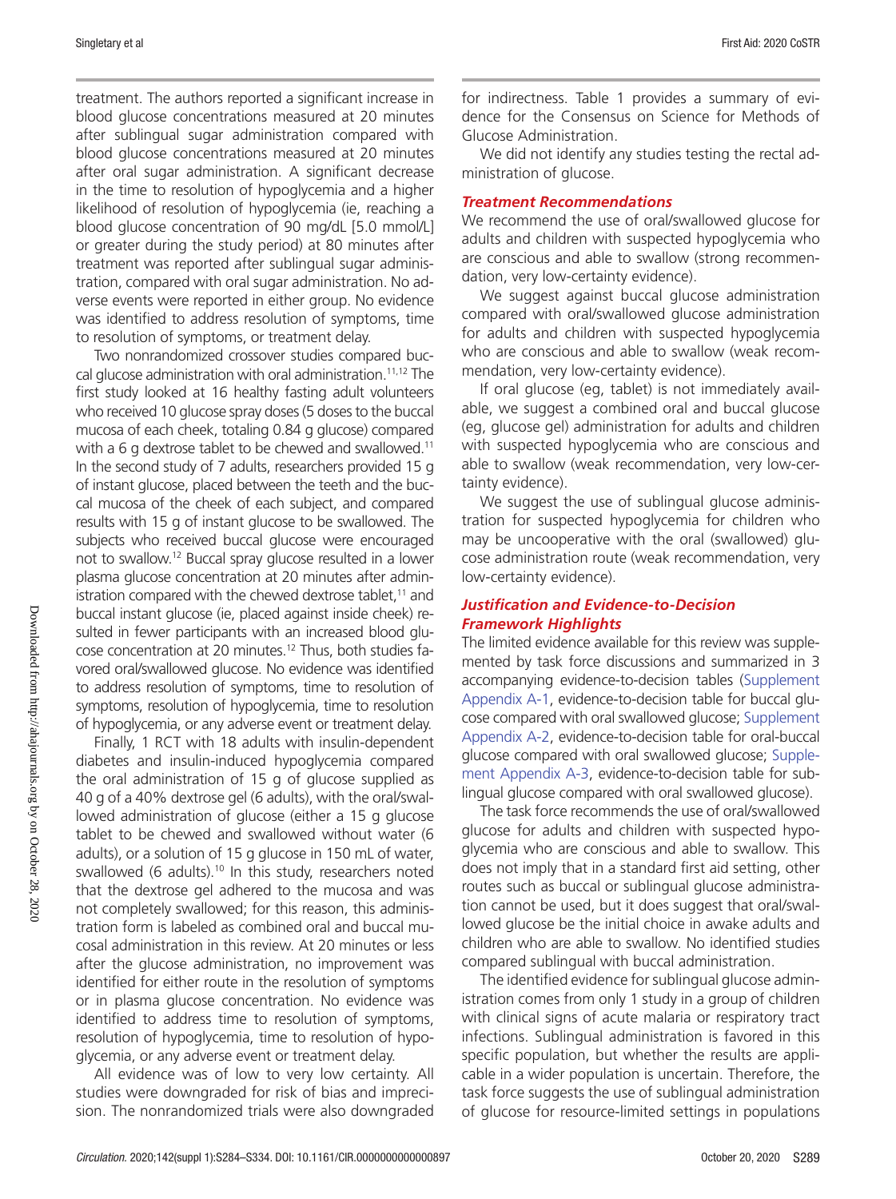treatment. The authors reported a significant increase in blood glucose concentrations measured at 20 minutes after sublingual sugar administration compared with blood glucose concentrations measured at 20 minutes after oral sugar administration. A significant decrease in the time to resolution of hypoglycemia and a higher likelihood of resolution of hypoglycemia (ie, reaching a blood glucose concentration of 90 mg/dL [5.0 mmol/L] or greater during the study period) at 80 minutes after treatment was reported after sublingual sugar administration, compared with oral sugar administration. No adverse events were reported in either group. No evidence was identified to address resolution of symptoms, time to resolution of symptoms, or treatment delay.

Two nonrandomized crossover studies compared buccal glucose administration with oral administration.[11,12] The first study looked at 16 healthy fasting adult volunteers who received 10 glucose spray doses (5 doses to the buccal mucosa of each cheek, totaling 0.84 g glucose) compared with a 6 g dextrose tablet to be chewed and swallowed.[11] In the second study of 7 adults, researchers provided 15 g of instant glucose, placed between the teeth and the buccal mucosa of the cheek of each subject, and compared results with 15 g of instant glucose to be swallowed. The subjects who received buccal glucose were encouraged not to swallow.[12] Buccal spray glucose resulted in a lower plasma glucose concentration at 20 minutes after administration compared with the chewed dextrose tablet,[11] and buccal instant glucose (ie, placed against inside cheek) resulted in fewer participants with an increased blood glucose concentration at 20 minutes.[12] Thus, both studies favored oral/swallowed glucose. No evidence was identified to address resolution of symptoms, time to resolution of symptoms, resolution of hypoglycemia, time to resolution of hypoglycemia, or any adverse event or treatment delay.

Finally, 1 RCT with 18 adults with insulin-dependent diabetes and insulin-induced hypoglycemia compared the oral administration of 15 g of glucose supplied as 40 g of a 40% dextrose gel (6 adults), with the oral/swallowed administration of glucose (either a 15 g glucose tablet to be chewed and swallowed without water (6 adults), or a solution of 15 g glucose in 150 mL of water, swallowed (6 adults).[10] In this study, researchers noted that the dextrose gel adhered to the mucosa and was not completely swallowed; for this reason, this administration form is labeled as combined oral and buccal mucosal administration in this review. At 20 minutes or less after the glucose administration, no improvement was identified for either route in the resolution of symptoms or in plasma glucose concentration. No evidence was identified to address time to resolution of symptoms, resolution of hypoglycemia, time to resolution of hypoglycemia, or any adverse event or treatment delay.

All evidence was of low to very low certainty. All studies were downgraded for risk of bias and imprecision. The nonrandomized trials were also downgraded for indirectness. Table 1 provides a summary of evidence for the Consensus on Science for Methods of Glucose Administration.

We did not identify any studies testing the rectal administration of glucose.

### *Treatment Recommendations*

We recommend the use of oral/swallowed glucose for adults and children with suspected hypoglycemia who are conscious and able to swallow (strong recommendation, very low-certainty evidence).

We suggest against buccal glucose administration compared with oral/swallowed glucose administration for adults and children with suspected hypoglycemia who are conscious and able to swallow (weak recommendation, very low-certainty evidence).

If oral glucose (eg, tablet) is not immediately available, we suggest a combined oral and buccal glucose (eg, glucose gel) administration for adults and children with suspected hypoglycemia who are conscious and able to swallow (weak recommendation, very low-certainty evidence).

We suggest the use of sublingual glucose administration for suspected hypoglycemia for children who may be uncooperative with the oral (swallowed) glucose administration route (weak recommendation, very low-certainty evidence).

### *Justification and Evidence-to-Decision Framework Highlights*

The limited evidence available for this review was supplemented by task force discussions and summarized in 3 accompanying evidence-to-decision tables (Supplement Appendix A-1, evidence-to-decision table for buccal glucose compared with oral swallowed glucose; Supplement Appendix A-2, evidence-to-decision table for oral-buccal glucose compared with oral swallowed glucose; Supplement Appendix A-3, evidence-to-decision table for sublingual glucose compared with oral swallowed glucose).

The task force recommends the use of oral/swallowed glucose for adults and children with suspected hypoglycemia who are conscious and able to swallow. This does not imply that in a standard first aid setting, other routes such as buccal or sublingual glucose administration cannot be used, but it does suggest that oral/swallowed glucose be the initial choice in awake adults and children who are able to swallow. No identified studies compared sublingual with buccal administration.

The identified evidence for sublingual glucose administration comes from only 1 study in a group of children with clinical signs of acute malaria or respiratory tract infections. Sublingual administration is favored in this specific population, but whether the results are applicable in a wider population is uncertain. Therefore, the task force suggests the use of sublingual administration of glucose for resource-limited settings in populations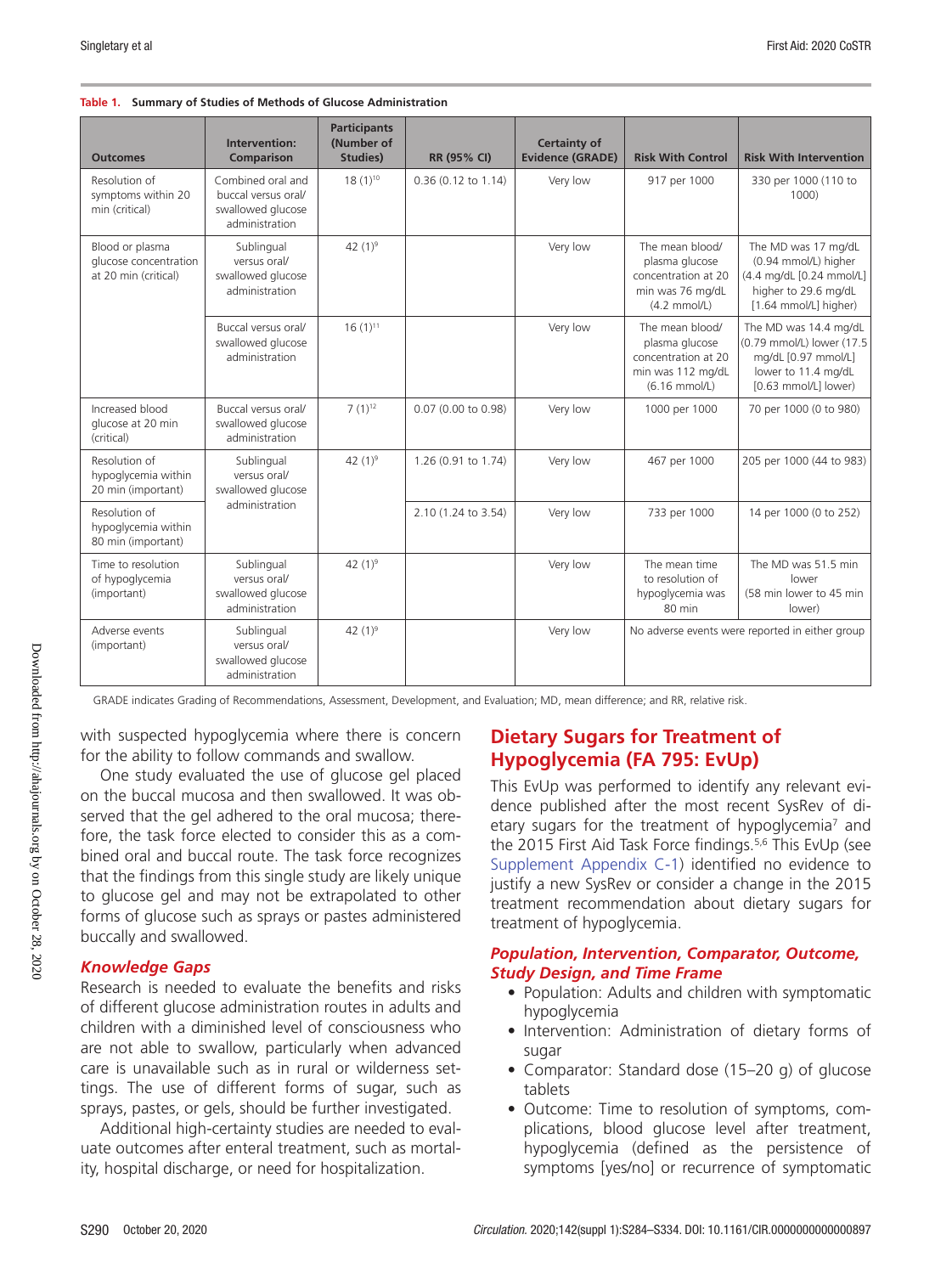**Table 1. Summary of Studies of Methods of Glucose Administration**

| Outcomes | Intervention: Comparison | Participants (Number of Studies) | RR (95% CI) | Certainty of Evidence (GRADE) | Risk With Control | Risk With Intervention |
|---|---|---|---|---|---|---|
| Resolution of symptoms within 20 min (critical) | Combined oral and buccal versus oral/swallowed glucose administration | 18 (1)[10] | 0.36 (0.12 to 1.14) | Very low | 917 per 1000 | 330 per 1000 (110 to 1000) |
| Blood or plasma glucose concentration at 20 min (critical) | Sublingual versus oral/swallowed glucose administration | 42 (1)[9] | | Very low | The mean blood/plasma glucose concentration at 20 min was 76 mg/dL (4.2 mmol/L) | The MD was 17 mg/dL (0.94 mmol/L) higher (4.4 mg/dL [0.24 mmol/L] higher to 29.6 mg/dL [1.64 mmol/L] higher) |
| | Buccal versus oral/swallowed glucose administration | 16 (1)[11] | | Very low | The mean blood/plasma glucose concentration at 20 min was 112 mg/dL (6.16 mmol/L) | The MD was 14.4 mg/dL (0.79 mmol/L) lower (17.5 mg/dL [0.97 mmol/L] lower to 11.4 mg/dL [0.63 mmol/L] lower) |
| Increased blood glucose at 20 min (critical) | Buccal versus oral/swallowed glucose administration | 7 (1)[12] | 0.07 (0.00 to 0.98) | Very low | 1000 per 1000 | 70 per 1000 (0 to 980) |
| Resolution of hypoglycemia within 20 min (important) | Sublingual versus oral/swallowed glucose administration | 42 (1)[9] | 1.26 (0.91 to 1.74) | Very low | 467 per 1000 | 205 per 1000 (44 to 983) |
| Resolution of hypoglycemia within 80 min (important) | | | 2.10 (1.24 to 3.54) | Very low | 733 per 1000 | 14 per 1000 (0 to 252) |
| Time to resolution of hypoglycemia (important) | Sublingual versus oral/swallowed glucose administration | 42 (1)[9] | | Very low | The mean time to resolution of hypoglycemia was 80 min | The MD was 51.5 min lower (58 min lower to 45 min lower) |
| Adverse events (important) | Sublingual versus oral/swallowed glucose administration | 42 (1)[9] | | Very low | No adverse events were reported in either group | |

GRADE indicates Grading of Recommendations, Assessment, Development, and Evaluation; MD, mean difference; and RR, relative risk.

with suspected hypoglycemia where there is concern for the ability to follow commands and swallow.

One study evaluated the use of glucose gel placed on the buccal mucosa and then swallowed. It was observed that the gel adhered to the oral mucosa; therefore, the task force elected to consider this as a combined oral and buccal route. The task force recognizes that the findings from this single study are likely unique to glucose gel and may not be extrapolated to other forms of glucose such as sprays or pastes administered buccally and swallowed.

### *Knowledge Gaps*

Research is needed to evaluate the benefits and risks of different glucose administration routes in adults and children with a diminished level of consciousness who are not able to swallow, particularly when advanced care is unavailable such as in rural or wilderness settings. The use of different forms of sugar, such as sprays, pastes, or gels, should be further investigated.

Additional high-certainty studies are needed to evaluate outcomes after enteral treatment, such as mortality, hospital discharge, or need for hospitalization.

## Dietary Sugars for Treatment of Hypoglycemia (FA 795: EvUp)

This EvUp was performed to identify any relevant evidence published after the most recent SysRev of dietary sugars for the treatment of hypoglycemia[7] and the 2015 First Aid Task Force findings.[5,6] This EvUp (see Supplement Appendix C-1) identified no evidence to justify a new SysRev or consider a change in the 2015 treatment recommendation about dietary sugars for treatment of hypoglycemia.

### *Population, Intervention, Comparator, Outcome, Study Design, and Time Frame*

- Population: Adults and children with symptomatic hypoglycemia
- Intervention: Administration of dietary forms of sugar
- Comparator: Standard dose (15–20 g) of glucose tablets
- Outcome: Time to resolution of symptoms, complications, blood glucose level after treatment, hypoglycemia (defined as the persistence of symptoms [yes/no] or recurrence of symptomatic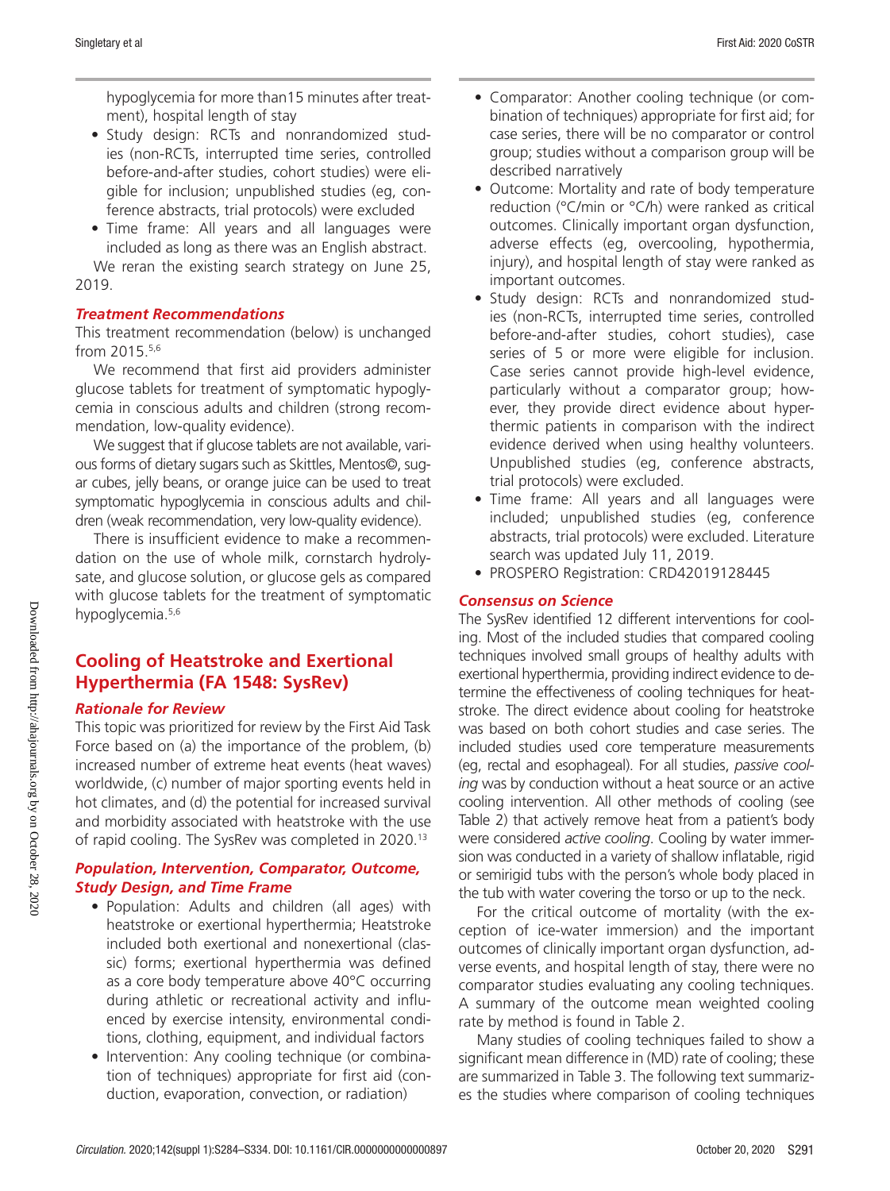hypoglycemia for more than15 minutes after treatment), hospital length of stay

- Study design: RCTs and nonrandomized studies (non-RCTs, interrupted time series, controlled before-and-after studies, cohort studies) were eligible for inclusion; unpublished studies (eg, conference abstracts, trial protocols) were excluded
- Time frame: All years and all languages were included as long as there was an English abstract.

We reran the existing search strategy on June 25, 2019.

### *Treatment Recommendations*

This treatment recommendation (below) is unchanged from 2015.[5,6]

We recommend that first aid providers administer glucose tablets for treatment of symptomatic hypoglycemia in conscious adults and children (strong recommendation, low-quality evidence).

We suggest that if glucose tablets are not available, various forms of dietary sugars such as Skittles, Mentos©, sugar cubes, jelly beans, or orange juice can be used to treat symptomatic hypoglycemia in conscious adults and children (weak recommendation, very low-quality evidence).

There is insufficient evidence to make a recommendation on the use of whole milk, cornstarch hydrolysate, and glucose solution, or glucose gels as compared with glucose tablets for the treatment of symptomatic hypoglycemia.[5,6]

## Cooling of Heatstroke and Exertional Hyperthermia (FA 1548: SysRev)

### *Rationale for Review*

This topic was prioritized for review by the First Aid Task Force based on (a) the importance of the problem, (b) increased number of extreme heat events (heat waves) worldwide, (c) number of major sporting events held in hot climates, and (d) the potential for increased survival and morbidity associated with heatstroke with the use of rapid cooling. The SysRev was completed in 2020.[13]

### *Population, Intervention, Comparator, Outcome, Study Design, and Time Frame*

- Population: Adults and children (all ages) with heatstroke or exertional hyperthermia; Heatstroke included both exertional and nonexertional (classic) forms; exertional hyperthermia was defined as a core body temperature above 40°C occurring during athletic or recreational activity and influenced by exercise intensity, environmental conditions, clothing, equipment, and individual factors
- Intervention: Any cooling technique (or combination of techniques) appropriate for first aid (conduction, evaporation, convection, or radiation)
- Comparator: Another cooling technique (or combination of techniques) appropriate for first aid; for case series, there will be no comparator or control group; studies without a comparison group will be described narratively
- Outcome: Mortality and rate of body temperature reduction (°C/min or °C/h) were ranked as critical outcomes. Clinically important organ dysfunction, adverse effects (eg, overcooling, hypothermia, injury), and hospital length of stay were ranked as important outcomes.
- Study design: RCTs and nonrandomized studies (non-RCTs, interrupted time series, controlled before-and-after studies, cohort studies), case series of 5 or more were eligible for inclusion. Case series cannot provide high-level evidence, particularly without a comparator group; however, they provide direct evidence about hyperthermic patients in comparison with the indirect evidence derived when using healthy volunteers. Unpublished studies (eg, conference abstracts, trial protocols) were excluded.
- Time frame: All years and all languages were included; unpublished studies (eg, conference abstracts, trial protocols) were excluded. Literature search was updated July 11, 2019.
- PROSPERO Registration: CRD42019128445

### *Consensus on Science*

The SysRev identified 12 different interventions for cooling. Most of the included studies that compared cooling techniques involved small groups of healthy adults with exertional hyperthermia, providing indirect evidence to determine the effectiveness of cooling techniques for heatstroke. The direct evidence about cooling for heatstroke was based on both cohort studies and case series. The included studies used core temperature measurements (eg, rectal and esophageal). For all studies, *passive cooling* was by conduction without a heat source or an active cooling intervention. All other methods of cooling (see Table 2) that actively remove heat from a patient's body were considered *active cooling*. Cooling by water immersion was conducted in a variety of shallow inflatable, rigid or semirigid tubs with the person's whole body placed in the tub with water covering the torso or up to the neck.

For the critical outcome of mortality (with the exception of ice-water immersion) and the important outcomes of clinically important organ dysfunction, adverse events, and hospital length of stay, there were no comparator studies evaluating any cooling techniques. A summary of the outcome mean weighted cooling rate by method is found in Table 2.

Many studies of cooling techniques failed to show a significant mean difference in (MD) rate of cooling; these are summarized in Table 3. The following text summarizes the studies where comparison of cooling techniques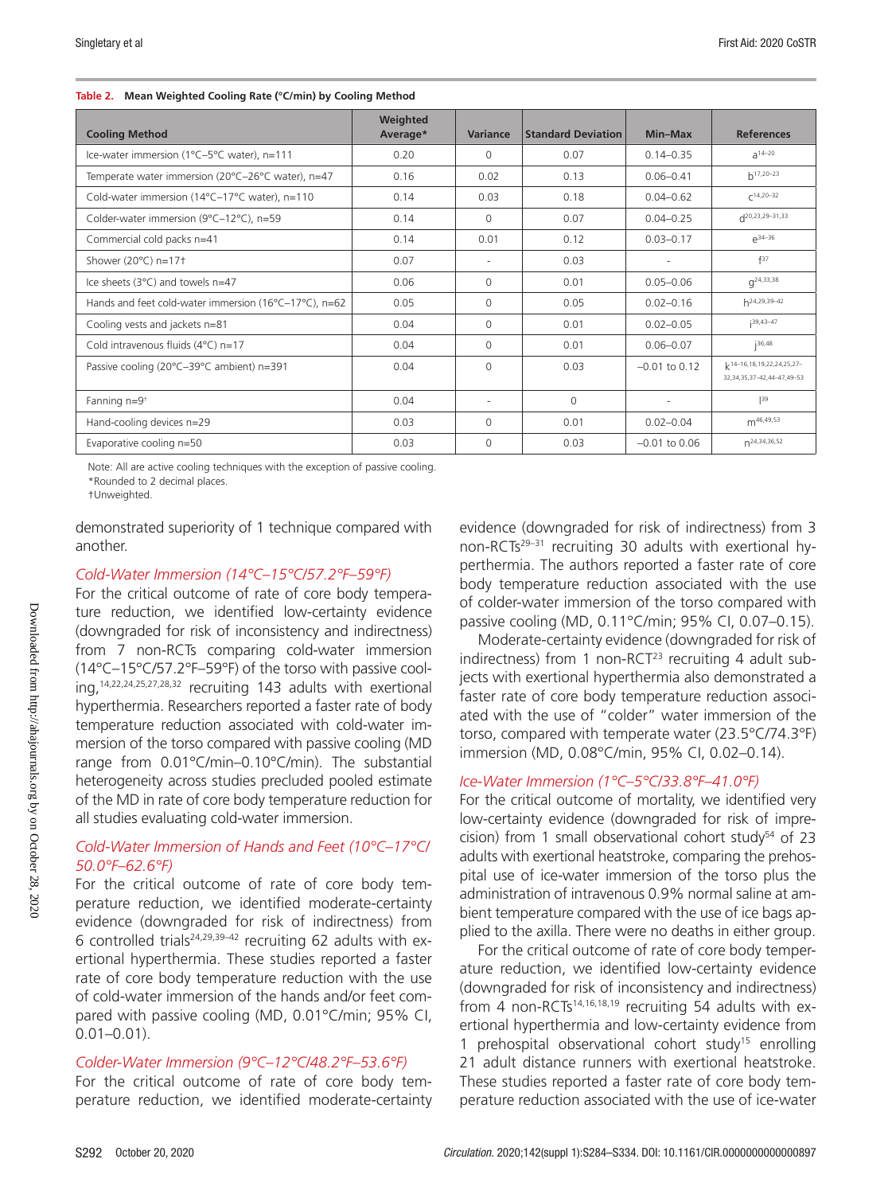**Table 2. Mean Weighted Cooling Rate (°C/min) by Cooling Method**

| Cooling Method | Weighted Average* | Variance | Standard Deviation | Min–Max | References |
|---|---|---|---|---|---|
| Ice-water immersion (1°C–5°C water), n=111 | 0.20 | 0 | 0.07 | 0.14–0.35 | a[14–20] |
| Temperate water immersion (20°C–26°C water), n=47 | 0.16 | 0.02 | 0.13 | 0.06–0.41 | b[17,20–23] |
| Cold-water immersion (14°C–17°C water), n=110 | 0.14 | 0.03 | 0.18 | 0.04–0.62 | c[14,20–32] |
| Colder-water immersion (9°C–12°C), n=59 | 0.14 | 0 | 0.07 | 0.04–0.25 | d[20,23,29–31,33] |
| Commercial cold packs n=41 | 0.14 | 0.01 | 0.12 | 0.03–0.17 | e[34–36] |
| Shower (20°C) n=17† | 0.07 | - | 0.03 | - | f[37] |
| Ice sheets (3°C) and towels n=47 | 0.06 | 0 | 0.01 | 0.05–0.06 | g[24,33,38] |
| Hands and feet cold-water immersion (16°C–17°C), n=62 | 0.05 | 0 | 0.05 | 0.02–0.16 | h[24,29,39–42] |
| Cooling vests and jackets n=81 | 0.04 | 0 | 0.01 | 0.02–0.05 | i[39,43–47] |
| Cold intravenous fluids (4°C) n=17 | 0.04 | 0 | 0.01 | 0.06–0.07 | j[36,48] |
| Passive cooling (20°C–39°C ambient) n=391 | 0.04 | 0 | 0.03 | −0.01 to 0.12 | k[14–16,18,19,22,24,25,27–32,34,35,37–42,44–47,49–53] |
| Fanning n=9† | 0.04 | - | 0 | - | l[39] |
| Hand-cooling devices n=29 | 0.03 | 0 | 0.01 | 0.02–0.04 | m[46,49,53] |
| Evaporative cooling n=50 | 0.03 | 0 | 0.03 | −0.01 to 0.06 | n[24,34,36,52] |

Note: All are active cooling techniques with the exception of passive cooling.
*Rounded to 2 decimal places.
†Unweighted.

demonstrated superiority of 1 technique compared with another.

*Cold-Water Immersion (14°C–15°C/57.2°F–59°F)*

For the critical outcome of rate of core body temperature reduction, we identified low-certainty evidence (downgraded for risk of inconsistency and indirectness) from 7 non-RCTs comparing cold-water immersion (14°C–15°C/57.2°F–59°F) of the torso with passive cooling,[14,22,24,25,27,28,32] recruiting 143 adults with exertional hyperthermia. Researchers reported a faster rate of body temperature reduction associated with cold-water immersion of the torso compared with passive cooling (MD range from 0.01°C/min–0.10°C/min). The substantial heterogeneity across studies precluded pooled estimate of the MD in rate of core body temperature reduction for all studies evaluating cold-water immersion.

*Cold-Water Immersion of Hands and Feet (10°C–17°C/50.0°F–62.6°F)*

For the critical outcome of rate of core body temperature reduction, we identified moderate-certainty evidence (downgraded for risk of indirectness) from 6 controlled trials[24,29,39–42] recruiting 62 adults with exertional hyperthermia. These studies reported a faster rate of core body temperature reduction with the use of cold-water immersion of the hands and/or feet compared with passive cooling (MD, 0.01°C/min; 95% CI, 0.01–0.01).

*Colder-Water Immersion (9°C–12°C/48.2°F–53.6°F)*

For the critical outcome of rate of core body temperature reduction, we identified moderate-certainty evidence (downgraded for risk of indirectness) from 3 non-RCTs[29–31] recruiting 30 adults with exertional hyperthermia. The authors reported a faster rate of core body temperature reduction associated with the use of colder-water immersion of the torso compared with passive cooling (MD, 0.11°C/min; 95% CI, 0.07–0.15).

Moderate-certainty evidence (downgraded for risk of indirectness) from 1 non-RCT[23] recruiting 4 adult subjects with exertional hyperthermia also demonstrated a faster rate of core body temperature reduction associated with the use of "colder" water immersion of the torso, compared with temperate water (23.5°C/74.3°F) immersion (MD, 0.08°C/min, 95% CI, 0.02–0.14).

*Ice-Water Immersion (1°C–5°C/33.8°F–41.0°F)*

For the critical outcome of mortality, we identified very low-certainty evidence (downgraded for risk of imprecision) from 1 small observational cohort study[54] of 23 adults with exertional heatstroke, comparing the prehospital use of ice-water immersion of the torso plus the administration of intravenous 0.9% normal saline at ambient temperature compared with the use of ice bags applied to the axilla. There were no deaths in either group.

For the critical outcome of rate of core body temperature reduction, we identified low-certainty evidence (downgraded for risk of inconsistency and indirectness) from 4 non-RCTs[14,16,18,19] recruiting 54 adults with exertional hyperthermia and low-certainty evidence from 1 prehospital observational cohort study[15] enrolling 21 adult distance runners with exertional heatstroke. These studies reported a faster rate of core body temperature reduction associated with the use of ice-water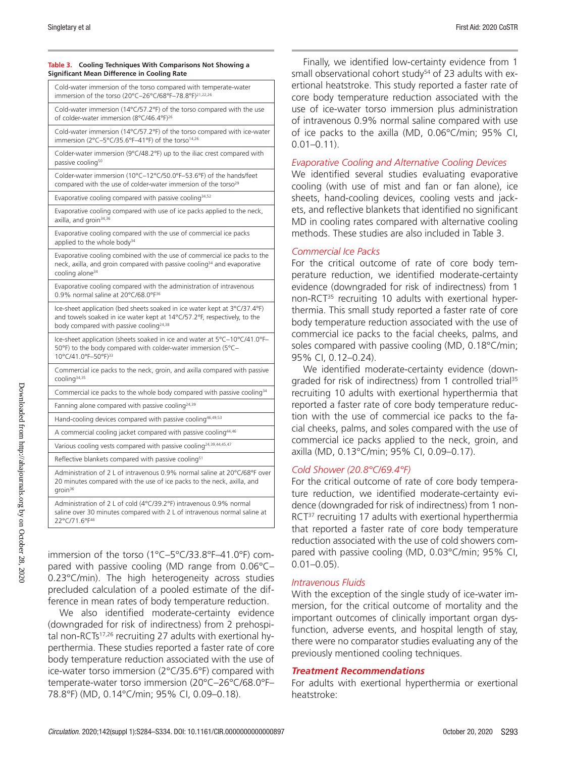**Table 3. Cooling Techniques With Comparisons Not Showing a Significant Mean Difference in Cooling Rate**

| |
|---|
| Cold-water immersion of the torso compared with temperate-water immersion of the torso (20°C–26°C/68°F–78.8°F)[21,22,26] |
| Cold-water immersion (14°C/57.2°F) of the torso compared with the use of colder-water immersion (8°C/46.4°F)[26] |
| Cold-water immersion (14°C/57.2°F) of the torso compared with ice-water immersion (2°C–5°C/35.6°F–41°F) of the torso[14,26] |
| Colder-water immersion (9°C/48.2°F) up to the iliac crest compared with passive cooling[50] |
| Colder-water immersion (10°C–12°C/50.0°F–53.6°F) of the hands/feet compared with the use of colder-water immersion of the torso[29] |
| Evaporative cooling compared with passive cooling[34,52] |
| Evaporative cooling compared with use of ice packs applied to the neck, axilla, and groin[34,36] |
| Evaporative cooling compared with the use of commercial ice packs applied to the whole body[34] |
| Evaporative cooling combined with the use of commercial ice packs to the neck, axilla, and groin compared with passive cooling[34] and evaporative cooling alone[34] |
| Evaporative cooling compared with the administration of intravenous 0.9% normal saline at 20°C/68.0°F[36] |
| Ice-sheet application (bed sheets soaked in ice water kept at 3°C/37.4°F) and towels soaked in ice water kept at 14°C/57.2°F, respectively, to the body compared with passive cooling[24,38] |
| Ice-sheet application (sheets soaked in ice and water at 5°C–10°C/41.0°F–50°F) to the body compared with colder-water immersion (5°C–10°C/41.0°F–50°F)[33] |
| Commercial ice packs to the neck, groin, and axilla compared with passive cooling[34,35] |
| Commercial ice packs to the whole body compared with passive cooling[34] |
| Fanning alone compared with passive cooling[24,39] |
| Hand-cooling devices compared with passive cooling[46,49,53] |
| A commercial cooling jacket compared with passive cooling[44,46] |
| Various cooling vests compared with passive cooling[24,39,44,45,47] |
| Reflective blankets compared with passive cooling[51] |
| Administration of 2 L of intravenous 0.9% normal saline at 20°C/68°F over 20 minutes compared with the use of ice packs to the neck, axilla, and groin[36] |
| Administration of 2 L of cold (4°C/39.2°F) intravenous 0.9% normal saline over 30 minutes compared with 2 L of intravenous normal saline at 22°C/71.6°F[48] |

immersion of the torso (1°C–5°C/33.8°F–41.0°F) compared with passive cooling (MD range from 0.06°C–0.23°C/min). The high heterogeneity across studies precluded calculation of a pooled estimate of the difference in mean rates of body temperature reduction.

We also identified moderate-certainty evidence (downgraded for risk of indirectness) from 2 prehospital non-RCTs[17,26] recruiting 27 adults with exertional hyperthermia. These studies reported a faster rate of core body temperature reduction associated with the use of ice-water torso immersion (2°C/35.6°F) compared with temperate-water torso immersion (20°C–26°C/68.0°F–78.8°F) (MD, 0.14°C/min; 95% CI, 0.09–0.18).

Finally, we identified low-certainty evidence from 1 small observational cohort study[54] of 23 adults with exertional heatstroke. This study reported a faster rate of core body temperature reduction associated with the use of ice-water torso immersion plus administration of intravenous 0.9% normal saline compared with use of ice packs to the axilla (MD, 0.06°C/min; 95% CI, 0.01–0.11).

### *Evaporative Cooling and Alternative Cooling Devices*

We identified several studies evaluating evaporative cooling (with use of mist and fan or fan alone), ice sheets, hand-cooling devices, cooling vests and jackets, and reflective blankets that identified no significant MD in cooling rates compared with alternative cooling methods. These studies are also included in Table 3.

### *Commercial Ice Packs*

For the critical outcome of rate of core body temperature reduction, we identified moderate-certainty evidence (downgraded for risk of indirectness) from 1 non-RCT[35] recruiting 10 adults with exertional hyperthermia. This small study reported a faster rate of core body temperature reduction associated with the use of commercial ice packs to the facial cheeks, palms, and soles compared with passive cooling (MD, 0.18°C/min; 95% CI, 0.12–0.24).

We identified moderate-certainty evidence (downgraded for risk of indirectness) from 1 controlled trial[35] recruiting 10 adults with exertional hyperthermia that reported a faster rate of core body temperature reduction with the use of commercial ice packs to the facial cheeks, palms, and soles compared with the use of commercial ice packs applied to the neck, groin, and axilla (MD, 0.13°C/min; 95% CI, 0.09–0.17).

### *Cold Shower (20.8°C/69.4°F)*

For the critical outcome of rate of core body temperature reduction, we identified moderate-certainty evidence (downgraded for risk of indirectness) from 1 non-RCT[37] recruiting 17 adults with exertional hyperthermia that reported a faster rate of core body temperature reduction associated with the use of cold showers compared with passive cooling (MD, 0.03°C/min; 95% CI, 0.01–0.05).

### *Intravenous Fluids*

With the exception of the single study of ice-water immersion, for the critical outcome of mortality and the important outcomes of clinically important organ dysfunction, adverse events, and hospital length of stay, there were no comparator studies evaluating any of the previously mentioned cooling techniques.

### ***Treatment Recommendations***

For adults with exertional hyperthermia or exertional heatstroke: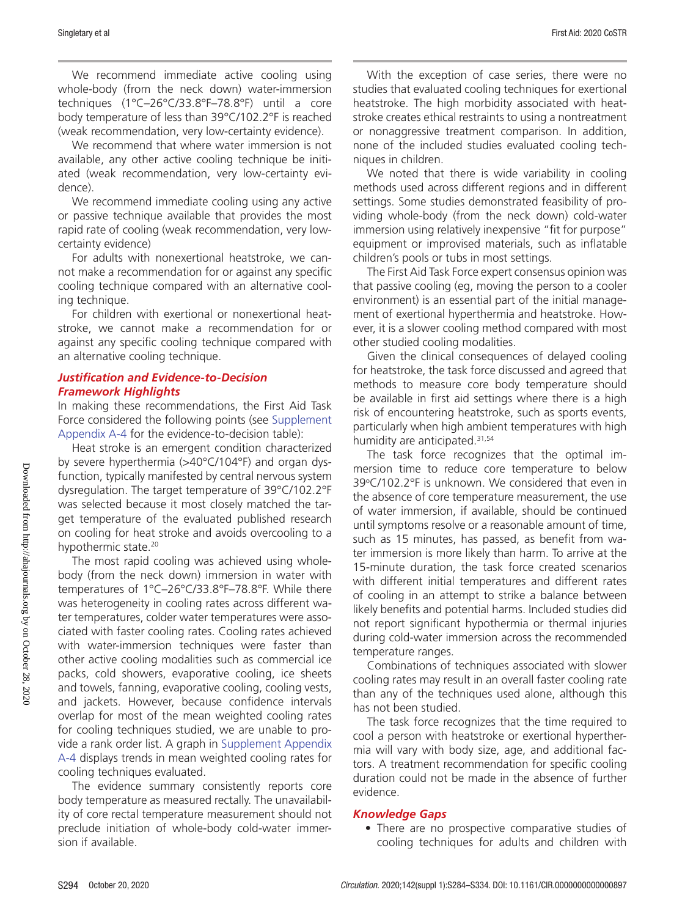We recommend immediate active cooling using whole-body (from the neck down) water-immersion techniques (1°C–26°C/33.8°F–78.8°F) until a core body temperature of less than 39°C/102.2°F is reached (weak recommendation, very low-certainty evidence).

We recommend that where water immersion is not available, any other active cooling technique be initiated (weak recommendation, very low-certainty evidence).

We recommend immediate cooling using any active or passive technique available that provides the most rapid rate of cooling (weak recommendation, very low-certainty evidence)

For adults with nonexertional heatstroke, we cannot make a recommendation for or against any specific cooling technique compared with an alternative cooling technique.

For children with exertional or nonexertional heatstroke, we cannot make a recommendation for or against any specific cooling technique compared with an alternative cooling technique.

### *Justification and Evidence-to-Decision Framework Highlights*

In making these recommendations, the First Aid Task Force considered the following points (see Supplement Appendix A-4 for the evidence-to-decision table):

Heat stroke is an emergent condition characterized by severe hyperthermia (>40°C/104°F) and organ dysfunction, typically manifested by central nervous system dysregulation. The target temperature of 39°C/102.2°F was selected because it most closely matched the target temperature of the evaluated published research on cooling for heat stroke and avoids overcooling to a hypothermic state.[20]

The most rapid cooling was achieved using whole-body (from the neck down) immersion in water with temperatures of 1°C–26°C/33.8°F–78.8°F. While there was heterogeneity in cooling rates across different water temperatures, colder water temperatures were associated with faster cooling rates. Cooling rates achieved with water-immersion techniques were faster than other active cooling modalities such as commercial ice packs, cold showers, evaporative cooling, ice sheets and towels, fanning, evaporative cooling, cooling vests, and jackets. However, because confidence intervals overlap for most of the mean weighted cooling rates for cooling techniques studied, we are unable to provide a rank order list. A graph in Supplement Appendix A-4 displays trends in mean weighted cooling rates for cooling techniques evaluated.

The evidence summary consistently reports core body temperature as measured rectally. The unavailability of core rectal temperature measurement should not preclude initiation of whole-body cold-water immersion if available.

With the exception of case series, there were no studies that evaluated cooling techniques for exertional heatstroke. The high morbidity associated with heatstroke creates ethical restraints to using a nontreatment or nonaggressive treatment comparison. In addition, none of the included studies evaluated cooling techniques in children.

We noted that there is wide variability in cooling methods used across different regions and in different settings. Some studies demonstrated feasibility of providing whole-body (from the neck down) cold-water immersion using relatively inexpensive "fit for purpose" equipment or improvised materials, such as inflatable children's pools or tubs in most settings.

The First Aid Task Force expert consensus opinion was that passive cooling (eg, moving the person to a cooler environment) is an essential part of the initial management of exertional hyperthermia and heatstroke. However, it is a slower cooling method compared with most other studied cooling modalities.

Given the clinical consequences of delayed cooling for heatstroke, the task force discussed and agreed that methods to measure core body temperature should be available in first aid settings where there is a high risk of encountering heatstroke, such as sports events, particularly when high ambient temperatures with high humidity are anticipated.[31,54]

The task force recognizes that the optimal immersion time to reduce core temperature to below 39°C/102.2°F is unknown. We considered that even in the absence of core temperature measurement, the use of water immersion, if available, should be continued until symptoms resolve or a reasonable amount of time, such as 15 minutes, has passed, as benefit from water immersion is more likely than harm. To arrive at the 15-minute duration, the task force created scenarios with different initial temperatures and different rates of cooling in an attempt to strike a balance between likely benefits and potential harms. Included studies did not report significant hypothermia or thermal injuries during cold-water immersion across the recommended temperature ranges.

Combinations of techniques associated with slower cooling rates may result in an overall faster cooling rate than any of the techniques used alone, although this has not been studied.

The task force recognizes that the time required to cool a person with heatstroke or exertional hyperthermia will vary with body size, age, and additional factors. A treatment recommendation for specific cooling duration could not be made in the absence of further evidence.

### *Knowledge Gaps*

- There are no prospective comparative studies of cooling techniques for adults and children with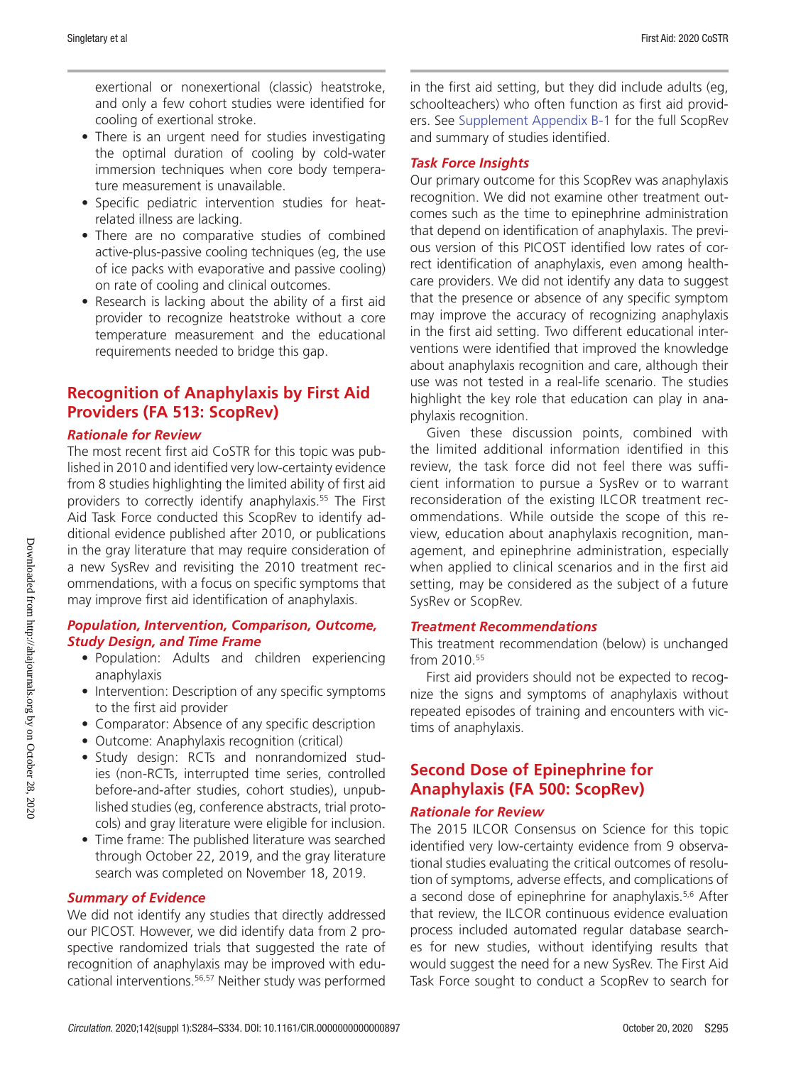exertional or nonexertional (classic) heatstroke, and only a few cohort studies were identified for cooling of exertional stroke.

- There is an urgent need for studies investigating the optimal duration of cooling by cold-water immersion techniques when core body temperature measurement is unavailable.
- Specific pediatric intervention studies for heat-related illness are lacking.
- There are no comparative studies of combined active-plus-passive cooling techniques (eg, the use of ice packs with evaporative and passive cooling) on rate of cooling and clinical outcomes.
- Research is lacking about the ability of a first aid provider to recognize heatstroke without a core temperature measurement and the educational requirements needed to bridge this gap.

## Recognition of Anaphylaxis by First Aid Providers (FA 513: ScopRev)

### *Rationale for Review*

The most recent first aid CoSTR for this topic was published in 2010 and identified very low-certainty evidence from 8 studies highlighting the limited ability of first aid providers to correctly identify anaphylaxis.[55] The First Aid Task Force conducted this ScopRev to identify additional evidence published after 2010, or publications in the gray literature that may require consideration of a new SysRev and revisiting the 2010 treatment recommendations, with a focus on specific symptoms that may improve first aid identification of anaphylaxis.

### *Population, Intervention, Comparison, Outcome, Study Design, and Time Frame*

- Population: Adults and children experiencing anaphylaxis
- Intervention: Description of any specific symptoms to the first aid provider
- Comparator: Absence of any specific description
- Outcome: Anaphylaxis recognition (critical)
- Study design: RCTs and nonrandomized studies (non-RCTs, interrupted time series, controlled before-and-after studies, cohort studies), unpublished studies (eg, conference abstracts, trial protocols) and gray literature were eligible for inclusion.
- Time frame: The published literature was searched through October 22, 2019, and the gray literature search was completed on November 18, 2019.

### *Summary of Evidence*

We did not identify any studies that directly addressed our PICOST. However, we did identify data from 2 prospective randomized trials that suggested the rate of recognition of anaphylaxis may be improved with educational interventions.[56,57] Neither study was performed in the first aid setting, but they did include adults (eg, schoolteachers) who often function as first aid providers. See Supplement Appendix B-1 for the full ScopRev and summary of studies identified.

### *Task Force Insights*

Our primary outcome for this ScopRev was anaphylaxis recognition. We did not examine other treatment outcomes such as the time to epinephrine administration that depend on identification of anaphylaxis. The previous version of this PICOST identified low rates of correct identification of anaphylaxis, even among health-care providers. We did not identify any data to suggest that the presence or absence of any specific symptom may improve the accuracy of recognizing anaphylaxis in the first aid setting. Two different educational interventions were identified that improved the knowledge about anaphylaxis recognition and care, although their use was not tested in a real-life scenario. The studies highlight the key role that education can play in anaphylaxis recognition.

Given these discussion points, combined with the limited additional information identified in this review, the task force did not feel there was sufficient information to pursue a SysRev or to warrant reconsideration of the existing ILCOR treatment recommendations. While outside the scope of this review, education about anaphylaxis recognition, management, and epinephrine administration, especially when applied to clinical scenarios and in the first aid setting, may be considered as the subject of a future SysRev or ScopRev.

### *Treatment Recommendations*

This treatment recommendation (below) is unchanged from 2010.[55]

First aid providers should not be expected to recognize the signs and symptoms of anaphylaxis without repeated episodes of training and encounters with victims of anaphylaxis.

## Second Dose of Epinephrine for Anaphylaxis (FA 500: ScopRev)

### *Rationale for Review*

The 2015 ILCOR Consensus on Science for this topic identified very low-certainty evidence from 9 observational studies evaluating the critical outcomes of resolution of symptoms, adverse effects, and complications of a second dose of epinephrine for anaphylaxis.[5,6] After that review, the ILCOR continuous evidence evaluation process included automated regular database searches for new studies, without identifying results that would suggest the need for a new SysRev. The First Aid Task Force sought to conduct a ScopRev to search for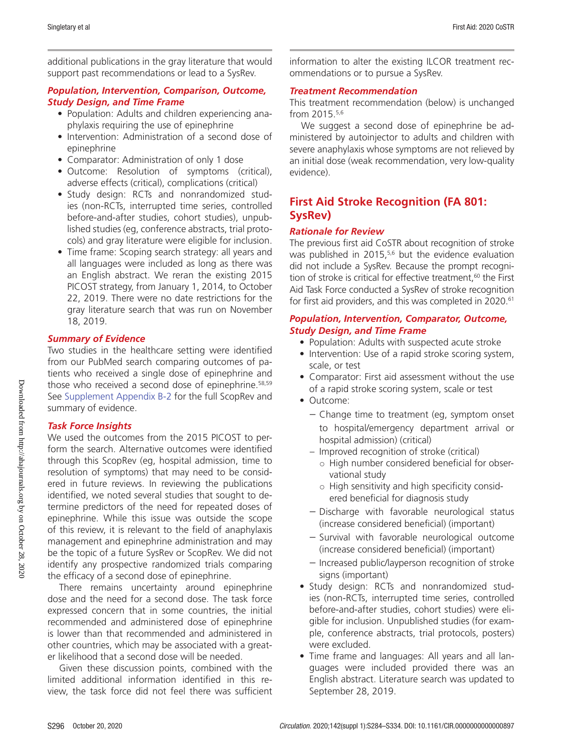additional publications in the gray literature that would support past recommendations or lead to a SysRev.

### *Population, Intervention, Comparison, Outcome, Study Design, and Time Frame*

- Population: Adults and children experiencing anaphylaxis requiring the use of epinephrine
- Intervention: Administration of a second dose of epinephrine
- Comparator: Administration of only 1 dose
- Outcome: Resolution of symptoms (critical), adverse effects (critical), complications (critical)
- Study design: RCTs and nonrandomized studies (non-RCTs, interrupted time series, controlled before-and-after studies, cohort studies), unpublished studies (eg, conference abstracts, trial protocols) and gray literature were eligible for inclusion.
- Time frame: Scoping search strategy: all years and all languages were included as long as there was an English abstract. We reran the existing 2015 PICOST strategy, from January 1, 2014, to October 22, 2019. There were no date restrictions for the gray literature search that was run on November 18, 2019.

### *Summary of Evidence*

Two studies in the healthcare setting were identified from our PubMed search comparing outcomes of patients who received a single dose of epinephrine and those who received a second dose of epinephrine.[58,59] See Supplement Appendix B-2 for the full ScopRev and summary of evidence.

### *Task Force Insights*

We used the outcomes from the 2015 PICOST to perform the search. Alternative outcomes were identified through this ScopRev (eg, hospital admission, time to resolution of symptoms) that may need to be considered in future reviews. In reviewing the publications identified, we noted several studies that sought to determine predictors of the need for repeated doses of epinephrine. While this issue was outside the scope of this review, it is relevant to the field of anaphylaxis management and epinephrine administration and may be the topic of a future SysRev or ScopRev. We did not identify any prospective randomized trials comparing the efficacy of a second dose of epinephrine.

There remains uncertainty around epinephrine dose and the need for a second dose. The task force expressed concern that in some countries, the initial recommended and administered dose of epinephrine is lower than that recommended and administered in other countries, which may be associated with a greater likelihood that a second dose will be needed.

Given these discussion points, combined with the limited additional information identified in this review, the task force did not feel there was sufficient information to alter the existing ILCOR treatment recommendations or to pursue a SysRev.

### *Treatment Recommendation*

This treatment recommendation (below) is unchanged from 2015.[5,6]

We suggest a second dose of epinephrine be administered by autoinjector to adults and children with severe anaphylaxis whose symptoms are not relieved by an initial dose (weak recommendation, very low-quality evidence).

## First Aid Stroke Recognition (FA 801: SysRev)

### *Rationale for Review*

The previous first aid CoSTR about recognition of stroke was published in 2015,[5,6] but the evidence evaluation did not include a SysRev. Because the prompt recognition of stroke is critical for effective treatment,[60] the First Aid Task Force conducted a SysRev of stroke recognition for first aid providers, and this was completed in 2020.[61]

### *Population, Intervention, Comparator, Outcome, Study Design, and Time Frame*

- Population: Adults with suspected acute stroke
- Intervention: Use of a rapid stroke scoring system, scale, or test
- Comparator: First aid assessment without the use of a rapid stroke scoring system, scale or test
- Outcome:
  - Change time to treatment (eg, symptom onset to hospital/emergency department arrival or hospital admission) (critical)
  - Improved recognition of stroke (critical)
    - High number considered beneficial for observational study
    - High sensitivity and high specificity considered beneficial for diagnosis study
  - Discharge with favorable neurological status (increase considered beneficial) (important)
  - Survival with favorable neurological outcome (increase considered beneficial) (important)
  - Increased public/layperson recognition of stroke signs (important)
- Study design: RCTs and nonrandomized studies (non-RCTs, interrupted time series, controlled before-and-after studies, cohort studies) were eligible for inclusion. Unpublished studies (for example, conference abstracts, trial protocols, posters) were excluded.
- Time frame and languages: All years and all languages were included provided there was an English abstract. Literature search was updated to September 28, 2019.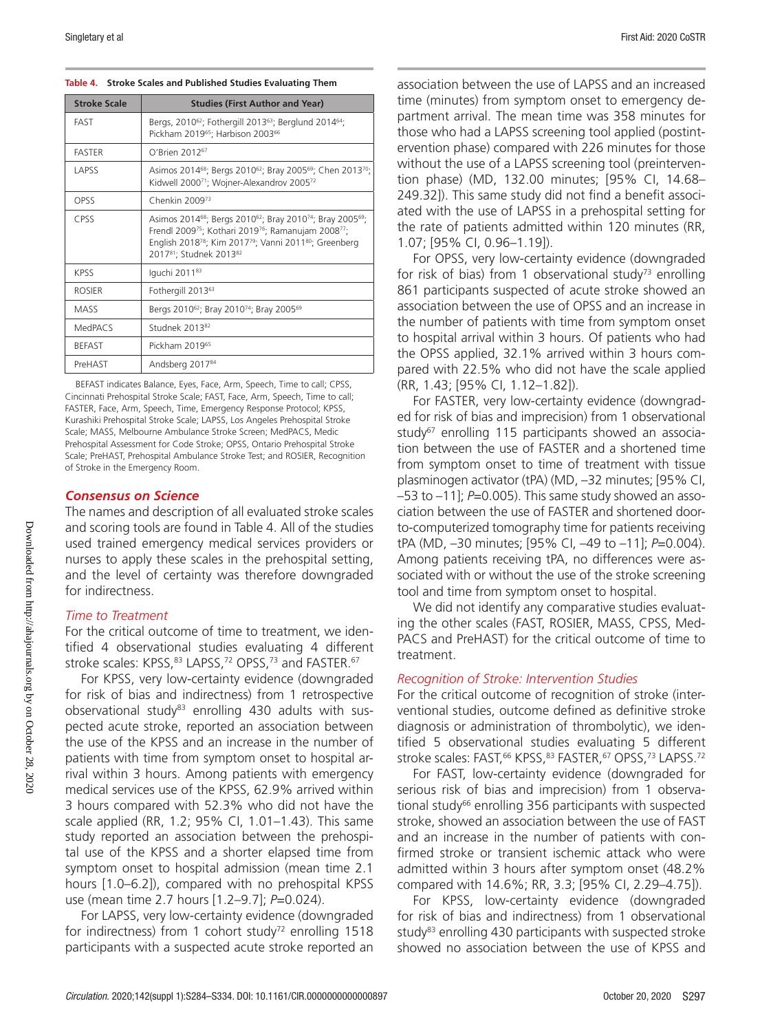**Table 4. Stroke Scales and Published Studies Evaluating Them**

| Stroke Scale | Studies (First Author and Year) |
|---|---|
| FAST | Bergs, 2010[62]; Fothergill 2013[63]; Berglund 2014[64]; Pickham 2019[65]; Harbison 2003[66] |
| FASTER | O'Brien 2012[67] |
| LAPSS | Asimos 2014[68]; Bergs 2010[62]; Bray 2005[69]; Chen 2013[70]; Kidwell 2000[71]; Wojner-Alexandrov 2005[72] |
| OPSS | Chenkin 2009[73] |
| CPSS | Asimos 2014[68]; Bergs 2010[62]; Bray 2010[74]; Bray 2005[69]; Frendl 2009[75]; Kothari 2019[76]; Ramanujam 2008[77]; English 2018[78]; Kim 2017[79]; Vanni 2011[80]; Greenberg 2017[81]; Studnek 2013[82] |
| KPSS | Iguchi 2011[83] |
| ROSIER | Fothergill 2013[63] |
| MASS | Bergs 2010[62]; Bray 2010[74]; Bray 2005[69] |
| MedPACS | Studnek 2013[82] |
| BEFAST | Pickham 2019[65] |
| PreHAST | Andsberg 2017[84] |

BEFAST indicates Balance, Eyes, Face, Arm, Speech, Time to call; CPSS, Cincinnati Prehospital Stroke Scale; FAST, Face, Arm, Speech, Time to call; FASTER, Face, Arm, Speech, Time, Emergency Response Protocol; KPSS, Kurashiki Prehospital Stroke Scale; LAPSS, Los Angeles Prehospital Stroke Scale; MASS, Melbourne Ambulance Stroke Screen; MedPACS, Medic Prehospital Assessment for Code Stroke; OPSS, Ontario Prehospital Stroke Scale; PreHAST, Prehospital Ambulance Stroke Test; and ROSIER, Recognition of Stroke in the Emergency Room.

### *Consensus on Science*

The names and description of all evaluated stroke scales and scoring tools are found in Table 4. All of the studies used trained emergency medical services providers or nurses to apply these scales in the prehospital setting, and the level of certainty was therefore downgraded for indirectness.

#### *Time to Treatment*

For the critical outcome of time to treatment, we identified 4 observational studies evaluating 4 different stroke scales: KPSS,[83] LAPSS,[72] OPSS,[73] and FASTER.[67]

For KPSS, very low-certainty evidence (downgraded for risk of bias and indirectness) from 1 retrospective observational study[83] enrolling 430 adults with suspected acute stroke, reported an association between the use of the KPSS and an increase in the number of patients with time from symptom onset to hospital arrival within 3 hours. Among patients with emergency medical services use of the KPSS, 62.9% arrived within 3 hours compared with 52.3% who did not have the scale applied (RR, 1.2; 95% CI, 1.01–1.43). This same study reported an association between the prehospital use of the KPSS and a shorter elapsed time from symptom onset to hospital admission (mean time 2.1 hours [1.0–6.2]), compared with no prehospital KPSS use (mean time 2.7 hours [1.2–9.7]; *P*=0.024).

For LAPSS, very low-certainty evidence (downgraded for indirectness) from 1 cohort study[72] enrolling 1518 participants with a suspected acute stroke reported an association between the use of LAPSS and an increased time (minutes) from symptom onset to emergency department arrival. The mean time was 358 minutes for those who had a LAPSS screening tool applied (postintervention phase) compared with 226 minutes for those without the use of a LAPSS screening tool (preintervention phase) (MD, 132.00 minutes; [95% CI, 14.68–249.32]). This same study did not find a benefit associated with the use of LAPSS in a prehospital setting for the rate of patients admitted within 120 minutes (RR, 1.07; [95% CI, 0.96–1.19]).

For OPSS, very low-certainty evidence (downgraded for risk of bias) from 1 observational study[73] enrolling 861 participants suspected of acute stroke showed an association between the use of OPSS and an increase in the number of patients with time from symptom onset to hospital arrival within 3 hours. Of patients who had the OPSS applied, 32.1% arrived within 3 hours compared with 22.5% who did not have the scale applied (RR, 1.43; [95% CI, 1.12–1.82]).

For FASTER, very low-certainty evidence (downgraded for risk of bias and imprecision) from 1 observational study[67] enrolling 115 participants showed an association between the use of FASTER and a shortened time from symptom onset to time of treatment with tissue plasminogen activator (tPA) (MD, –32 minutes; [95% CI, –53 to –11]; *P*=0.005). This same study showed an association between the use of FASTER and shortened door-to-computerized tomography time for patients receiving tPA (MD, –30 minutes; [95% CI, –49 to –11]; *P*=0.004). Among patients receiving tPA, no differences were associated with or without the use of the stroke screening tool and time from symptom onset to hospital.

We did not identify any comparative studies evaluating the other scales (FAST, ROSIER, MASS, CPSS, MedPACS and PreHAST) for the critical outcome of time to treatment.

#### *Recognition of Stroke: Intervention Studies*

For the critical outcome of recognition of stroke (interventional studies, outcome defined as definitive stroke diagnosis or administration of thrombolytic), we identified 5 observational studies evaluating 5 different stroke scales: FAST,[66] KPSS,[83] FASTER,[67] OPSS,[73] LAPSS.[72]

For FAST, low-certainty evidence (downgraded for serious risk of bias and imprecision) from 1 observational study[66] enrolling 356 participants with suspected stroke, showed an association between the use of FAST and an increase in the number of patients with confirmed stroke or transient ischemic attack who were admitted within 3 hours after symptom onset (48.2% compared with 14.6%; RR, 3.3; [95% CI, 2.29–4.75]).

For KPSS, low-certainty evidence (downgraded for risk of bias and indirectness) from 1 observational study[83] enrolling 430 participants with suspected stroke showed no association between the use of KPSS and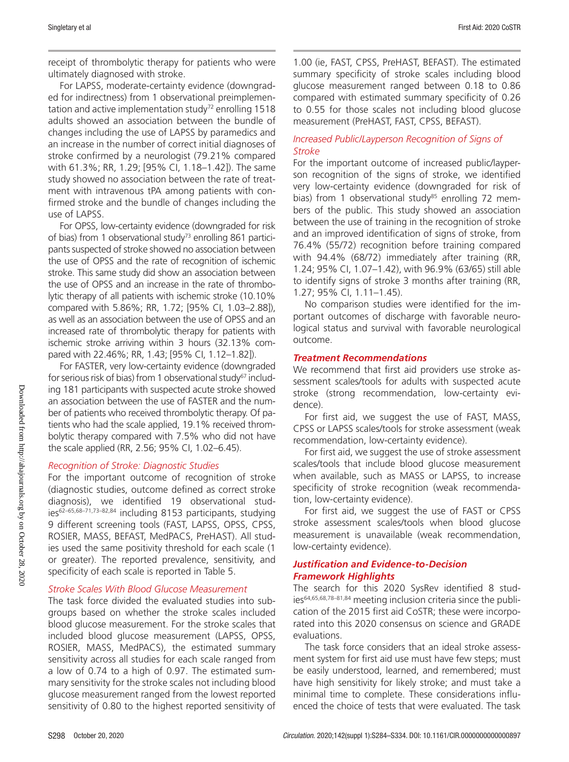receipt of thrombolytic therapy for patients who were ultimately diagnosed with stroke.

For LAPSS, moderate-certainty evidence (downgraded for indirectness) from 1 observational preimplementation and active implementation study[72] enrolling 1518 adults showed an association between the bundle of changes including the use of LAPSS by paramedics and an increase in the number of correct initial diagnoses of stroke confirmed by a neurologist (79.21% compared with 61.3%; RR, 1.29; [95% CI, 1.18–1.42]). The same study showed no association between the rate of treatment with intravenous tPA among patients with confirmed stroke and the bundle of changes including the use of LAPSS.

For OPSS, low-certainty evidence (downgraded for risk of bias) from 1 observational study[73] enrolling 861 participants suspected of stroke showed no association between the use of OPSS and the rate of recognition of ischemic stroke. This same study did show an association between the use of OPSS and an increase in the rate of thrombolytic therapy of all patients with ischemic stroke (10.10% compared with 5.86%; RR, 1.72; [95% CI, 1.03–2.88]), as well as an association between the use of OPSS and an increased rate of thrombolytic therapy for patients with ischemic stroke arriving within 3 hours (32.13% compared with 22.46%; RR, 1.43; [95% CI, 1.12–1.82]).

For FASTER, very low-certainty evidence (downgraded for serious risk of bias) from 1 observational study[67] including 181 participants with suspected acute stroke showed an association between the use of FASTER and the number of patients who received thrombolytic therapy. Of patients who had the scale applied, 19.1% received thrombolytic therapy compared with 7.5% who did not have the scale applied (RR, 2.56; 95% CI, 1.02–6.45).

*Recognition of Stroke: Diagnostic Studies*

For the important outcome of recognition of stroke (diagnostic studies, outcome defined as correct stroke diagnosis), we identified 19 observational studies[62–65,68–71,73–82,84] including 8153 participants, studying 9 different screening tools (FAST, LAPSS, OPSS, CPSS, ROSIER, MASS, BEFAST, MedPACS, PreHAST). All studies used the same positivity threshold for each scale (1 or greater). The reported prevalence, sensitivity, and specificity of each scale is reported in Table 5.

*Stroke Scales With Blood Glucose Measurement*

The task force divided the evaluated studies into subgroups based on whether the stroke scales included blood glucose measurement. For the stroke scales that included blood glucose measurement (LAPSS, OPSS, ROSIER, MASS, MedPACS), the estimated summary sensitivity across all studies for each scale ranged from a low of 0.74 to a high of 0.97. The estimated summary sensitivity for the stroke scales not including blood glucose measurement ranged from the lowest reported sensitivity of 0.80 to the highest reported sensitivity of 1.00 (ie, FAST, CPSS, PreHAST, BEFAST). The estimated summary specificity of stroke scales including blood glucose measurement ranged between 0.18 to 0.86 compared with estimated summary specificity of 0.26 to 0.55 for those scales not including blood glucose measurement (PreHAST, FAST, CPSS, BEFAST).

*Increased Public/Layperson Recognition of Signs of Stroke*

For the important outcome of increased public/layperson recognition of the signs of stroke, we identified very low-certainty evidence (downgraded for risk of bias) from 1 observational study[85] enrolling 72 members of the public. This study showed an association between the use of training in the recognition of stroke and an improved identification of signs of stroke, from 76.4% (55/72) recognition before training compared with 94.4% (68/72) immediately after training (RR, 1.24; 95% CI, 1.07–1.42), with 96.9% (63/65) still able to identify signs of stroke 3 months after training (RR, 1.27; 95% CI, 1.11–1.45).

No comparison studies were identified for the important outcomes of discharge with favorable neurological status and survival with favorable neurological outcome.

### *Treatment Recommendations*

We recommend that first aid providers use stroke assessment scales/tools for adults with suspected acute stroke (strong recommendation, low-certainty evidence).

For first aid, we suggest the use of FAST, MASS, CPSS or LAPSS scales/tools for stroke assessment (weak recommendation, low-certainty evidence).

For first aid, we suggest the use of stroke assessment scales/tools that include blood glucose measurement when available, such as MASS or LAPSS, to increase specificity of stroke recognition (weak recommendation, low-certainty evidence).

For first aid, we suggest the use of FAST or CPSS stroke assessment scales/tools when blood glucose measurement is unavailable (weak recommendation, low-certainty evidence).

### *Justification and Evidence-to-Decision Framework Highlights*

The search for this 2020 SysRev identified 8 studies[64,65,68,78–81,84] meeting inclusion criteria since the publication of the 2015 first aid CoSTR; these were incorporated into this 2020 consensus on science and GRADE evaluations.

The task force considers that an ideal stroke assessment system for first aid use must have few steps; must be easily understood, learned, and remembered; must have high sensitivity for likely stroke; and must take a minimal time to complete. These considerations influenced the choice of tests that were evaluated. The task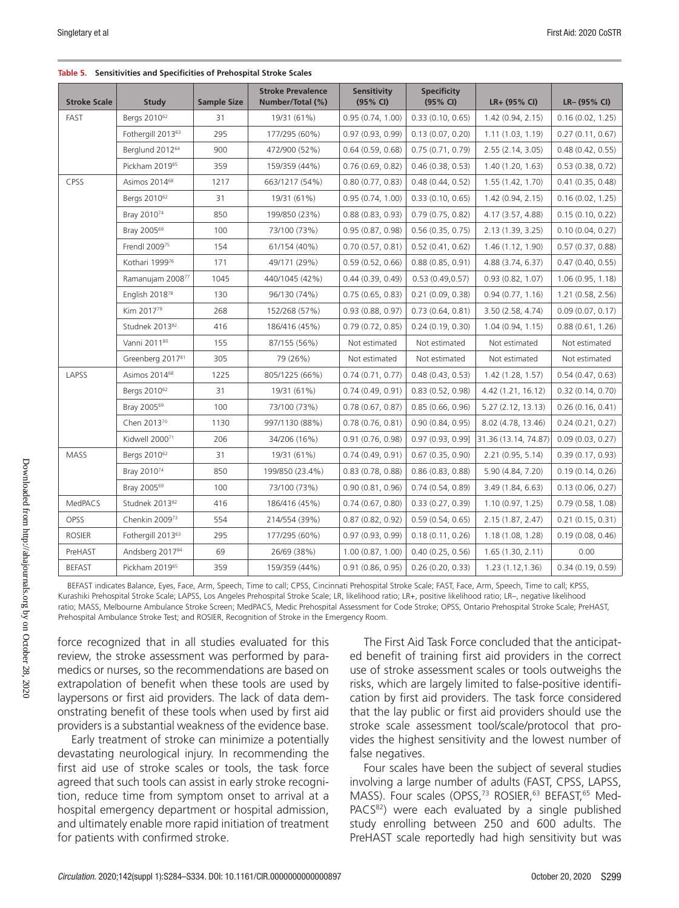**Table 5. Sensitivities and Specificities of Prehospital Stroke Scales**

| Stroke Scale | Study | Sample Size | Stroke Prevalence Number/Total (%) | Sensitivity (95% CI) | Specificity (95% CI) | LR+ (95% CI) | LR– (95% CI) |
|---|---|---|---|---|---|---|---|
| FAST | Bergs 2010[62] | 31 | 19/31 (61%) | 0.95 (0.74, 1.00) | 0.33 (0.10, 0.65) | 1.42 (0.94, 2.15) | 0.16 (0.02, 1.25) |
| | Fothergill 2013[63] | 295 | 177/295 (60%) | 0.97 (0.93, 0.99) | 0.13 (0.07, 0.20) | 1.11 (1.03, 1.19) | 0.27 (0.11, 0.67) |
| | Berglund 2012[64] | 900 | 472/900 (52%) | 0.64 (0.59, 0.68) | 0.75 (0.71, 0.79) | 2.55 (2.14, 3.05) | 0.48 (0.42, 0.55) |
| | Pickham 2019[65] | 359 | 159/359 (44%) | 0.76 (0.69, 0.82) | 0.46 (0.38, 0.53) | 1.40 (1.20, 1.63) | 0.53 (0.38, 0.72) |
| CPSS | Asimos 2014[68] | 1217 | 663/1217 (54%) | 0.80 (0.77, 0.83) | 0.48 (0.44, 0.52) | 1.55 (1.42, 1.70) | 0.41 (0.35, 0.48) |
| | Bergs 2010[62] | 31 | 19/31 (61%) | 0.95 (0.74, 1.00) | 0.33 (0.10, 0.65) | 1.42 (0.94, 2.15) | 0.16 (0.02, 1.25) |
| | Bray 2010[74] | 850 | 199/850 (23%) | 0.88 (0.83, 0.93) | 0.79 (0.75, 0.82) | 4.17 (3.57, 4.88) | 0.15 (0.10, 0.22) |
| | Bray 2005[69] | 100 | 73/100 (73%) | 0.95 (0.87, 0.98) | 0.56 (0.35, 0.75) | 2.13 (1.39, 3.25) | 0.10 (0.04, 0.27) |
| | Frendl 2009[75] | 154 | 61/154 (40%) | 0.70 (0.57, 0.81) | 0.52 (0.41, 0.62) | 1.46 (1.12, 1.90) | 0.57 (0.37, 0.88) |
| | Kothari 1999[76] | 171 | 49/171 (29%) | 0.59 (0.52, 0.66) | 0.88 (0.85, 0.91) | 4.88 (3.74, 6.37) | 0.47 (0.40, 0.55) |
| | Ramanujam 2008[77] | 1045 | 440/1045 (42%) | 0.44 (0.39, 0.49) | 0.53 (0.49,0.57) | 0.93 (0.82, 1.07) | 1.06 (0.95, 1.18) |
| | English 2018[78] | 130 | 96/130 (74%) | 0.75 (0.65, 0.83) | 0.21 (0.09, 0.38) | 0.94 (0.77, 1.16) | 1.21 (0.58, 2.56) |
| | Kim 2017[79] | 268 | 152/268 (57%) | 0.93 (0.88, 0.97) | 0.73 (0.64, 0.81) | 3.50 (2.58, 4.74) | 0.09 (0.07, 0.17) |
| | Studnek 2013[82] | 416 | 186/416 (45%) | 0.79 (0.72, 0.85) | 0.24 (0.19, 0.30) | 1.04 (0.94, 1.15) | 0.88 (0.61, 1.26) |
| | Vanni 2011[80] | 155 | 87/155 (56%) | Not estimated | Not estimated | Not estimated | Not estimated |
| | Greenberg 2017[81] | 305 | 79 (26%) | Not estimated | Not estimated | Not estimated | Not estimated |
| LAPSS | Asimos 2014[68] | 1225 | 805/1225 (66%) | 0.74 (0.71, 0.77) | 0.48 (0.43, 0.53) | 1.42 (1.28, 1.57) | 0.54 (0.47, 0.63) |
| | Bergs 2010[62] | 31 | 19/31 (61%) | 0.74 (0.49, 0.91) | 0.83 (0.52, 0.98) | 4.42 (1.21, 16.12) | 0.32 (0.14, 0.70) |
| | Bray 2005[69] | 100 | 73/100 (73%) | 0.78 (0.67, 0.87) | 0.85 (0.66, 0.96) | 5.27 (2.12, 13.13) | 0.26 (0.16, 0.41) |
| | Chen 2013[70] | 1130 | 997/1130 (88%) | 0.78 (0.76, 0.81) | 0.90 (0.84, 0.95) | 8.02 (4.78, 13.46) | 0.24 (0.21, 0.27) |
| | Kidwell 2000[71] | 206 | 34/206 (16%) | 0.91 (0.76, 0.98) | 0.97 (0.93, 0.99] | 31.36 (13.14, 74.87) | 0.09 (0.03, 0.27) |
| MASS | Bergs 2010[62] | 31 | 19/31 (61%) | 0.74 (0.49, 0.91) | 0.67 (0.35, 0.90) | 2.21 (0.95, 5.14) | 0.39 (0.17, 0.93) |
| | Bray 2010[74] | 850 | 199/850 (23.4%) | 0.83 (0.78, 0.88) | 0.86 (0.83, 0.88) | 5.90 (4.84, 7.20) | 0.19 (0.14, 0.26) |
| | Bray 2005[69] | 100 | 73/100 (73%) | 0.90 (0.81, 0.96) | 0.74 (0.54, 0.89) | 3.49 (1.84, 6.63) | 0.13 (0.06, 0.27) |
| MedPACS | Studnek 2013[82] | 416 | 186/416 (45%) | 0.74 (0.67, 0.80) | 0.33 (0.27, 0.39) | 1.10 (0.97, 1.25) | 0.79 (0.58, 1.08) |
| OPSS | Chenkin 2009[73] | 554 | 214/554 (39%) | 0.87 (0.82, 0.92) | 0.59 (0.54, 0.65) | 2.15 (1.87, 2.47) | 0.21 (0.15, 0.31) |
| ROSIER | Fothergill 2013[63] | 295 | 177/295 (60%) | 0.97 (0.93, 0.99) | 0.18 (0.11, 0.26) | 1.18 (1.08, 1.28) | 0.19 (0.08, 0.46) |
| PreHAST | Andsberg 2017[84] | 69 | 26/69 (38%) | 1.00 (0.87, 1.00) | 0.40 (0.25, 0.56) | 1.65 (1.30, 2.11) | 0.00 |
| BEFAST | Pickham 2019[65] | 359 | 159/359 (44%) | 0.91 (0.86, 0.95) | 0.26 (0.20, 0.33) | 1.23 (1.12,1.36) | 0.34 (0.19, 0.59) |

BEFAST indicates Balance, Eyes, Face, Arm, Speech, Time to call; CPSS, Cincinnati Prehospital Stroke Scale; FAST, Face, Arm, Speech, Time to call; KPSS, Kurashiki Prehospital Stroke Scale; LAPSS, Los Angeles Prehospital Stroke Scale; LR, likelihood ratio; LR+, positive likelihood ratio; LR–, negative likelihood ratio; MASS, Melbourne Ambulance Stroke Screen; MedPACS, Medic Prehospital Assessment for Code Stroke; OPSS, Ontario Prehospital Stroke Scale; PreHAST, Prehospital Ambulance Stroke Test; and ROSIER, Recognition of Stroke in the Emergency Room.

force recognized that in all studies evaluated for this review, the stroke assessment was performed by paramedics or nurses, so the recommendations are based on extrapolation of benefit when these tools are used by laypersons or first aid providers. The lack of data demonstrating benefit of these tools when used by first aid providers is a substantial weakness of the evidence base.

Early treatment of stroke can minimize a potentially devastating neurological injury. In recommending the first aid use of stroke scales or tools, the task force agreed that such tools can assist in early stroke recognition, reduce time from symptom onset to arrival at a hospital emergency department or hospital admission, and ultimately enable more rapid initiation of treatment for patients with confirmed stroke.

The First Aid Task Force concluded that the anticipated benefit of training first aid providers in the correct use of stroke assessment scales or tools outweighs the risks, which are largely limited to false-positive identification by first aid providers. The task force considered that the lay public or first aid providers should use the stroke scale assessment tool/scale/protocol that provides the highest sensitivity and the lowest number of false negatives.

Four scales have been the subject of several studies involving a large number of adults (FAST, CPSS, LAPSS, MASS). Four scales (OPSS,[73] ROSIER,[63] BEFAST,[65] MedPACS[82]) were each evaluated by a single published study enrolling between 250 and 600 adults. The PreHAST scale reportedly had high sensitivity but was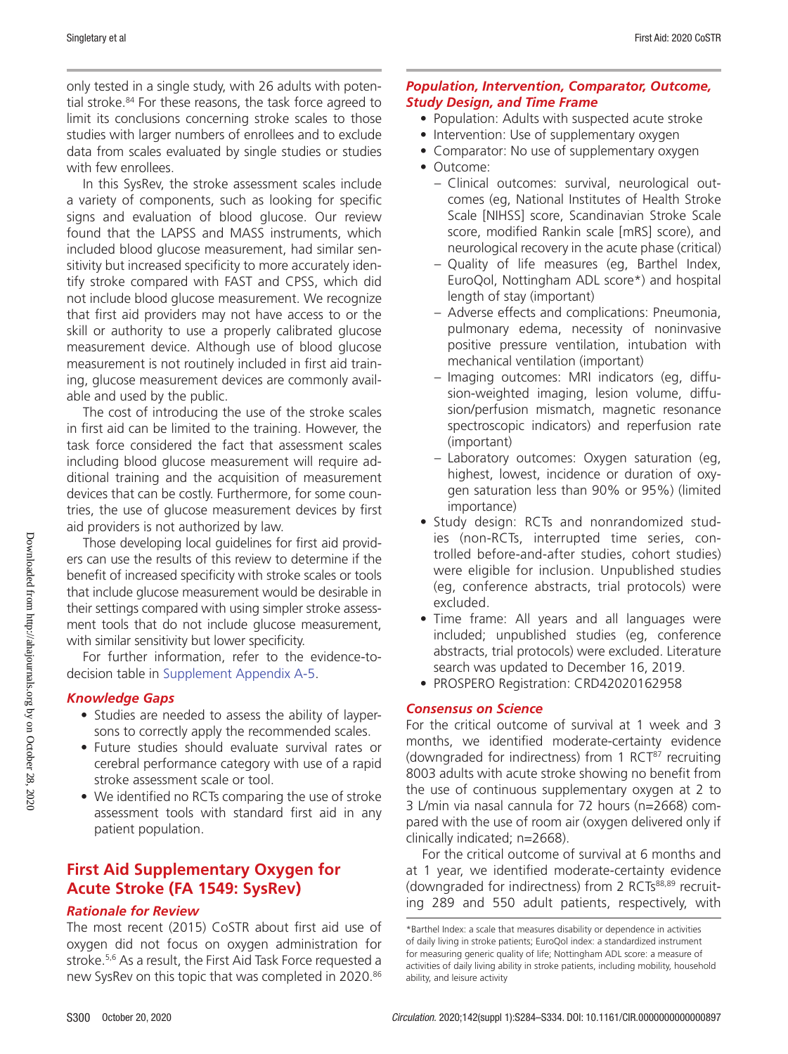only tested in a single study, with 26 adults with potential stroke.[84] For these reasons, the task force agreed to limit its conclusions concerning stroke scales to those studies with larger numbers of enrollees and to exclude data from scales evaluated by single studies or studies with few enrollees.

In this SysRev, the stroke assessment scales include a variety of components, such as looking for specific signs and evaluation of blood glucose. Our review found that the LAPSS and MASS instruments, which included blood glucose measurement, had similar sensitivity but increased specificity to more accurately identify stroke compared with FAST and CPSS, which did not include blood glucose measurement. We recognize that first aid providers may not have access to or the skill or authority to use a properly calibrated glucose measurement device. Although use of blood glucose measurement is not routinely included in first aid training, glucose measurement devices are commonly available and used by the public.

The cost of introducing the use of the stroke scales in first aid can be limited to the training. However, the task force considered the fact that assessment scales including blood glucose measurement will require additional training and the acquisition of measurement devices that can be costly. Furthermore, for some countries, the use of glucose measurement devices by first aid providers is not authorized by law.

Those developing local guidelines for first aid providers can use the results of this review to determine if the benefit of increased specificity with stroke scales or tools that include glucose measurement would be desirable in their settings compared with using simpler stroke assessment tools that do not include glucose measurement, with similar sensitivity but lower specificity.

For further information, refer to the evidence-to-decision table in Supplement Appendix A-5.

### *Knowledge Gaps*

- Studies are needed to assess the ability of laypersons to correctly apply the recommended scales.
- Future studies should evaluate survival rates or cerebral performance category with use of a rapid stroke assessment scale or tool.
- We identified no RCTs comparing the use of stroke assessment tools with standard first aid in any patient population.

## First Aid Supplementary Oxygen for Acute Stroke (FA 1549: SysRev)

### *Rationale for Review*

The most recent (2015) CoSTR about first aid use of oxygen did not focus on oxygen administration for stroke.[5,6] As a result, the First Aid Task Force requested a new SysRev on this topic that was completed in 2020.[86]

### *Population, Intervention, Comparator, Outcome, Study Design, and Time Frame*

- Population: Adults with suspected acute stroke
- Intervention: Use of supplementary oxygen
- Comparator: No use of supplementary oxygen
- Outcome:
  - Clinical outcomes: survival, neurological outcomes (eg, National Institutes of Health Stroke Scale [NIHSS] score, Scandinavian Stroke Scale score, modified Rankin scale [mRS] score), and neurological recovery in the acute phase (critical)
  - Quality of life measures (eg, Barthel Index, EuroQol, Nottingham ADL score*) and hospital length of stay (important)
  - Adverse effects and complications: Pneumonia, pulmonary edema, necessity of noninvasive positive pressure ventilation, intubation with mechanical ventilation (important)
  - Imaging outcomes: MRI indicators (eg, diffusion-weighted imaging, lesion volume, diffusion/perfusion mismatch, magnetic resonance spectroscopic indicators) and reperfusion rate (important)
  - Laboratory outcomes: Oxygen saturation (eg, highest, lowest, incidence or duration of oxygen saturation less than 90% or 95%) (limited importance)
- Study design: RCTs and nonrandomized studies (non-RCTs, interrupted time series, controlled before-and-after studies, cohort studies) were eligible for inclusion. Unpublished studies (eg, conference abstracts, trial protocols) were excluded.
- Time frame: All years and all languages were included; unpublished studies (eg, conference abstracts, trial protocols) were excluded. Literature search was updated to December 16, 2019.
- PROSPERO Registration: CRD42020162958

### *Consensus on Science*

For the critical outcome of survival at 1 week and 3 months, we identified moderate-certainty evidence (downgraded for indirectness) from 1 RCT[87] recruiting 8003 adults with acute stroke showing no benefit from the use of continuous supplementary oxygen at 2 to 3 L/min via nasal cannula for 72 hours (n=2668) compared with the use of room air (oxygen delivered only if clinically indicated; n=2668).

For the critical outcome of survival at 6 months and at 1 year, we identified moderate-certainty evidence (downgraded for indirectness) from 2 RCTs[88,89] recruiting 289 and 550 adult patients, respectively, with

*Barthel Index: a scale that measures disability or dependence in activities of daily living in stroke patients; EuroQol index: a standardized instrument for measuring generic quality of life; Nottingham ADL score: a measure of activities of daily living ability in stroke patients, including mobility, household ability, and leisure activity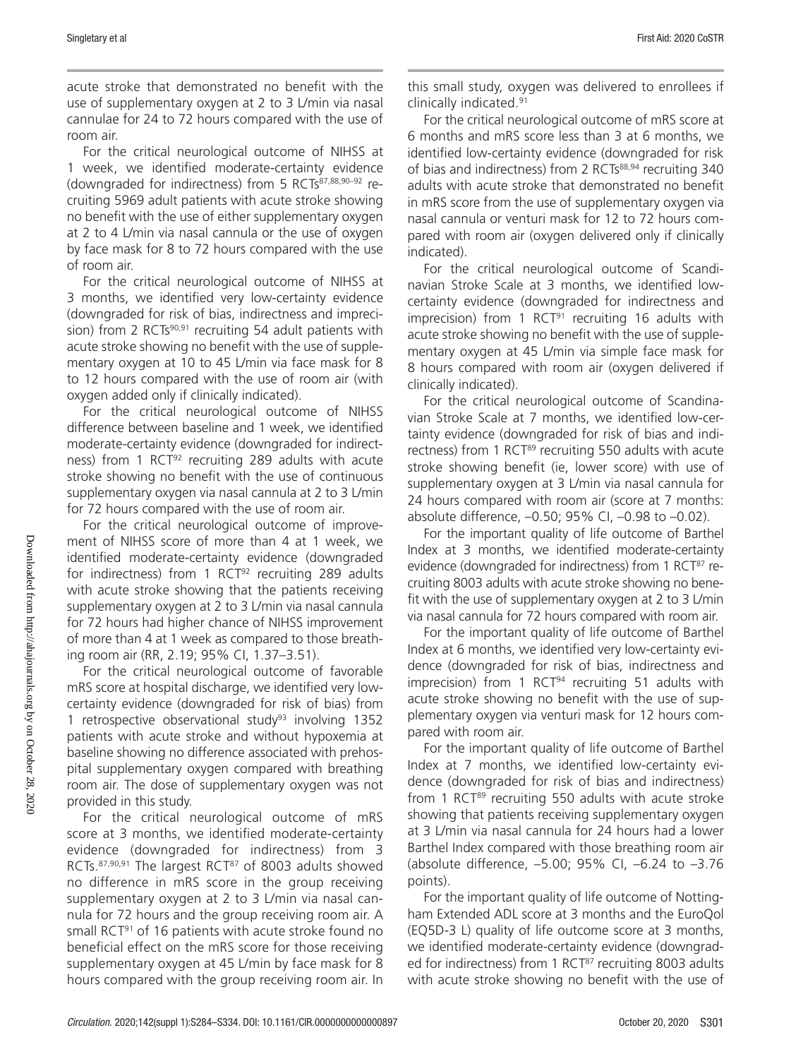acute stroke that demonstrated no benefit with the use of supplementary oxygen at 2 to 3 L/min via nasal cannulae for 24 to 72 hours compared with the use of room air.

For the critical neurological outcome of NIHSS at 1 week, we identified moderate-certainty evidence (downgraded for indirectness) from 5 RCTs[87,88,90–92] recruiting 5969 adult patients with acute stroke showing no benefit with the use of either supplementary oxygen at 2 to 4 L/min via nasal cannula or the use of oxygen by face mask for 8 to 72 hours compared with the use of room air.

For the critical neurological outcome of NIHSS at 3 months, we identified very low-certainty evidence (downgraded for risk of bias, indirectness and imprecision) from 2 RCTs[90,91] recruiting 54 adult patients with acute stroke showing no benefit with the use of supplementary oxygen at 10 to 45 L/min via face mask for 8 to 12 hours compared with the use of room air (with oxygen added only if clinically indicated).

For the critical neurological outcome of NIHSS difference between baseline and 1 week, we identified moderate-certainty evidence (downgraded for indirectness) from 1 RCT[92] recruiting 289 adults with acute stroke showing no benefit with the use of continuous supplementary oxygen via nasal cannula at 2 to 3 L/min for 72 hours compared with the use of room air.

For the critical neurological outcome of improvement of NIHSS score of more than 4 at 1 week, we identified moderate-certainty evidence (downgraded for indirectness) from 1 RCT[92] recruiting 289 adults with acute stroke showing that the patients receiving supplementary oxygen at 2 to 3 L/min via nasal cannula for 72 hours had higher chance of NIHSS improvement of more than 4 at 1 week as compared to those breathing room air (RR, 2.19; 95% CI, 1.37–3.51).

For the critical neurological outcome of favorable mRS score at hospital discharge, we identified very low-certainty evidence (downgraded for risk of bias) from 1 retrospective observational study[93] involving 1352 patients with acute stroke and without hypoxemia at baseline showing no difference associated with prehospital supplementary oxygen compared with breathing room air. The dose of supplementary oxygen was not provided in this study.

For the critical neurological outcome of mRS score at 3 months, we identified moderate-certainty evidence (downgraded for indirectness) from 3 RCTs.[87,90,91] The largest RCT[87] of 8003 adults showed no difference in mRS score in the group receiving supplementary oxygen at 2 to 3 L/min via nasal cannula for 72 hours and the group receiving room air. A small RCT[91] of 16 patients with acute stroke found no beneficial effect on the mRS score for those receiving supplementary oxygen at 45 L/min by face mask for 8 hours compared with the group receiving room air. In this small study, oxygen was delivered to enrollees if clinically indicated.[91]

For the critical neurological outcome of mRS score at 6 months and mRS score less than 3 at 6 months, we identified low-certainty evidence (downgraded for risk of bias and indirectness) from 2 RCTs[88,94] recruiting 340 adults with acute stroke that demonstrated no benefit in mRS score from the use of supplementary oxygen via nasal cannula or venturi mask for 12 to 72 hours compared with room air (oxygen delivered only if clinically indicated).

For the critical neurological outcome of Scandinavian Stroke Scale at 3 months, we identified low-certainty evidence (downgraded for indirectness and imprecision) from 1 RCT[91] recruiting 16 adults with acute stroke showing no benefit with the use of supplementary oxygen at 45 L/min via simple face mask for 8 hours compared with room air (oxygen delivered if clinically indicated).

For the critical neurological outcome of Scandinavian Stroke Scale at 7 months, we identified low-certainty evidence (downgraded for risk of bias and indirectness) from 1 RCT[89] recruiting 550 adults with acute stroke showing benefit (ie, lower score) with use of supplementary oxygen at 3 L/min via nasal cannula for 24 hours compared with room air (score at 7 months: absolute difference, –0.50; 95% CI, –0.98 to –0.02).

For the important quality of life outcome of Barthel Index at 3 months, we identified moderate-certainty evidence (downgraded for indirectness) from 1 RCT[87] recruiting 8003 adults with acute stroke showing no benefit with the use of supplementary oxygen at 2 to 3 L/min via nasal cannula for 72 hours compared with room air.

For the important quality of life outcome of Barthel Index at 6 months, we identified very low-certainty evidence (downgraded for risk of bias, indirectness and imprecision) from 1 RCT[94] recruiting 51 adults with acute stroke showing no benefit with the use of supplementary oxygen via venturi mask for 12 hours compared with room air.

For the important quality of life outcome of Barthel Index at 7 months, we identified low-certainty evidence (downgraded for risk of bias and indirectness) from 1 RCT[89] recruiting 550 adults with acute stroke showing that patients receiving supplementary oxygen at 3 L/min via nasal cannula for 24 hours had a lower Barthel Index compared with those breathing room air (absolute difference, –5.00; 95% CI, –6.24 to –3.76 points).

For the important quality of life outcome of Nottingham Extended ADL score at 3 months and the EuroQol (EQ5D-3 L) quality of life outcome score at 3 months, we identified moderate-certainty evidence (downgraded for indirectness) from 1 RCT[87] recruiting 8003 adults with acute stroke showing no benefit with the use of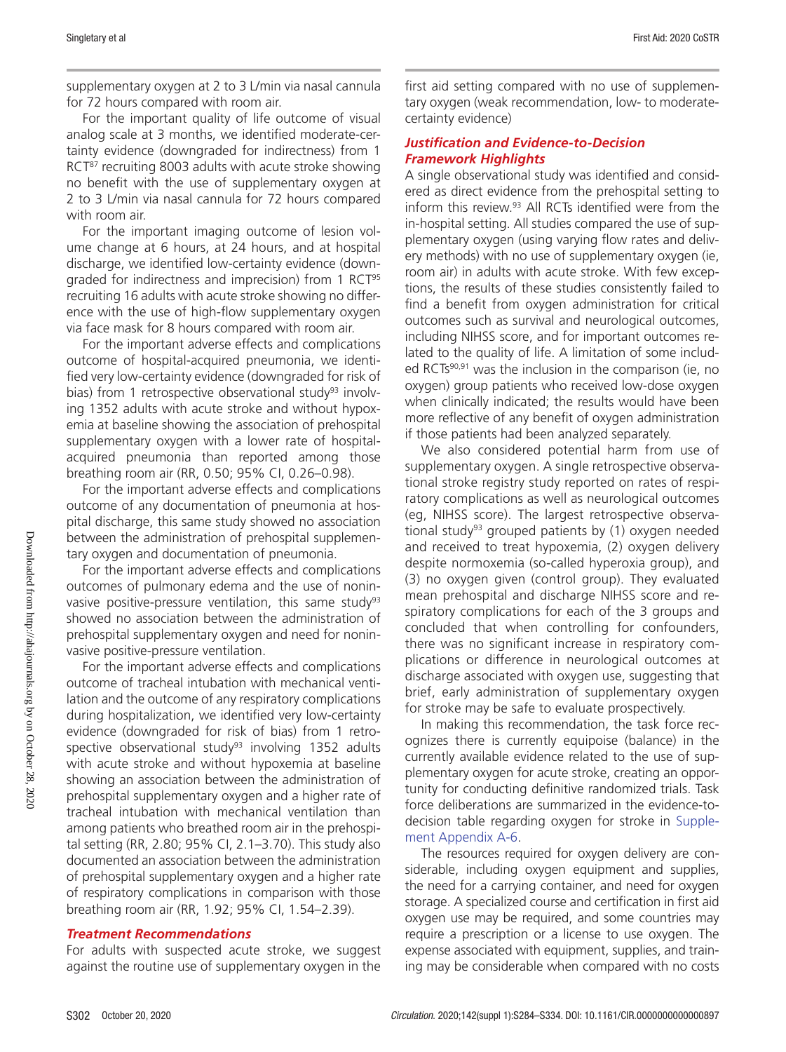supplementary oxygen at 2 to 3 L/min via nasal cannula for 72 hours compared with room air.

For the important quality of life outcome of visual analog scale at 3 months, we identified moderate-certainty evidence (downgraded for indirectness) from 1 RCT[87] recruiting 8003 adults with acute stroke showing no benefit with the use of supplementary oxygen at 2 to 3 L/min via nasal cannula for 72 hours compared with room air.

For the important imaging outcome of lesion volume change at 6 hours, at 24 hours, and at hospital discharge, we identified low-certainty evidence (downgraded for indirectness and imprecision) from 1 RCT[95] recruiting 16 adults with acute stroke showing no difference with the use of high-flow supplementary oxygen via face mask for 8 hours compared with room air.

For the important adverse effects and complications outcome of hospital-acquired pneumonia, we identified very low-certainty evidence (downgraded for risk of bias) from 1 retrospective observational study[93] involving 1352 adults with acute stroke and without hypoxemia at baseline showing the association of prehospital supplementary oxygen with a lower rate of hospital-acquired pneumonia than reported among those breathing room air (RR, 0.50; 95% CI, 0.26–0.98).

For the important adverse effects and complications outcome of any documentation of pneumonia at hospital discharge, this same study showed no association between the administration of prehospital supplementary oxygen and documentation of pneumonia.

For the important adverse effects and complications outcomes of pulmonary edema and the use of noninvasive positive-pressure ventilation, this same study[93] showed no association between the administration of prehospital supplementary oxygen and need for noninvasive positive-pressure ventilation.

For the important adverse effects and complications outcome of tracheal intubation with mechanical ventilation and the outcome of any respiratory complications during hospitalization, we identified very low-certainty evidence (downgraded for risk of bias) from 1 retrospective observational study[93] involving 1352 adults with acute stroke and without hypoxemia at baseline showing an association between the administration of prehospital supplementary oxygen and a higher rate of tracheal intubation with mechanical ventilation than among patients who breathed room air in the prehospital setting (RR, 2.80; 95% CI, 2.1–3.70). This study also documented an association between the administration of prehospital supplementary oxygen and a higher rate of respiratory complications in comparison with those breathing room air (RR, 1.92; 95% CI, 1.54–2.39).

### *Treatment Recommendations*

For adults with suspected acute stroke, we suggest against the routine use of supplementary oxygen in the first aid setting compared with no use of supplementary oxygen (weak recommendation, low- to moderate-certainty evidence)

### *Justification and Evidence-to-Decision Framework Highlights*

A single observational study was identified and considered as direct evidence from the prehospital setting to inform this review.[93] All RCTs identified were from the in-hospital setting. All studies compared the use of supplementary oxygen (using varying flow rates and delivery methods) with no use of supplementary oxygen (ie, room air) in adults with acute stroke. With few exceptions, the results of these studies consistently failed to find a benefit from oxygen administration for critical outcomes such as survival and neurological outcomes, including NIHSS score, and for important outcomes related to the quality of life. A limitation of some included RCTs[90,91] was the inclusion in the comparison (ie, no oxygen) group patients who received low-dose oxygen when clinically indicated; the results would have been more reflective of any benefit of oxygen administration if those patients had been analyzed separately.

We also considered potential harm from use of supplementary oxygen. A single retrospective observational stroke registry study reported on rates of respiratory complications as well as neurological outcomes (eg, NIHSS score). The largest retrospective observational study[93] grouped patients by (1) oxygen needed and received to treat hypoxemia, (2) oxygen delivery despite normoxemia (so-called hyperoxia group), and (3) no oxygen given (control group). They evaluated mean prehospital and discharge NIHSS score and respiratory complications for each of the 3 groups and concluded that when controlling for confounders, there was no significant increase in respiratory complications or difference in neurological outcomes at discharge associated with oxygen use, suggesting that brief, early administration of supplementary oxygen for stroke may be safe to evaluate prospectively.

In making this recommendation, the task force recognizes there is currently equipoise (balance) in the currently available evidence related to the use of supplementary oxygen for acute stroke, creating an opportunity for conducting definitive randomized trials. Task force deliberations are summarized in the evidence-to-decision table regarding oxygen for stroke in Supplement Appendix A-6.

The resources required for oxygen delivery are considerable, including oxygen equipment and supplies, the need for a carrying container, and need for oxygen storage. A specialized course and certification in first aid oxygen use may be required, and some countries may require a prescription or a license to use oxygen. The expense associated with equipment, supplies, and training may be considerable when compared with no costs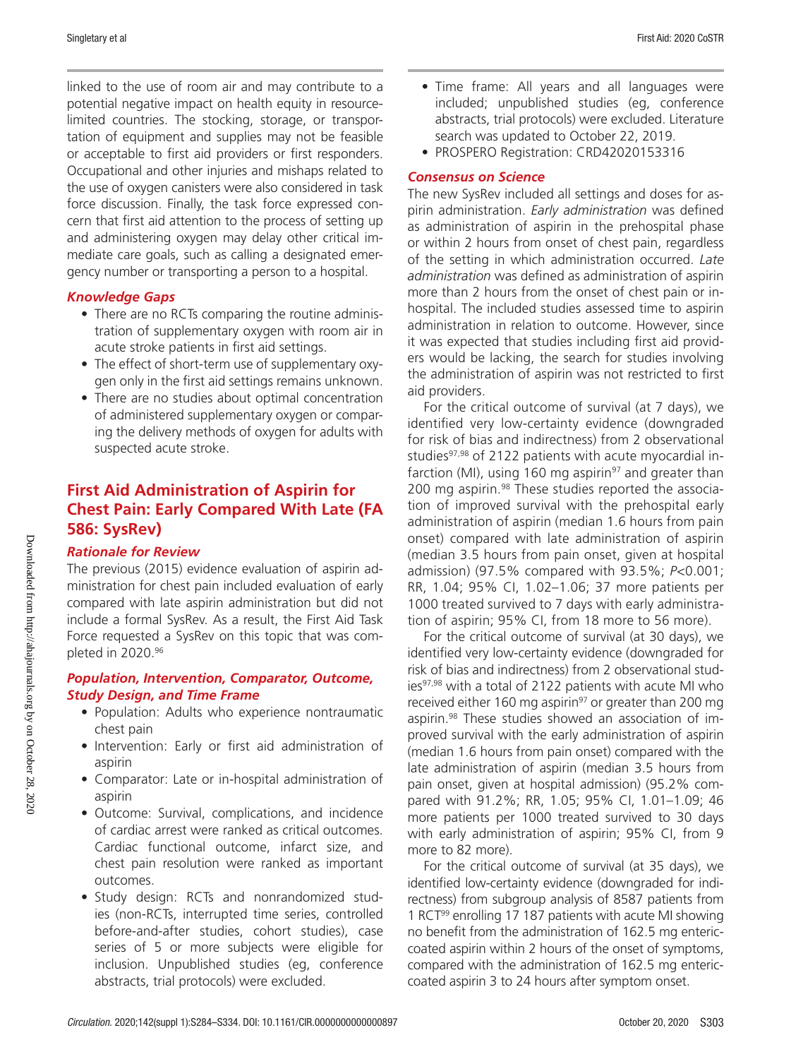linked to the use of room air and may contribute to a potential negative impact on health equity in resource-limited countries. The stocking, storage, or transportation of equipment and supplies may not be feasible or acceptable to first aid providers or first responders. Occupational and other injuries and mishaps related to the use of oxygen canisters were also considered in task force discussion. Finally, the task force expressed concern that first aid attention to the process of setting up and administering oxygen may delay other critical immediate care goals, such as calling a designated emergency number or transporting a person to a hospital.

### *Knowledge Gaps*

- There are no RCTs comparing the routine administration of supplementary oxygen with room air in acute stroke patients in first aid settings.
- The effect of short-term use of supplementary oxygen only in the first aid settings remains unknown.
- There are no studies about optimal concentration of administered supplementary oxygen or comparing the delivery methods of oxygen for adults with suspected acute stroke.

## First Aid Administration of Aspirin for Chest Pain: Early Compared With Late (FA 586: SysRev)

### *Rationale for Review*

The previous (2015) evidence evaluation of aspirin administration for chest pain included evaluation of early compared with late aspirin administration but did not include a formal SysRev. As a result, the First Aid Task Force requested a SysRev on this topic that was completed in 2020.[96]

### *Population, Intervention, Comparator, Outcome, Study Design, and Time Frame*

- Population: Adults who experience nontraumatic chest pain
- Intervention: Early or first aid administration of aspirin
- Comparator: Late or in-hospital administration of aspirin
- Outcome: Survival, complications, and incidence of cardiac arrest were ranked as critical outcomes. Cardiac functional outcome, infarct size, and chest pain resolution were ranked as important outcomes.
- Study design: RCTs and nonrandomized studies (non-RCTs, interrupted time series, controlled before-and-after studies, cohort studies), case series of 5 or more subjects were eligible for inclusion. Unpublished studies (eg, conference abstracts, trial protocols) were excluded.
- Time frame: All years and all languages were included; unpublished studies (eg, conference abstracts, trial protocols) were excluded. Literature search was updated to October 22, 2019.
- PROSPERO Registration: CRD42020153316

### *Consensus on Science*

The new SysRev included all settings and doses for aspirin administration. *Early administration* was defined as administration of aspirin in the prehospital phase or within 2 hours from onset of chest pain, regardless of the setting in which administration occurred. *Late administration* was defined as administration of aspirin more than 2 hours from the onset of chest pain or in-hospital. The included studies assessed time to aspirin administration in relation to outcome. However, since it was expected that studies including first aid providers would be lacking, the search for studies involving the administration of aspirin was not restricted to first aid providers.

For the critical outcome of survival (at 7 days), we identified very low-certainty evidence (downgraded for risk of bias and indirectness) from 2 observational studies[97,98] of 2122 patients with acute myocardial infarction (MI), using 160 mg aspirin[97] and greater than 200 mg aspirin.[98] These studies reported the association of improved survival with the prehospital early administration of aspirin (median 1.6 hours from pain onset) compared with late administration of aspirin (median 3.5 hours from pain onset, given at hospital admission) (97.5% compared with 93.5%; *P*<0.001; RR, 1.04; 95% CI, 1.02–1.06; 37 more patients per 1000 treated survived to 7 days with early administration of aspirin; 95% CI, from 18 more to 56 more).

For the critical outcome of survival (at 30 days), we identified very low-certainty evidence (downgraded for risk of bias and indirectness) from 2 observational studies[97,98] with a total of 2122 patients with acute MI who received either 160 mg aspirin[97] or greater than 200 mg aspirin.[98] These studies showed an association of improved survival with the early administration of aspirin (median 1.6 hours from pain onset) compared with the late administration of aspirin (median 3.5 hours from pain onset, given at hospital admission) (95.2% compared with 91.2%; RR, 1.05; 95% CI, 1.01–1.09; 46 more patients per 1000 treated survived to 30 days with early administration of aspirin; 95% CI, from 9 more to 82 more).

For the critical outcome of survival (at 35 days), we identified low-certainty evidence (downgraded for indirectness) from subgroup analysis of 8587 patients from 1 RCT[99] enrolling 17 187 patients with acute MI showing no benefit from the administration of 162.5 mg enteric-coated aspirin within 2 hours of the onset of symptoms, compared with the administration of 162.5 mg enteric-coated aspirin 3 to 24 hours after symptom onset.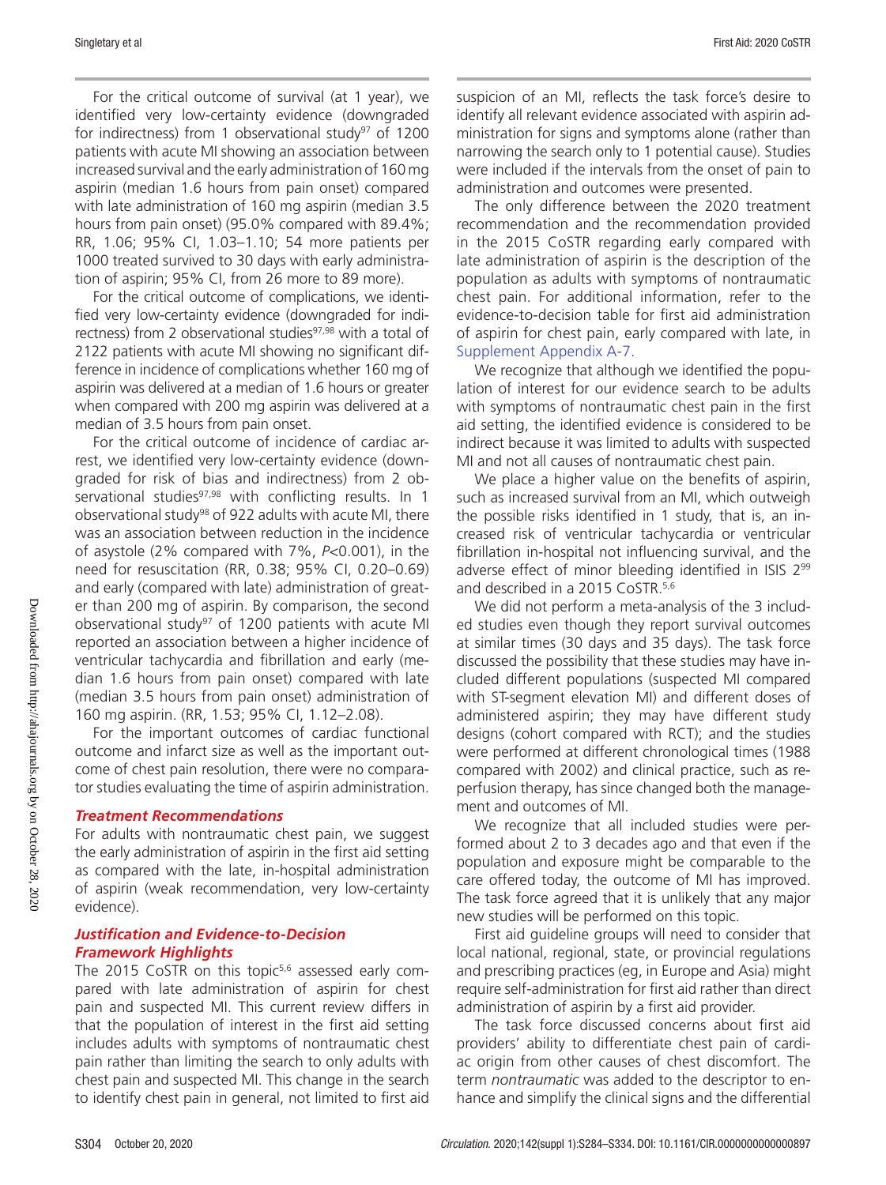For the critical outcome of survival (at 1 year), we identified very low-certainty evidence (downgraded for indirectness) from 1 observational study[97] of 1200 patients with acute MI showing an association between increased survival and the early administration of 160 mg aspirin (median 1.6 hours from pain onset) compared with late administration of 160 mg aspirin (median 3.5 hours from pain onset) (95.0% compared with 89.4%; RR, 1.06; 95% CI, 1.03–1.10; 54 more patients per 1000 treated survived to 30 days with early administration of aspirin; 95% CI, from 26 more to 89 more).

For the critical outcome of complications, we identified very low-certainty evidence (downgraded for indirectness) from 2 observational studies[97,98] with a total of 2122 patients with acute MI showing no significant difference in incidence of complications whether 160 mg of aspirin was delivered at a median of 1.6 hours or greater when compared with 200 mg aspirin was delivered at a median of 3.5 hours from pain onset.

For the critical outcome of incidence of cardiac arrest, we identified very low-certainty evidence (downgraded for risk of bias and indirectness) from 2 observational studies[97,98] with conflicting results. In 1 observational study[98] of 922 adults with acute MI, there was an association between reduction in the incidence of asystole (2% compared with 7%, *P*<0.001), in the need for resuscitation (RR, 0.38; 95% CI, 0.20–0.69) and early (compared with late) administration of greater than 200 mg of aspirin. By comparison, the second observational study[97] of 1200 patients with acute MI reported an association between a higher incidence of ventricular tachycardia and fibrillation and early (median 1.6 hours from pain onset) compared with late (median 3.5 hours from pain onset) administration of 160 mg aspirin. (RR, 1.53; 95% CI, 1.12–2.08).

For the important outcomes of cardiac functional outcome and infarct size as well as the important outcome of chest pain resolution, there were no comparator studies evaluating the time of aspirin administration.

### *Treatment Recommendations*

For adults with nontraumatic chest pain, we suggest the early administration of aspirin in the first aid setting as compared with the late, in-hospital administration of aspirin (weak recommendation, very low-certainty evidence).

### *Justification and Evidence-to-Decision Framework Highlights*

The 2015 CoSTR on this topic[5,6] assessed early compared with late administration of aspirin for chest pain and suspected MI. This current review differs in that the population of interest in the first aid setting includes adults with symptoms of nontraumatic chest pain rather than limiting the search to only adults with chest pain and suspected MI. This change in the search to identify chest pain in general, not limited to first aid suspicion of an MI, reflects the task force's desire to identify all relevant evidence associated with aspirin administration for signs and symptoms alone (rather than narrowing the search only to 1 potential cause). Studies were included if the intervals from the onset of pain to administration and outcomes were presented.

The only difference between the 2020 treatment recommendation and the recommendation provided in the 2015 CoSTR regarding early compared with late administration of aspirin is the description of the population as adults with symptoms of nontraumatic chest pain. For additional information, refer to the evidence-to-decision table for first aid administration of aspirin for chest pain, early compared with late, in Supplement Appendix A-7.

We recognize that although we identified the population of interest for our evidence search to be adults with symptoms of nontraumatic chest pain in the first aid setting, the identified evidence is considered to be indirect because it was limited to adults with suspected MI and not all causes of nontraumatic chest pain.

We place a higher value on the benefits of aspirin, such as increased survival from an MI, which outweigh the possible risks identified in 1 study, that is, an increased risk of ventricular tachycardia or ventricular fibrillation in-hospital not influencing survival, and the adverse effect of minor bleeding identified in ISIS 2[99] and described in a 2015 CoSTR.[5,6]

We did not perform a meta-analysis of the 3 included studies even though they report survival outcomes at similar times (30 days and 35 days). The task force discussed the possibility that these studies may have included different populations (suspected MI compared with ST-segment elevation MI) and different doses of administered aspirin; they may have different study designs (cohort compared with RCT); and the studies were performed at different chronological times (1988 compared with 2002) and clinical practice, such as reperfusion therapy, has since changed both the management and outcomes of MI.

We recognize that all included studies were performed about 2 to 3 decades ago and that even if the population and exposure might be comparable to the care offered today, the outcome of MI has improved. The task force agreed that it is unlikely that any major new studies will be performed on this topic.

First aid guideline groups will need to consider that local national, regional, state, or provincial regulations and prescribing practices (eg, in Europe and Asia) might require self-administration for first aid rather than direct administration of aspirin by a first aid provider.

The task force discussed concerns about first aid providers' ability to differentiate chest pain of cardiac origin from other causes of chest discomfort. The term *nontraumatic* was added to the descriptor to enhance and simplify the clinical signs and the differential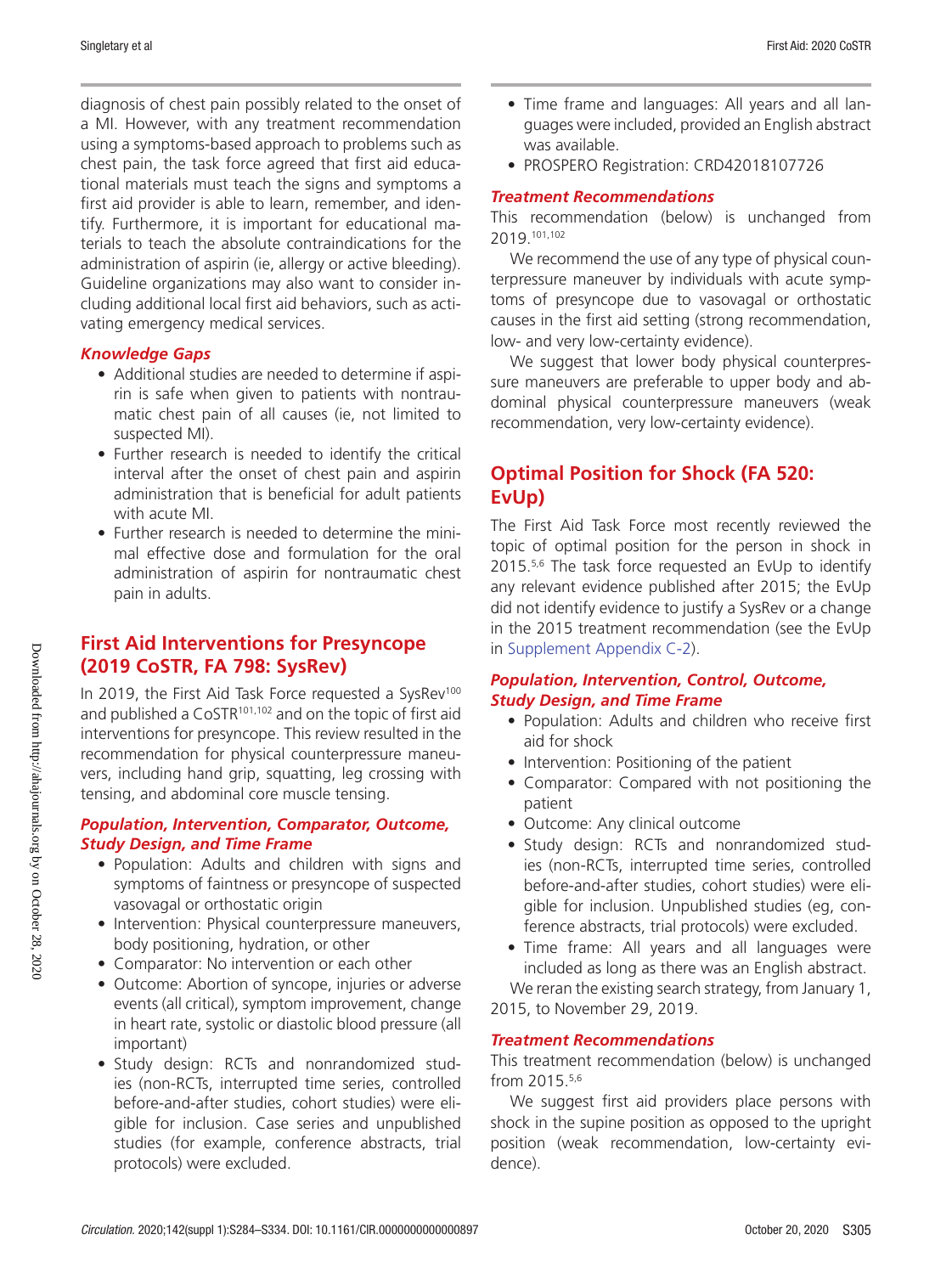diagnosis of chest pain possibly related to the onset of a MI. However, with any treatment recommendation using a symptoms-based approach to problems such as chest pain, the task force agreed that first aid educational materials must teach the signs and symptoms a first aid provider is able to learn, remember, and identify. Furthermore, it is important for educational materials to teach the absolute contraindications for the administration of aspirin (ie, allergy or active bleeding). Guideline organizations may also want to consider including additional local first aid behaviors, such as activating emergency medical services.

### *Knowledge Gaps*

- Additional studies are needed to determine if aspirin is safe when given to patients with nontraumatic chest pain of all causes (ie, not limited to suspected MI).
- Further research is needed to identify the critical interval after the onset of chest pain and aspirin administration that is beneficial for adult patients with acute MI.
- Further research is needed to determine the minimal effective dose and formulation for the oral administration of aspirin for nontraumatic chest pain in adults.

## First Aid Interventions for Presyncope (2019 CoSTR, FA 798: SysRev)

In 2019, the First Aid Task Force requested a SysRev[100] and published a CoSTR[101,102] and on the topic of first aid interventions for presyncope. This review resulted in the recommendation for physical counterpressure maneuvers, including hand grip, squatting, leg crossing with tensing, and abdominal core muscle tensing.

### *Population, Intervention, Comparator, Outcome, Study Design, and Time Frame*

- Population: Adults and children with signs and symptoms of faintness or presyncope of suspected vasovagal or orthostatic origin
- Intervention: Physical counterpressure maneuvers, body positioning, hydration, or other
- Comparator: No intervention or each other
- Outcome: Abortion of syncope, injuries or adverse events (all critical), symptom improvement, change in heart rate, systolic or diastolic blood pressure (all important)
- Study design: RCTs and nonrandomized studies (non-RCTs, interrupted time series, controlled before-and-after studies, cohort studies) were eligible for inclusion. Case series and unpublished studies (for example, conference abstracts, trial protocols) were excluded.
- Time frame and languages: All years and all languages were included, provided an English abstract was available.
- PROSPERO Registration: CRD42018107726

### *Treatment Recommendations*

This recommendation (below) is unchanged from 2019.[101,102]

We recommend the use of any type of physical counterpressure maneuver by individuals with acute symptoms of presyncope due to vasovagal or orthostatic causes in the first aid setting (strong recommendation, low- and very low-certainty evidence).

We suggest that lower body physical counterpressure maneuvers are preferable to upper body and abdominal physical counterpressure maneuvers (weak recommendation, very low-certainty evidence).

## Optimal Position for Shock (FA 520: EvUp)

The First Aid Task Force most recently reviewed the topic of optimal position for the person in shock in 2015.[5,6] The task force requested an EvUp to identify any relevant evidence published after 2015; the EvUp did not identify evidence to justify a SysRev or a change in the 2015 treatment recommendation (see the EvUp in Supplement Appendix C-2).

### *Population, Intervention, Control, Outcome, Study Design, and Time Frame*

- Population: Adults and children who receive first aid for shock
- Intervention: Positioning of the patient
- Comparator: Compared with not positioning the patient
- Outcome: Any clinical outcome
- Study design: RCTs and nonrandomized studies (non-RCTs, interrupted time series, controlled before-and-after studies, cohort studies) were eligible for inclusion. Unpublished studies (eg, conference abstracts, trial protocols) were excluded.
- Time frame: All years and all languages were included as long as there was an English abstract.

We reran the existing search strategy, from January 1, 2015, to November 29, 2019.

### *Treatment Recommendations*

This treatment recommendation (below) is unchanged from 2015.[5,6]

We suggest first aid providers place persons with shock in the supine position as opposed to the upright position (weak recommendation, low-certainty evidence).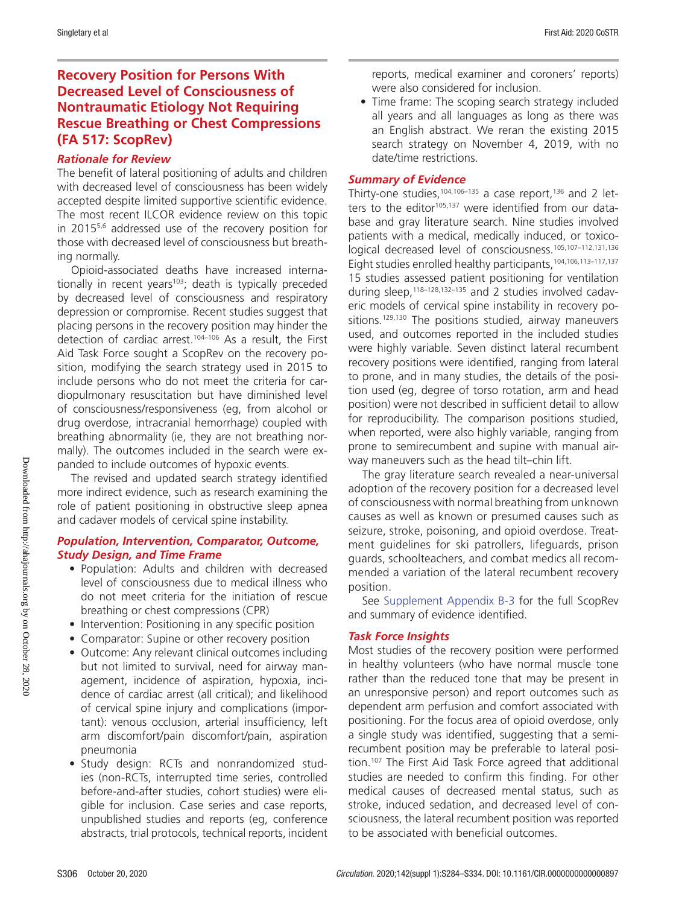## Recovery Position for Persons With Decreased Level of Consciousness of Nontraumatic Etiology Not Requiring Rescue Breathing or Chest Compressions (FA 517: ScopRev)

### *Rationale for Review*

The benefit of lateral positioning of adults and children with decreased level of consciousness has been widely accepted despite limited supportive scientific evidence. The most recent ILCOR evidence review on this topic in 2015[5,6] addressed use of the recovery position for those with decreased level of consciousness but breathing normally.

Opioid-associated deaths have increased internationally in recent years[103]; death is typically preceded by decreased level of consciousness and respiratory depression or compromise. Recent studies suggest that placing persons in the recovery position may hinder the detection of cardiac arrest.[104–106] As a result, the First Aid Task Force sought a ScopRev on the recovery position, modifying the search strategy used in 2015 to include persons who do not meet the criteria for cardiopulmonary resuscitation but have diminished level of consciousness/responsiveness (eg, from alcohol or drug overdose, intracranial hemorrhage) coupled with breathing abnormality (ie, they are not breathing normally). The outcomes included in the search were expanded to include outcomes of hypoxic events.

The revised and updated search strategy identified more indirect evidence, such as research examining the role of patient positioning in obstructive sleep apnea and cadaver models of cervical spine instability.

### *Population, Intervention, Comparator, Outcome, Study Design, and Time Frame*

- Population: Adults and children with decreased level of consciousness due to medical illness who do not meet criteria for the initiation of rescue breathing or chest compressions (CPR)
- Intervention: Positioning in any specific position
- Comparator: Supine or other recovery position
- Outcome: Any relevant clinical outcomes including but not limited to survival, need for airway management, incidence of aspiration, hypoxia, incidence of cardiac arrest (all critical); and likelihood of cervical spine injury and complications (important): venous occlusion, arterial insufficiency, left arm discomfort/pain discomfort/pain, aspiration pneumonia
- Study design: RCTs and nonrandomized studies (non-RCTs, interrupted time series, controlled before-and-after studies, cohort studies) were eligible for inclusion. Case series and case reports, unpublished studies and reports (eg, conference abstracts, trial protocols, technical reports, incident reports, medical examiner and coroners' reports) were also considered for inclusion.
- Time frame: The scoping search strategy included all years and all languages as long as there was an English abstract. We reran the existing 2015 search strategy on November 4, 2019, with no date/time restrictions.

### *Summary of Evidence*

Thirty-one studies,[104,106–135] a case report,[136] and 2 letters to the editor[105,137] were identified from our database and gray literature search. Nine studies involved patients with a medical, medically induced, or toxicological decreased level of consciousness.[105,107–112,131,136] Eight studies enrolled healthy participants,[104,106,113–117,137] 15 studies assessed patient positioning for ventilation during sleep,[118–128,132–135] and 2 studies involved cadaveric models of cervical spine instability in recovery positions.[129,130] The positions studied, airway maneuvers used, and outcomes reported in the included studies were highly variable. Seven distinct lateral recumbent recovery positions were identified, ranging from lateral to prone, and in many studies, the details of the position used (eg, degree of torso rotation, arm and head position) were not described in sufficient detail to allow for reproducibility. The comparison positions studied, when reported, were also highly variable, ranging from prone to semirecumbent and supine with manual airway maneuvers such as the head tilt–chin lift.

The gray literature search revealed a near-universal adoption of the recovery position for a decreased level of consciousness with normal breathing from unknown causes as well as known or presumed causes such as seizure, stroke, poisoning, and opioid overdose. Treatment guidelines for ski patrollers, lifeguards, prison guards, schoolteachers, and combat medics all recommended a variation of the lateral recumbent recovery position.

See Supplement Appendix B-3 for the full ScopRev and summary of evidence identified.

### *Task Force Insights*

Most studies of the recovery position were performed in healthy volunteers (who have normal muscle tone rather than the reduced tone that may be present in an unresponsive person) and report outcomes such as dependent arm perfusion and comfort associated with positioning. For the focus area of opioid overdose, only a single study was identified, suggesting that a semirecumbent position may be preferable to lateral position.[107] The First Aid Task Force agreed that additional studies are needed to confirm this finding. For other medical causes of decreased mental status, such as stroke, induced sedation, and decreased level of consciousness, the lateral recumbent position was reported to be associated with beneficial outcomes.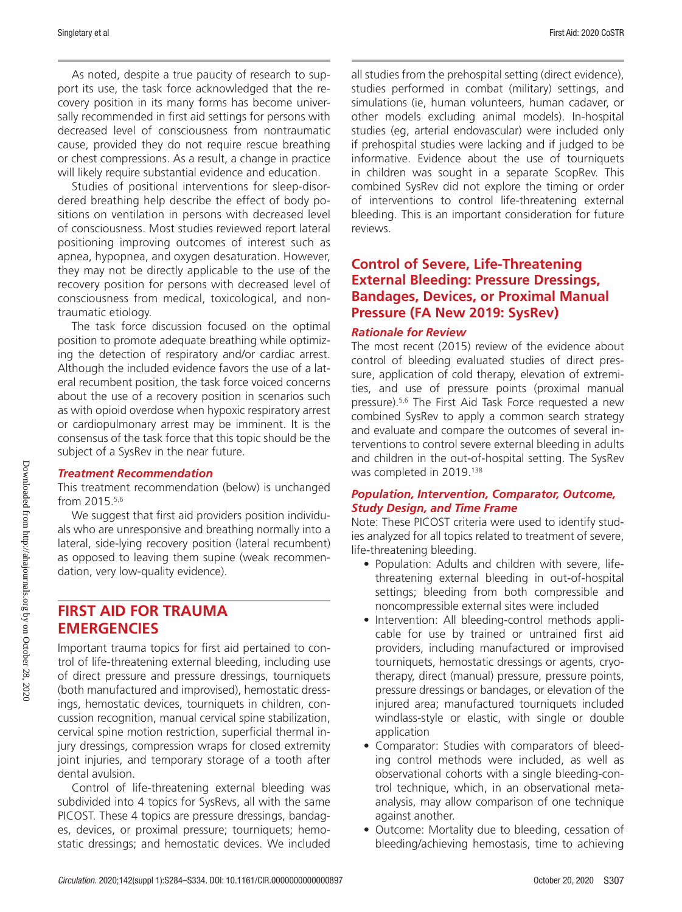As noted, despite a true paucity of research to support its use, the task force acknowledged that the recovery position in its many forms has become universally recommended in first aid settings for persons with decreased level of consciousness from nontraumatic cause, provided they do not require rescue breathing or chest compressions. As a result, a change in practice will likely require substantial evidence and education.

Studies of positional interventions for sleep-disordered breathing help describe the effect of body positions on ventilation in persons with decreased level of consciousness. Most studies reviewed report lateral positioning improving outcomes of interest such as apnea, hypopnea, and oxygen desaturation. However, they may not be directly applicable to the use of the recovery position for persons with decreased level of consciousness from medical, toxicological, and nontraumatic etiology.

The task force discussion focused on the optimal position to promote adequate breathing while optimizing the detection of respiratory and/or cardiac arrest. Although the included evidence favors the use of a lateral recumbent position, the task force voiced concerns about the use of a recovery position in scenarios such as with opioid overdose when hypoxic respiratory arrest or cardiopulmonary arrest may be imminent. It is the consensus of the task force that this topic should be the subject of a SysRev in the near future.

#### *Treatment Recommendation*

This treatment recommendation (below) is unchanged from 2015.[5,6]

We suggest that first aid providers position individuals who are unresponsive and breathing normally into a lateral, side-lying recovery position (lateral recumbent) as opposed to leaving them supine (weak recommendation, very low-quality evidence).

## FIRST AID FOR TRAUMA EMERGENCIES

Important trauma topics for first aid pertained to control of life-threatening external bleeding, including use of direct pressure and pressure dressings, tourniquets (both manufactured and improvised), hemostatic dressings, hemostatic devices, tourniquets in children, concussion recognition, manual cervical spine stabilization, cervical spine motion restriction, superficial thermal injury dressings, compression wraps for closed extremity joint injuries, and temporary storage of a tooth after dental avulsion.

Control of life-threatening external bleeding was subdivided into 4 topics for SysRevs, all with the same PICOST. These 4 topics are pressure dressings, bandages, devices, or proximal pressure; tourniquets; hemostatic dressings; and hemostatic devices. We included all studies from the prehospital setting (direct evidence), studies performed in combat (military) settings, and simulations (ie, human volunteers, human cadaver, or other models excluding animal models). In-hospital studies (eg, arterial endovascular) were included only if prehospital studies were lacking and if judged to be informative. Evidence about the use of tourniquets in children was sought in a separate ScopRev. This combined SysRev did not explore the timing or order of interventions to control life-threatening external bleeding. This is an important consideration for future reviews.

### Control of Severe, Life-Threatening External Bleeding: Pressure Dressings, Bandages, Devices, or Proximal Manual Pressure (FA New 2019: SysRev)

#### *Rationale for Review*

The most recent (2015) review of the evidence about control of bleeding evaluated studies of direct pressure, application of cold therapy, elevation of extremities, and use of pressure points (proximal manual pressure).[5,6] The First Aid Task Force requested a new combined SysRev to apply a common search strategy and evaluate and compare the outcomes of several interventions to control severe external bleeding in adults and children in the out-of-hospital setting. The SysRev was completed in 2019.[138]

#### *Population, Intervention, Comparator, Outcome, Study Design, and Time Frame*

Note: These PICOST criteria were used to identify studies analyzed for all topics related to treatment of severe, life-threatening bleeding.

- Population: Adults and children with severe, life-threatening external bleeding in out-of-hospital settings; bleeding from both compressible and noncompressible external sites were included
- Intervention: All bleeding-control methods applicable for use by trained or untrained first aid providers, including manufactured or improvised tourniquets, hemostatic dressings or agents, cryotherapy, direct (manual) pressure, pressure points, pressure dressings or bandages, or elevation of the injured area; manufactured tourniquets included windlass-style or elastic, with single or double application
- Comparator: Studies with comparators of bleeding control methods were included, as well as observational cohorts with a single bleeding-control technique, which, in an observational meta-analysis, may allow comparison of one technique against another.
- Outcome: Mortality due to bleeding, cessation of bleeding/achieving hemostasis, time to achieving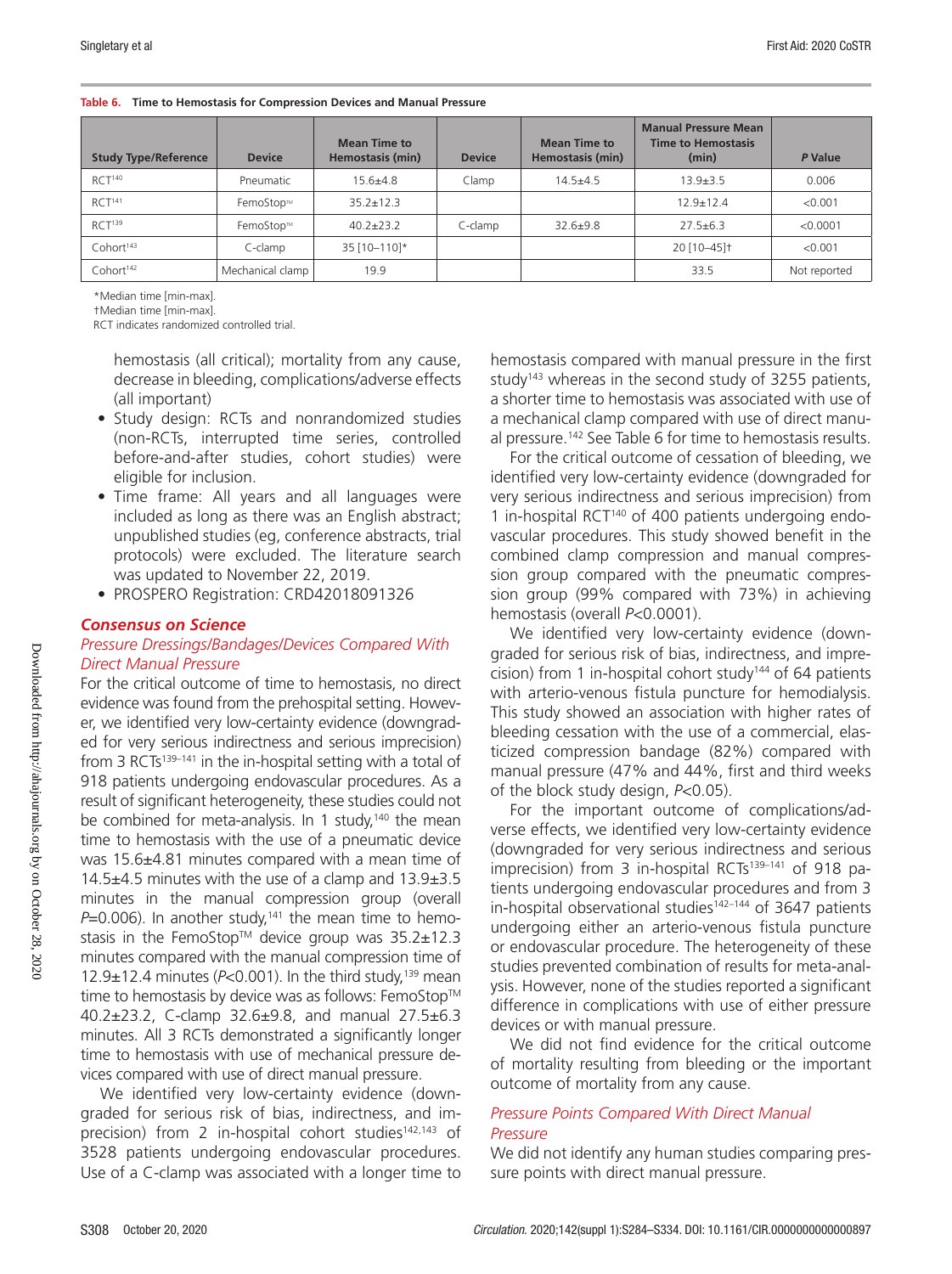**Table 6. Time to Hemostasis for Compression Devices and Manual Pressure**

| Study Type/Reference | Device | Mean Time to Hemostasis (min) | Device | Mean Time to Hemostasis (min) | Manual Pressure Mean Time to Hemostasis (min) | P Value |
|---|---|---|---|---|---|---|
| RCT[140] | Pneumatic | 15.6±4.8 | Clamp | 14.5±4.5 | 13.9±3.5 | 0.006 |
| RCT[141] | FemoStop™ | 35.2±12.3 | | | 12.9±12.4 | <0.001 |
| RCT[139] | FemoStop™ | 40.2±23.2 | C-clamp | 32.6±9.8 | 27.5±6.3 | <0.0001 |
| Cohort[143] | C-clamp | 35 [10–110]* | | | 20 [10–45]† | <0.001 |
| Cohort[142] | Mechanical clamp | 19.9 | | | 33.5 | Not reported |

*Median time [min-max].
†Median time [min-max].
RCT indicates randomized controlled trial.

hemostasis (all critical); mortality from any cause, decrease in bleeding, complications/adverse effects (all important)

- Study design: RCTs and nonrandomized studies (non-RCTs, interrupted time series, controlled before-and-after studies, cohort studies) were eligible for inclusion.
- Time frame: All years and all languages were included as long as there was an English abstract; unpublished studies (eg, conference abstracts, trial protocols) were excluded. The literature search was updated to November 22, 2019.
- PROSPERO Registration: CRD42018091326

### Consensus on Science

#### Pressure Dressings/Bandages/Devices Compared With Direct Manual Pressure

For the critical outcome of time to hemostasis, no direct evidence was found from the prehospital setting. However, we identified very low-certainty evidence (downgraded for very serious indirectness and serious imprecision) from 3 RCTs[139–141] in the in-hospital setting with a total of 918 patients undergoing endovascular procedures. As a result of significant heterogeneity, these studies could not be combined for meta-analysis. In 1 study,[140] the mean time to hemostasis with the use of a pneumatic device was 15.6±4.81 minutes compared with a mean time of 14.5±4.5 minutes with the use of a clamp and 13.9±3.5 minutes in the manual compression group (overall $P$=0.006). In another study,[141] the mean time to hemostasis in the FemoStop™ device group was 35.2±12.3 minutes compared with the manual compression time of 12.9±12.4 minutes ($P$<0.001). In the third study,[139] mean time to hemostasis by device was as follows: FemoStop™ 40.2±23.2, C-clamp 32.6±9.8, and manual 27.5±6.3 minutes. All 3 RCTs demonstrated a significantly longer time to hemostasis with use of mechanical pressure devices compared with use of direct manual pressure.

We identified very low-certainty evidence (downgraded for serious risk of bias, indirectness, and imprecision) from 2 in-hospital cohort studies[142,143] of 3528 patients undergoing endovascular procedures. Use of a C-clamp was associated with a longer time to hemostasis compared with manual pressure in the first study[143] whereas in the second study of 3255 patients, a shorter time to hemostasis was associated with use of a mechanical clamp compared with use of direct manual pressure.[142] See Table 6 for time to hemostasis results.

For the critical outcome of cessation of bleeding, we identified very low-certainty evidence (downgraded for very serious indirectness and serious imprecision) from 1 in-hospital RCT[140] of 400 patients undergoing endovascular procedures. This study showed benefit in the combined clamp compression and manual compression group compared with the pneumatic compression group (99% compared with 73%) in achieving hemostasis (overall $P$<0.0001).

We identified very low-certainty evidence (downgraded for serious risk of bias, indirectness, and imprecision) from 1 in-hospital cohort study[144] of 64 patients with arterio-venous fistula puncture for hemodialysis. This study showed an association with higher rates of bleeding cessation with the use of a commercial, elasticized compression bandage (82%) compared with manual pressure (47% and 44%, first and third weeks of the block study design, $P$<0.05).

For the important outcome of complications/adverse effects, we identified very low-certainty evidence (downgraded for very serious indirectness and serious imprecision) from 3 in-hospital RCTs[139–141] of 918 patients undergoing endovascular procedures and from 3 in-hospital observational studies[142–144] of 3647 patients undergoing either an arterio-venous fistula puncture or endovascular procedure. The heterogeneity of these studies prevented combination of results for meta-analysis. However, none of the studies reported a significant difference in complications with use of either pressure devices or with manual pressure.

We did not find evidence for the critical outcome of mortality resulting from bleeding or the important outcome of mortality from any cause.

#### Pressure Points Compared With Direct Manual Pressure

We did not identify any human studies comparing pressure points with direct manual pressure.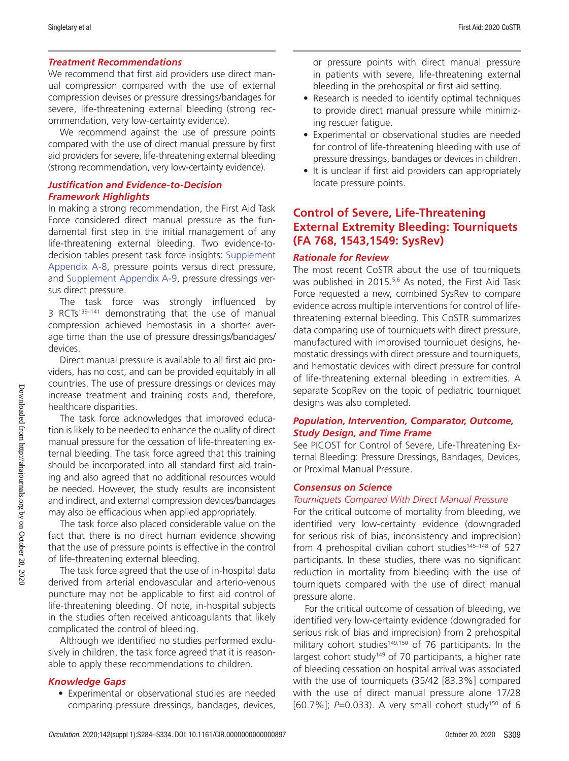### *Treatment Recommendations*

We recommend that first aid providers use direct manual compression compared with the use of external compression devises or pressure dressings/bandages for severe, life-threatening external bleeding (strong recommendation, very low-certainty evidence).

We recommend against the use of pressure points compared with the use of direct manual pressure by first aid providers for severe, life-threatening external bleeding (strong recommendation, very low-certainty evidence).

### *Justification and Evidence-to-Decision Framework Highlights*

In making a strong recommendation, the First Aid Task Force considered direct manual pressure as the fundamental first step in the initial management of any life-threatening external bleeding. Two evidence-to-decision tables present task force insights: Supplement Appendix A-8, pressure points versus direct pressure, and Supplement Appendix A-9, pressure dressings versus direct pressure.

The task force was strongly influenced by 3 RCTs[139–141] demonstrating that the use of manual compression achieved hemostasis in a shorter average time than the use of pressure dressings/bandages/devices.

Direct manual pressure is available to all first aid providers, has no cost, and can be provided equitably in all countries. The use of pressure dressings or devices may increase treatment and training costs and, therefore, healthcare disparities.

The task force acknowledges that improved education is likely to be needed to enhance the quality of direct manual pressure for the cessation of life-threatening external bleeding. The task force agreed that this training should be incorporated into all standard first aid training and also agreed that no additional resources would be needed. However, the study results are inconsistent and indirect, and external compression devices/bandages may also be efficacious when applied appropriately.

The task force also placed considerable value on the fact that there is no direct human evidence showing that the use of pressure points is effective in the control of life-threatening external bleeding.

The task force agreed that the use of in-hospital data derived from arterial endovascular and arterio-venous puncture may not be applicable to first aid control of life-threatening bleeding. Of note, in-hospital subjects in the studies often received anticoagulants that likely complicated the control of bleeding.

Although we identified no studies performed exclusively in children, the task force agreed that it is reasonable to apply these recommendations to children.

### *Knowledge Gaps*

- Experimental or observational studies are needed comparing pressure dressings, bandages, devices, or pressure points with direct manual pressure in patients with severe, life-threatening external bleeding in the prehospital or first aid setting.
- Research is needed to identify optimal techniques to provide direct manual pressure while minimizing rescuer fatigue.
- Experimental or observational studies are needed for control of life-threatening bleeding with use of pressure dressings, bandages or devices in children.
- It is unclear if first aid providers can appropriately locate pressure points.

## Control of Severe, Life-Threatening External Extremity Bleeding: Tourniquets (FA 768, 1543,1549: SysRev)

### *Rationale for Review*

The most recent CoSTR about the use of tourniquets was published in 2015.[5,6] As noted, the First Aid Task Force requested a new, combined SysRev to compare evidence across multiple interventions for control of life-threatening external bleeding. This CoSTR summarizes data comparing use of tourniquets with direct pressure, manufactured with improvised tourniquet designs, hemostatic dressings with direct pressure and tourniquets, and hemostatic devices with direct pressure for control of life-threatening external bleeding in extremities. A separate ScopRev on the topic of pediatric tourniquet designs was also completed.

### *Population, Intervention, Comparator, Outcome, Study Design, and Time Frame*

See PICOST for Control of Severe, Life-Threatening External Bleeding: Pressure Dressings, Bandages, Devices, or Proximal Manual Pressure.

### *Consensus on Science*

*Tourniquets Compared With Direct Manual Pressure*

For the critical outcome of mortality from bleeding, we identified very low-certainty evidence (downgraded for serious risk of bias, inconsistency and imprecision) from 4 prehospital civilian cohort studies[145–148] of 527 participants. In these studies, there was no significant reduction in mortality from bleeding with the use of tourniquets compared with the use of direct manual pressure alone.

For the critical outcome of cessation of bleeding, we identified very low-certainty evidence (downgraded for serious risk of bias and imprecision) from 2 prehospital military cohort studies[149,150] of 76 participants. In the largest cohort study[149] of 70 participants, a higher rate of bleeding cessation on hospital arrival was associated with the use of tourniquets (35/42 [83.3%] compared with the use of direct manual pressure alone 17/28 [60.7%]; $P$=0.033). A very small cohort study[150] of 6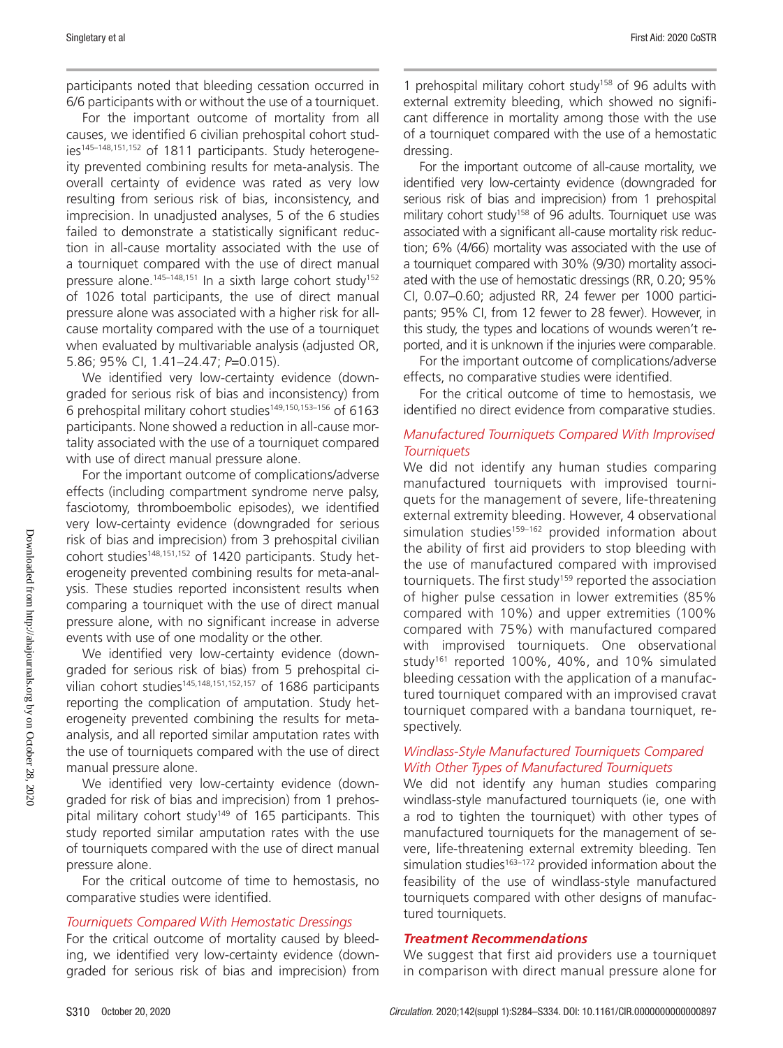participants noted that bleeding cessation occurred in 6/6 participants with or without the use of a tourniquet.

For the important outcome of mortality from all causes, we identified 6 civilian prehospital cohort studies[145–148,151,152] of 1811 participants. Study heterogeneity prevented combining results for meta-analysis. The overall certainty of evidence was rated as very low resulting from serious risk of bias, inconsistency, and imprecision. In unadjusted analyses, 5 of the 6 studies failed to demonstrate a statistically significant reduction in all-cause mortality associated with the use of a tourniquet compared with the use of direct manual pressure alone.[145–148,151] In a sixth large cohort study[152] of 1026 total participants, the use of direct manual pressure alone was associated with a higher risk for all-cause mortality compared with the use of a tourniquet when evaluated by multivariable analysis (adjusted OR, 5.86; 95% CI, 1.41–24.47; *P*=0.015).

We identified very low-certainty evidence (downgraded for serious risk of bias and inconsistency) from 6 prehospital military cohort studies[149,150,153–156] of 6163 participants. None showed a reduction in all-cause mortality associated with the use of a tourniquet compared with use of direct manual pressure alone.

For the important outcome of complications/adverse effects (including compartment syndrome nerve palsy, fasciotomy, thromboembolic episodes), we identified very low-certainty evidence (downgraded for serious risk of bias and imprecision) from 3 prehospital civilian cohort studies[148,151,152] of 1420 participants. Study heterogeneity prevented combining results for meta-analysis. These studies reported inconsistent results when comparing a tourniquet with the use of direct manual pressure alone, with no significant increase in adverse events with use of one modality or the other.

We identified very low-certainty evidence (downgraded for serious risk of bias) from 5 prehospital civilian cohort studies[145,148,151,152,157] of 1686 participants reporting the complication of amputation. Study heterogeneity prevented combining the results for meta-analysis, and all reported similar amputation rates with the use of tourniquets compared with the use of direct manual pressure alone.

We identified very low-certainty evidence (downgraded for risk of bias and imprecision) from 1 prehospital military cohort study[149] of 165 participants. This study reported similar amputation rates with the use of tourniquets compared with the use of direct manual pressure alone.

For the critical outcome of time to hemostasis, no comparative studies were identified.

### *Tourniquets Compared With Hemostatic Dressings*

For the critical outcome of mortality caused by bleeding, we identified very low-certainty evidence (downgraded for serious risk of bias and imprecision) from 1 prehospital military cohort study[158] of 96 adults with external extremity bleeding, which showed no significant difference in mortality among those with the use of a tourniquet compared with the use of a hemostatic dressing.

For the important outcome of all-cause mortality, we identified very low-certainty evidence (downgraded for serious risk of bias and imprecision) from 1 prehospital military cohort study[158] of 96 adults. Tourniquet use was associated with a significant all-cause mortality risk reduction; 6% (4/66) mortality was associated with the use of a tourniquet compared with 30% (9/30) mortality associated with the use of hemostatic dressings (RR, 0.20; 95% CI, 0.07–0.60; adjusted RR, 24 fewer per 1000 participants; 95% CI, from 12 fewer to 28 fewer). However, in this study, the types and locations of wounds weren't reported, and it is unknown if the injuries were comparable.

For the important outcome of complications/adverse effects, no comparative studies were identified.

For the critical outcome of time to hemostasis, we identified no direct evidence from comparative studies.

### *Manufactured Tourniquets Compared With Improvised Tourniquets*

We did not identify any human studies comparing manufactured tourniquets with improvised tourniquets for the management of severe, life-threatening external extremity bleeding. However, 4 observational simulation studies[159–162] provided information about the ability of first aid providers to stop bleeding with the use of manufactured compared with improvised tourniquets. The first study[159] reported the association of higher pulse cessation in lower extremities (85% compared with 10%) and upper extremities (100% compared with 75%) with manufactured compared with improvised tourniquets. One observational study[161] reported 100%, 40%, and 10% simulated bleeding cessation with the application of a manufactured tourniquet compared with an improvised cravat tourniquet compared with a bandana tourniquet, respectively.

### *Windlass-Style Manufactured Tourniquets Compared With Other Types of Manufactured Tourniquets*

We did not identify any human studies comparing windlass-style manufactured tourniquets (ie, one with a rod to tighten the tourniquet) with other types of manufactured tourniquets for the management of severe, life-threatening external extremity bleeding. Ten simulation studies[163–172] provided information about the feasibility of the use of windlass-style manufactured tourniquets compared with other designs of manufactured tourniquets.

### ***Treatment Recommendations***

We suggest that first aid providers use a tourniquet in comparison with direct manual pressure alone for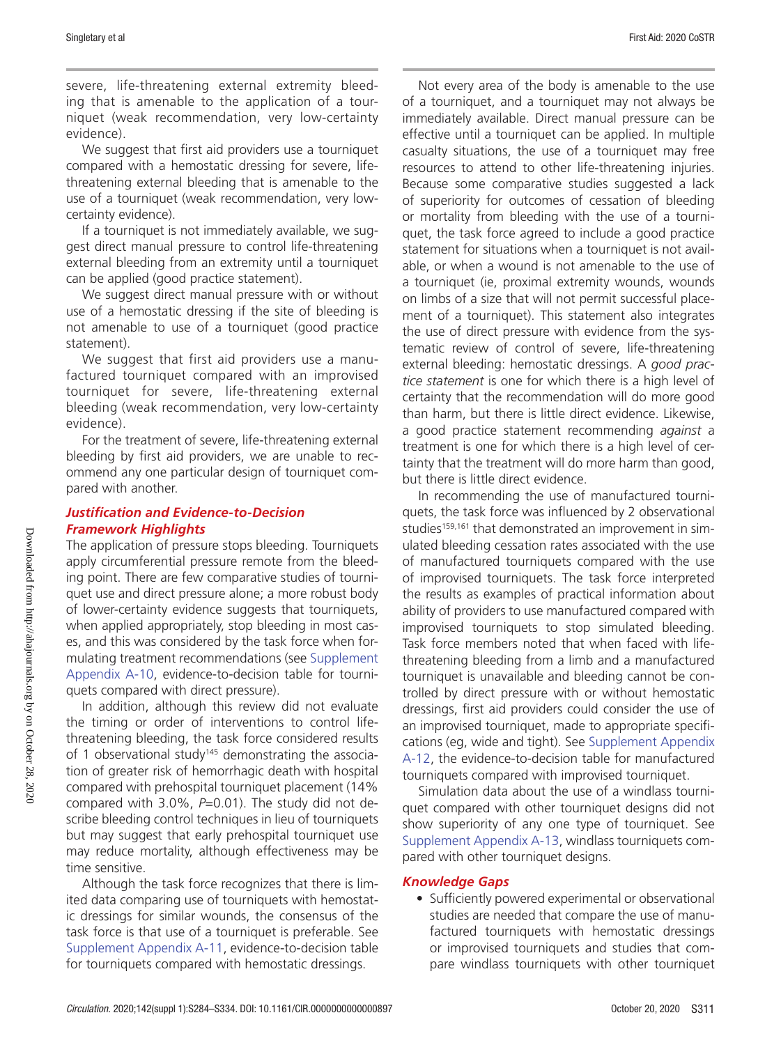severe, life-threatening external extremity bleeding that is amenable to the application of a tourniquet (weak recommendation, very low-certainty evidence).

We suggest that first aid providers use a tourniquet compared with a hemostatic dressing for severe, life-threatening external bleeding that is amenable to the use of a tourniquet (weak recommendation, very low-certainty evidence).

If a tourniquet is not immediately available, we suggest direct manual pressure to control life-threatening external bleeding from an extremity until a tourniquet can be applied (good practice statement).

We suggest direct manual pressure with or without use of a hemostatic dressing if the site of bleeding is not amenable to use of a tourniquet (good practice statement).

We suggest that first aid providers use a manufactured tourniquet compared with an improvised tourniquet for severe, life-threatening external bleeding (weak recommendation, very low-certainty evidence).

For the treatment of severe, life-threatening external bleeding by first aid providers, we are unable to recommend any one particular design of tourniquet compared with another.

### *Justification and Evidence-to-Decision Framework Highlights*

The application of pressure stops bleeding. Tourniquets apply circumferential pressure remote from the bleeding point. There are few comparative studies of tourniquet use and direct pressure alone; a more robust body of lower-certainty evidence suggests that tourniquets, when applied appropriately, stop bleeding in most cases, and this was considered by the task force when formulating treatment recommendations (see Supplement Appendix A-10, evidence-to-decision table for tourniquets compared with direct pressure).

In addition, although this review did not evaluate the timing or order of interventions to control life-threatening bleeding, the task force considered results of 1 observational study[145] demonstrating the association of greater risk of hemorrhagic death with hospital compared with prehospital tourniquet placement (14% compared with 3.0%, $P$=0.01). The study did not describe bleeding control techniques in lieu of tourniquets but may suggest that early prehospital tourniquet use may reduce mortality, although effectiveness may be time sensitive.

Although the task force recognizes that there is limited data comparing use of tourniquets with hemostatic dressings for similar wounds, the consensus of the task force is that use of a tourniquet is preferable. See Supplement Appendix A-11, evidence-to-decision table for tourniquets compared with hemostatic dressings.

Not every area of the body is amenable to the use of a tourniquet, and a tourniquet may not always be immediately available. Direct manual pressure can be effective until a tourniquet can be applied. In multiple casualty situations, the use of a tourniquet may free resources to attend to other life-threatening injuries. Because some comparative studies suggested a lack of superiority for outcomes of cessation of bleeding or mortality from bleeding with the use of a tourniquet, the task force agreed to include a good practice statement for situations when a tourniquet is not available, or when a wound is not amenable to the use of a tourniquet (ie, proximal extremity wounds, wounds on limbs of a size that will not permit successful placement of a tourniquet). This statement also integrates the use of direct pressure with evidence from the systematic review of control of severe, life-threatening external bleeding: hemostatic dressings. A *good practice statement* is one for which there is a high level of certainty that the recommendation will do more good than harm, but there is little direct evidence. Likewise, a good practice statement recommending *against* a treatment is one for which there is a high level of certainty that the treatment will do more harm than good, but there is little direct evidence.

In recommending the use of manufactured tourniquets, the task force was influenced by 2 observational studies[159,161] that demonstrated an improvement in simulated bleeding cessation rates associated with the use of manufactured tourniquets compared with the use of improvised tourniquets. The task force interpreted the results as examples of practical information about ability of providers to use manufactured compared with improvised tourniquets to stop simulated bleeding. Task force members noted that when faced with life-threatening bleeding from a limb and a manufactured tourniquet is unavailable and bleeding cannot be controlled by direct pressure with or without hemostatic dressings, first aid providers could consider the use of an improvised tourniquet, made to appropriate specifications (eg, wide and tight). See Supplement Appendix A-12, the evidence-to-decision table for manufactured tourniquets compared with improvised tourniquet.

Simulation data about the use of a windlass tourniquet compared with other tourniquet designs did not show superiority of any one type of tourniquet. See Supplement Appendix A-13, windlass tourniquets compared with other tourniquet designs.

### *Knowledge Gaps*

- Sufficiently powered experimental or observational studies are needed that compare the use of manufactured tourniquets with hemostatic dressings or improvised tourniquets and studies that compare windlass tourniquets with other tourniquet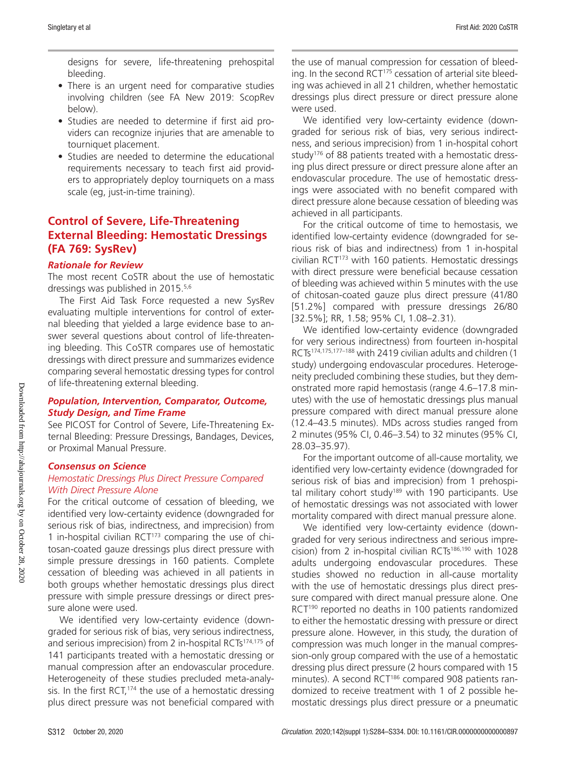designs for severe, life-threatening prehospital bleeding.

- There is an urgent need for comparative studies involving children (see FA New 2019: ScopRev below).
- Studies are needed to determine if first aid providers can recognize injuries that are amenable to tourniquet placement.
- Studies are needed to determine the educational requirements necessary to teach first aid providers to appropriately deploy tourniquets on a mass scale (eg, just-in-time training).

## Control of Severe, Life-Threatening External Bleeding: Hemostatic Dressings (FA 769: SysRev)

### *Rationale for Review*

The most recent CoSTR about the use of hemostatic dressings was published in 2015.[5,6]

The First Aid Task Force requested a new SysRev evaluating multiple interventions for control of external bleeding that yielded a large evidence base to answer several questions about control of life-threatening bleeding. This CoSTR compares use of hemostatic dressings with direct pressure and summarizes evidence comparing several hemostatic dressing types for control of life-threatening external bleeding.

### *Population, Intervention, Comparator, Outcome, Study Design, and Time Frame*

See PICOST for Control of Severe, Life-Threatening External Bleeding: Pressure Dressings, Bandages, Devices, or Proximal Manual Pressure.

### *Consensus on Science*

#### *Hemostatic Dressings Plus Direct Pressure Compared With Direct Pressure Alone*

For the critical outcome of cessation of bleeding, we identified very low-certainty evidence (downgraded for serious risk of bias, indirectness, and imprecision) from 1 in-hospital civilian RCT[173] comparing the use of chitosan-coated gauze dressings plus direct pressure with simple pressure dressings in 160 patients. Complete cessation of bleeding was achieved in all patients in both groups whether hemostatic dressings plus direct pressure with simple pressure dressings or direct pressure alone were used.

We identified very low-certainty evidence (downgraded for serious risk of bias, very serious indirectness, and serious imprecision) from 2 in-hospital RCTs[174,175] of 141 participants treated with a hemostatic dressing or manual compression after an endovascular procedure. Heterogeneity of these studies precluded meta-analysis. In the first RCT,[174] the use of a hemostatic dressing plus direct pressure was not beneficial compared with the use of manual compression for cessation of bleeding. In the second RCT[175] cessation of arterial site bleeding was achieved in all 21 children, whether hemostatic dressings plus direct pressure or direct pressure alone were used.

We identified very low-certainty evidence (downgraded for serious risk of bias, very serious indirectness, and serious imprecision) from 1 in-hospital cohort study[176] of 88 patients treated with a hemostatic dressing plus direct pressure or direct pressure alone after an endovascular procedure. The use of hemostatic dressings were associated with no benefit compared with direct pressure alone because cessation of bleeding was achieved in all participants.

For the critical outcome of time to hemostasis, we identified low-certainty evidence (downgraded for serious risk of bias and indirectness) from 1 in-hospital civilian RCT[173] with 160 patients. Hemostatic dressings with direct pressure were beneficial because cessation of bleeding was achieved within 5 minutes with the use of chitosan-coated gauze plus direct pressure (41/80 [51.2%] compared with pressure dressings 26/80 [32.5%]; RR, 1.58; 95% CI, 1.08–2.31).

We identified low-certainty evidence (downgraded for very serious indirectness) from fourteen in-hospital RCTs[174,175,177–188] with 2419 civilian adults and children (1 study) undergoing endovascular procedures. Heterogeneity precluded combining these studies, but they demonstrated more rapid hemostasis (range 4.6–17.8 minutes) with the use of hemostatic dressings plus manual pressure compared with direct manual pressure alone (12.4–43.5 minutes). MDs across studies ranged from 2 minutes (95% CI, 0.46–3.54) to 32 minutes (95% CI, 28.03–35.97).

For the important outcome of all-cause mortality, we identified very low-certainty evidence (downgraded for serious risk of bias and imprecision) from 1 prehospital military cohort study[189] with 190 participants. Use of hemostatic dressings was not associated with lower mortality compared with direct manual pressure alone.

We identified very low-certainty evidence (downgraded for very serious indirectness and serious imprecision) from 2 in-hospital civilian RCTs[186,190] with 1028 adults undergoing endovascular procedures. These studies showed no reduction in all-cause mortality with the use of hemostatic dressings plus direct pressure compared with direct manual pressure alone. One RCT[190] reported no deaths in 100 patients randomized to either the hemostatic dressing with pressure or direct pressure alone. However, in this study, the duration of compression was much longer in the manual compression-only group compared with the use of a hemostatic dressing plus direct pressure (2 hours compared with 15 minutes). A second RCT[186] compared 908 patients randomized to receive treatment with 1 of 2 possible hemostatic dressings plus direct pressure or a pneumatic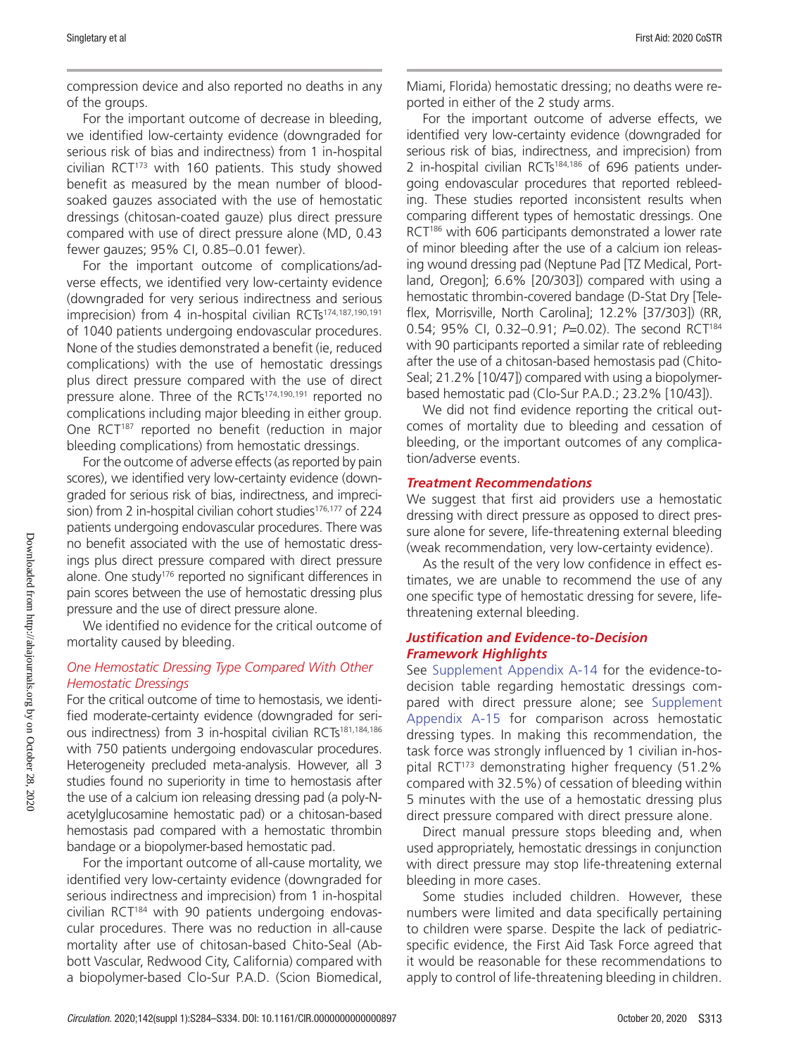compression device and also reported no deaths in any of the groups.

For the important outcome of decrease in bleeding, we identified low-certainty evidence (downgraded for serious risk of bias and indirectness) from 1 in-hospital civilian RCT[173] with 160 patients. This study showed benefit as measured by the mean number of blood-soaked gauzes associated with the use of hemostatic dressings (chitosan-coated gauze) plus direct pressure compared with use of direct pressure alone (MD, 0.43 fewer gauzes; 95% CI, 0.85–0.01 fewer).

For the important outcome of complications/adverse effects, we identified very low-certainty evidence (downgraded for very serious indirectness and serious imprecision) from 4 in-hospital civilian RCTs[174,187,190,191] of 1040 patients undergoing endovascular procedures. None of the studies demonstrated a benefit (ie, reduced complications) with the use of hemostatic dressings plus direct pressure compared with the use of direct pressure alone. Three of the RCTs[174,190,191] reported no complications including major bleeding in either group. One RCT[187] reported no benefit (reduction in major bleeding complications) from hemostatic dressings.

For the outcome of adverse effects (as reported by pain scores), we identified very low-certainty evidence (downgraded for serious risk of bias, indirectness, and imprecision) from 2 in-hospital civilian cohort studies[176,177] of 224 patients undergoing endovascular procedures. There was no benefit associated with the use of hemostatic dressings plus direct pressure compared with direct pressure alone. One study[176] reported no significant differences in pain scores between the use of hemostatic dressing plus pressure and the use of direct pressure alone.

We identified no evidence for the critical outcome of mortality caused by bleeding.

### *One Hemostatic Dressing Type Compared With Other Hemostatic Dressings*

For the critical outcome of time to hemostasis, we identified moderate-certainty evidence (downgraded for serious indirectness) from 3 in-hospital civilian RCTs[181,184,186] with 750 patients undergoing endovascular procedures. Heterogeneity precluded meta-analysis. However, all 3 studies found no superiority in time to hemostasis after the use of a calcium ion releasing dressing pad (a poly-N-acetylglucosamine hemostatic pad) or a chitosan-based hemostasis pad compared with a hemostatic thrombin bandage or a biopolymer-based hemostatic pad.

For the important outcome of all-cause mortality, we identified very low-certainty evidence (downgraded for serious indirectness and imprecision) from 1 in-hospital civilian RCT[184] with 90 patients undergoing endovascular procedures. There was no reduction in all-cause mortality after use of chitosan-based Chito-Seal (Abbott Vascular, Redwood City, California) compared with a biopolymer-based Clo-Sur P.A.D. (Scion Biomedical, Miami, Florida) hemostatic dressing; no deaths were reported in either of the 2 study arms.

For the important outcome of adverse effects, we identified very low-certainty evidence (downgraded for serious risk of bias, indirectness, and imprecision) from 2 in-hospital civilian RCTs[184,186] of 696 patients undergoing endovascular procedures that reported rebleeding. These studies reported inconsistent results when comparing different types of hemostatic dressings. One RCT[186] with 606 participants demonstrated a lower rate of minor bleeding after the use of a calcium ion releasing wound dressing pad (Neptune Pad [TZ Medical, Portland, Oregon]; 6.6% [20/303]) compared with using a hemostatic thrombin-covered bandage (D-Stat Dry [Teleflex, Morrisville, North Carolina]; 12.2% [37/303]) (RR, 0.54; 95% CI, 0.32–0.91; *P*=0.02). The second RCT[184] with 90 participants reported a similar rate of rebleeding after the use of a chitosan-based hemostasis pad (Chito-Seal; 21.2% [10/47]) compared with using a biopolymer-based hemostatic pad (Clo-Sur P.A.D.; 23.2% [10/43]).

We did not find evidence reporting the critical outcomes of mortality due to bleeding and cessation of bleeding, or the important outcomes of any complication/adverse events.

### *Treatment Recommendations*

We suggest that first aid providers use a hemostatic dressing with direct pressure as opposed to direct pressure alone for severe, life-threatening external bleeding (weak recommendation, very low-certainty evidence).

As the result of the very low confidence in effect estimates, we are unable to recommend the use of any one specific type of hemostatic dressing for severe, life-threatening external bleeding.

### *Justification and Evidence-to-Decision Framework Highlights*

See Supplement Appendix A-14 for the evidence-to-decision table regarding hemostatic dressings compared with direct pressure alone; see Supplement Appendix A-15 for comparison across hemostatic dressing types. In making this recommendation, the task force was strongly influenced by 1 civilian in-hospital RCT[173] demonstrating higher frequency (51.2% compared with 32.5%) of cessation of bleeding within 5 minutes with the use of a hemostatic dressing plus direct pressure compared with direct pressure alone.

Direct manual pressure stops bleeding and, when used appropriately, hemostatic dressings in conjunction with direct pressure may stop life-threatening external bleeding in more cases.

Some studies included children. However, these numbers were limited and data specifically pertaining to children were sparse. Despite the lack of pediatric-specific evidence, the First Aid Task Force agreed that it would be reasonable for these recommendations to apply to control of life-threatening bleeding in children.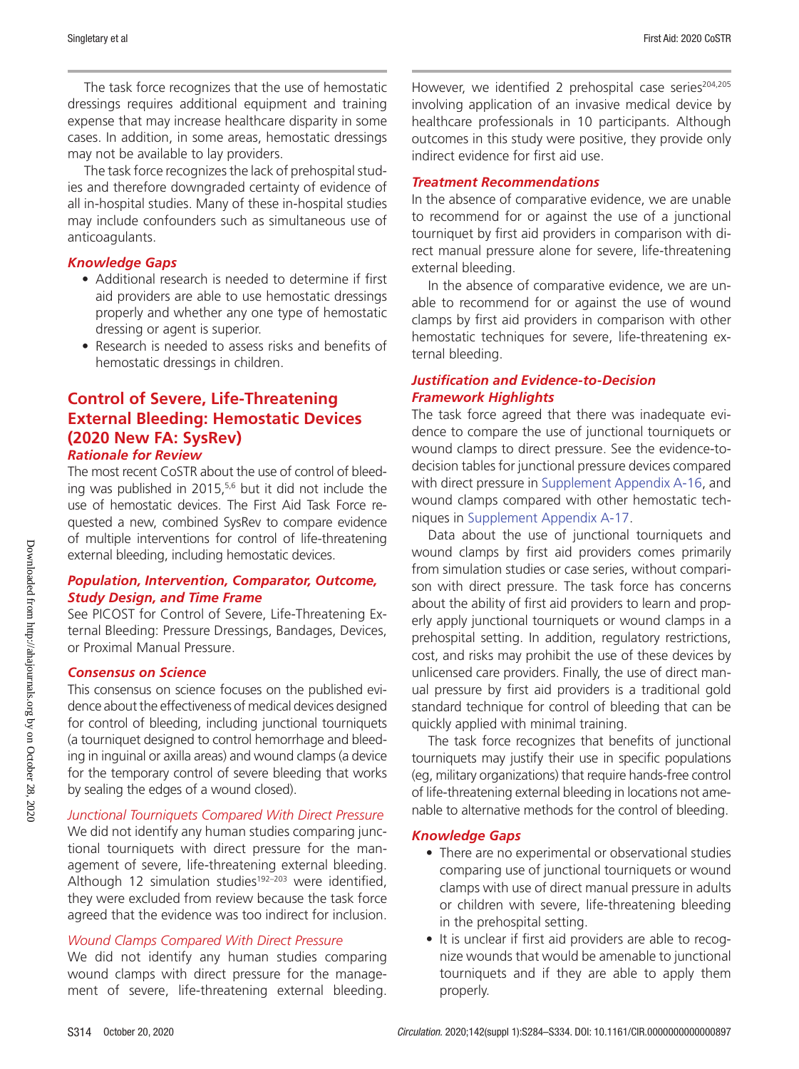The task force recognizes that the use of hemostatic dressings requires additional equipment and training expense that may increase healthcare disparity in some cases. In addition, in some areas, hemostatic dressings may not be available to lay providers.

The task force recognizes the lack of prehospital studies and therefore downgraded certainty of evidence of all in-hospital studies. Many of these in-hospital studies may include confounders such as simultaneous use of anticoagulants.

### *Knowledge Gaps*

- Additional research is needed to determine if first aid providers are able to use hemostatic dressings properly and whether any one type of hemostatic dressing or agent is superior.
- Research is needed to assess risks and benefits of hemostatic dressings in children.

## Control of Severe, Life-Threatening External Bleeding: Hemostatic Devices (2020 New FA: SysRev)

### *Rationale for Review*

The most recent CoSTR about the use of control of bleeding was published in 2015,[5,6] but it did not include the use of hemostatic devices. The First Aid Task Force requested a new, combined SysRev to compare evidence of multiple interventions for control of life-threatening external bleeding, including hemostatic devices.

### *Population, Intervention, Comparator, Outcome, Study Design, and Time Frame*

See PICOST for Control of Severe, Life-Threatening External Bleeding: Pressure Dressings, Bandages, Devices, or Proximal Manual Pressure.

### *Consensus on Science*

This consensus on science focuses on the published evidence about the effectiveness of medical devices designed for control of bleeding, including junctional tourniquets (a tourniquet designed to control hemorrhage and bleeding in inguinal or axilla areas) and wound clamps (a device for the temporary control of severe bleeding that works by sealing the edges of a wound closed).

#### *Junctional Tourniquets Compared With Direct Pressure*

We did not identify any human studies comparing junctional tourniquets with direct pressure for the management of severe, life-threatening external bleeding. Although 12 simulation studies[192–203] were identified, they were excluded from review because the task force agreed that the evidence was too indirect for inclusion.

#### *Wound Clamps Compared With Direct Pressure*

We did not identify any human studies comparing wound clamps with direct pressure for the management of severe, life-threatening external bleeding. However, we identified 2 prehospital case series[204,205] involving application of an invasive medical device by healthcare professionals in 10 participants. Although outcomes in this study were positive, they provide only indirect evidence for first aid use.

### *Treatment Recommendations*

In the absence of comparative evidence, we are unable to recommend for or against the use of a junctional tourniquet by first aid providers in comparison with direct manual pressure alone for severe, life-threatening external bleeding.

In the absence of comparative evidence, we are unable to recommend for or against the use of wound clamps by first aid providers in comparison with other hemostatic techniques for severe, life-threatening external bleeding.

### *Justification and Evidence-to-Decision Framework Highlights*

The task force agreed that there was inadequate evidence to compare the use of junctional tourniquets or wound clamps to direct pressure. See the evidence-to-decision tables for junctional pressure devices compared with direct pressure in Supplement Appendix A-16, and wound clamps compared with other hemostatic techniques in Supplement Appendix A-17.

Data about the use of junctional tourniquets and wound clamps by first aid providers comes primarily from simulation studies or case series, without comparison with direct pressure. The task force has concerns about the ability of first aid providers to learn and properly apply junctional tourniquets or wound clamps in a prehospital setting. In addition, regulatory restrictions, cost, and risks may prohibit the use of these devices by unlicensed care providers. Finally, the use of direct manual pressure by first aid providers is a traditional gold standard technique for control of bleeding that can be quickly applied with minimal training.

The task force recognizes that benefits of junctional tourniquets may justify their use in specific populations (eg, military organizations) that require hands-free control of life-threatening external bleeding in locations not amenable to alternative methods for the control of bleeding.

### *Knowledge Gaps*

- There are no experimental or observational studies comparing use of junctional tourniquets or wound clamps with use of direct manual pressure in adults or children with severe, life-threatening bleeding in the prehospital setting.
- It is unclear if first aid providers are able to recognize wounds that would be amenable to junctional tourniquets and if they are able to apply them properly.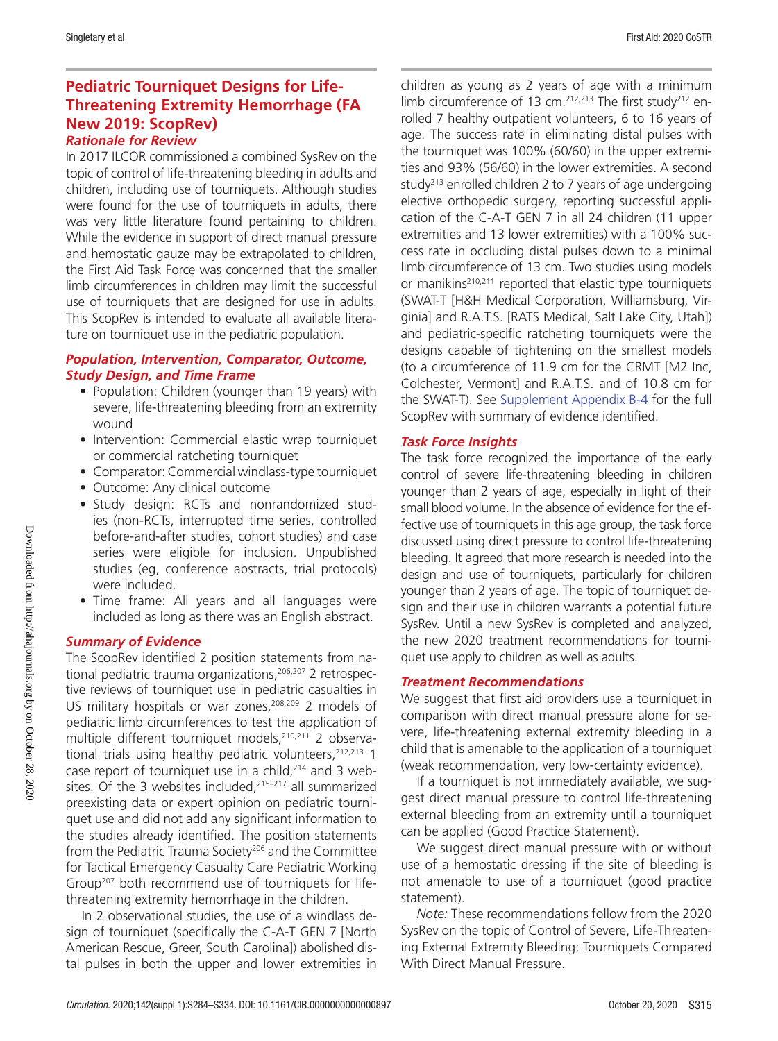## Pediatric Tourniquet Designs for Life-Threatening Extremity Hemorrhage (FA New 2019: ScopRev)

### *Rationale for Review*

In 2017 ILCOR commissioned a combined SysRev on the topic of control of life-threatening bleeding in adults and children, including use of tourniquets. Although studies were found for the use of tourniquets in adults, there was very little literature found pertaining to children. While the evidence in support of direct manual pressure and hemostatic gauze may be extrapolated to children, the First Aid Task Force was concerned that the smaller limb circumferences in children may limit the successful use of tourniquets that are designed for use in adults. This ScopRev is intended to evaluate all available literature on tourniquet use in the pediatric population.

### *Population, Intervention, Comparator, Outcome, Study Design, and Time Frame*

- Population: Children (younger than 19 years) with severe, life-threatening bleeding from an extremity wound
- Intervention: Commercial elastic wrap tourniquet or commercial ratcheting tourniquet
- Comparator: Commercial windlass-type tourniquet
- Outcome: Any clinical outcome
- Study design: RCTs and nonrandomized studies (non-RCTs, interrupted time series, controlled before-and-after studies, cohort studies) and case series were eligible for inclusion. Unpublished studies (eg, conference abstracts, trial protocols) were included.
- Time frame: All years and all languages were included as long as there was an English abstract.

### *Summary of Evidence*

The ScopRev identified 2 position statements from national pediatric trauma organizations,[206,207] 2 retrospective reviews of tourniquet use in pediatric casualties in US military hospitals or war zones,[208,209] 2 models of pediatric limb circumferences to test the application of multiple different tourniquet models,[210,211] 2 observational trials using healthy pediatric volunteers,[212,213] 1 case report of tourniquet use in a child,[214] and 3 websites. Of the 3 websites included,[215–217] all summarized preexisting data or expert opinion on pediatric tourniquet use and did not add any significant information to the studies already identified. The position statements from the Pediatric Trauma Society[206] and the Committee for Tactical Emergency Casualty Care Pediatric Working Group[207] both recommend use of tourniquets for life-threatening extremity hemorrhage in the children.

In 2 observational studies, the use of a windlass design of tourniquet (specifically the C-A-T GEN 7 [North American Rescue, Greer, South Carolina]) abolished distal pulses in both the upper and lower extremities in children as young as 2 years of age with a minimum limb circumference of 13 cm.[212,213] The first study[212] enrolled 7 healthy outpatient volunteers, 6 to 16 years of age. The success rate in eliminating distal pulses with the tourniquet was 100% (60/60) in the upper extremities and 93% (56/60) in the lower extremities. A second study[213] enrolled children 2 to 7 years of age undergoing elective orthopedic surgery, reporting successful application of the C-A-T GEN 7 in all 24 children (11 upper extremities and 13 lower extremities) with a 100% success rate in occluding distal pulses down to a minimal limb circumference of 13 cm. Two studies using models or manikins[210,211] reported that elastic type tourniquets (SWAT-T [H&H Medical Corporation, Williamsburg, Virginia] and R.A.T.S. [RATS Medical, Salt Lake City, Utah]) and pediatric-specific ratcheting tourniquets were the designs capable of tightening on the smallest models (to a circumference of 11.9 cm for the CRMT [M2 Inc, Colchester, Vermont] and R.A.T.S. and of 10.8 cm for the SWAT-T). See Supplement Appendix B-4 for the full ScopRev with summary of evidence identified.

### *Task Force Insights*

The task force recognized the importance of the early control of severe life-threatening bleeding in children younger than 2 years of age, especially in light of their small blood volume. In the absence of evidence for the effective use of tourniquets in this age group, the task force discussed using direct pressure to control life-threatening bleeding. It agreed that more research is needed into the design and use of tourniquets, particularly for children younger than 2 years of age. The topic of tourniquet design and their use in children warrants a potential future SysRev. Until a new SysRev is completed and analyzed, the new 2020 treatment recommendations for tourniquet use apply to children as well as adults.

### *Treatment Recommendations*

We suggest that first aid providers use a tourniquet in comparison with direct manual pressure alone for severe, life-threatening external extremity bleeding in a child that is amenable to the application of a tourniquet (weak recommendation, very low-certainty evidence).

If a tourniquet is not immediately available, we suggest direct manual pressure to control life-threatening external bleeding from an extremity until a tourniquet can be applied (Good Practice Statement).

We suggest direct manual pressure with or without use of a hemostatic dressing if the site of bleeding is not amenable to use of a tourniquet (good practice statement).

*Note:* These recommendations follow from the 2020 SysRev on the topic of Control of Severe, Life-Threatening External Extremity Bleeding: Tourniquets Compared With Direct Manual Pressure.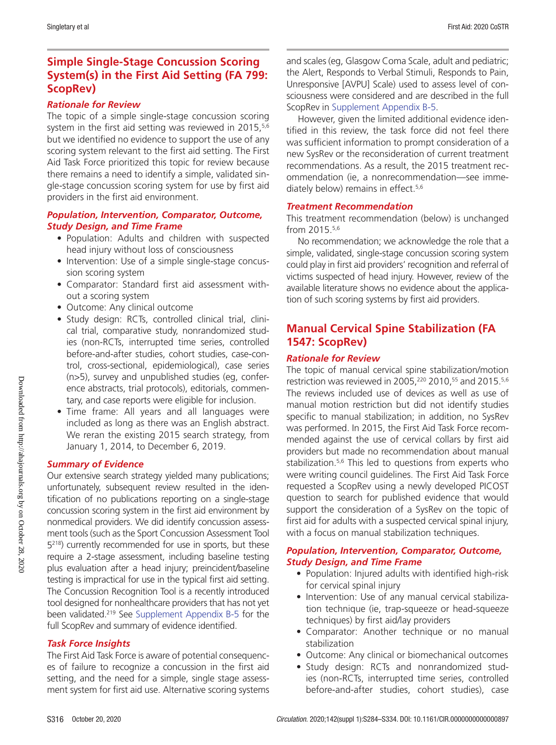## Simple Single-Stage Concussion Scoring System(s) in the First Aid Setting (FA 799: ScopRev)

### Rationale for Review

The topic of a simple single-stage concussion scoring system in the first aid setting was reviewed in 2015,[5,6] but we identified no evidence to support the use of any scoring system relevant to the first aid setting. The First Aid Task Force prioritized this topic for review because there remains a need to identify a simple, validated single-stage concussion scoring system for use by first aid providers in the first aid environment.

### Population, Intervention, Comparator, Outcome, Study Design, and Time Frame

- Population: Adults and children with suspected head injury without loss of consciousness
- Intervention: Use of a simple single-stage concussion scoring system
- Comparator: Standard first aid assessment without a scoring system
- Outcome: Any clinical outcome
- Study design: RCTs, controlled clinical trial, clinical trial, comparative study, nonrandomized studies (non-RCTs, interrupted time series, controlled before-and-after studies, cohort studies, case-control, cross-sectional, epidemiological), case series (n>5), survey and unpublished studies (eg, conference abstracts, trial protocols), editorials, commentary, and case reports were eligible for inclusion.
- Time frame: All years and all languages were included as long as there was an English abstract. We reran the existing 2015 search strategy, from January 1, 2014, to December 6, 2019.

### Summary of Evidence

Our extensive search strategy yielded many publications; unfortunately, subsequent review resulted in the identification of no publications reporting on a single-stage concussion scoring system in the first aid environment by nonmedical providers. We did identify concussion assessment tools (such as the Sport Concussion Assessment Tool 5[218]) currently recommended for use in sports, but these require a 2-stage assessment, including baseline testing plus evaluation after a head injury; preincident/baseline testing is impractical for use in the typical first aid setting. The Concussion Recognition Tool is a recently introduced tool designed for nonhealthcare providers that has not yet been validated.[219] See Supplement Appendix B-5 for the full ScopRev and summary of evidence identified.

### Task Force Insights

The First Aid Task Force is aware of potential consequences of failure to recognize a concussion in the first aid setting, and the need for a simple, single stage assessment system for first aid use. Alternative scoring systems and scales (eg, Glasgow Coma Scale, adult and pediatric; the Alert, Responds to Verbal Stimuli, Responds to Pain, Unresponsive [AVPU] Scale) used to assess level of consciousness were considered and are described in the full ScopRev in Supplement Appendix B-5.

However, given the limited additional evidence identified in this review, the task force did not feel there was sufficient information to prompt consideration of a new SysRev or the reconsideration of current treatment recommendations. As a result, the 2015 treatment recommendation (ie, a nonrecommendation—see immediately below) remains in effect.[5,6]

### Treatment Recommendation

This treatment recommendation (below) is unchanged from 2015.[5,6]

No recommendation; we acknowledge the role that a simple, validated, single-stage concussion scoring system could play in first aid providers' recognition and referral of victims suspected of head injury. However, review of the available literature shows no evidence about the application of such scoring systems by first aid providers.

## Manual Cervical Spine Stabilization (FA 1547: ScopRev)

### Rationale for Review

The topic of manual cervical spine stabilization/motion restriction was reviewed in 2005,[220] 2010,[55] and 2015.[5,6] The reviews included use of devices as well as use of manual motion restriction but did not identify studies specific to manual stabilization; in addition, no SysRev was performed. In 2015, the First Aid Task Force recommended against the use of cervical collars by first aid providers but made no recommendation about manual stabilization.[5,6] This led to questions from experts who were writing council guidelines. The First Aid Task Force requested a ScopRev using a newly developed PICOST question to search for published evidence that would support the consideration of a SysRev on the topic of first aid for adults with a suspected cervical spinal injury, with a focus on manual stabilization techniques.

### Population, Intervention, Comparator, Outcome, Study Design, and Time Frame

- Population: Injured adults with identified high-risk for cervical spinal injury
- Intervention: Use of any manual cervical stabilization technique (ie, trap-squeeze or head-squeeze techniques) by first aid/lay providers
- Comparator: Another technique or no manual stabilization
- Outcome: Any clinical or biomechanical outcomes
- Study design: RCTs and nonrandomized studies (non-RCTs, interrupted time series, controlled before-and-after studies, cohort studies), case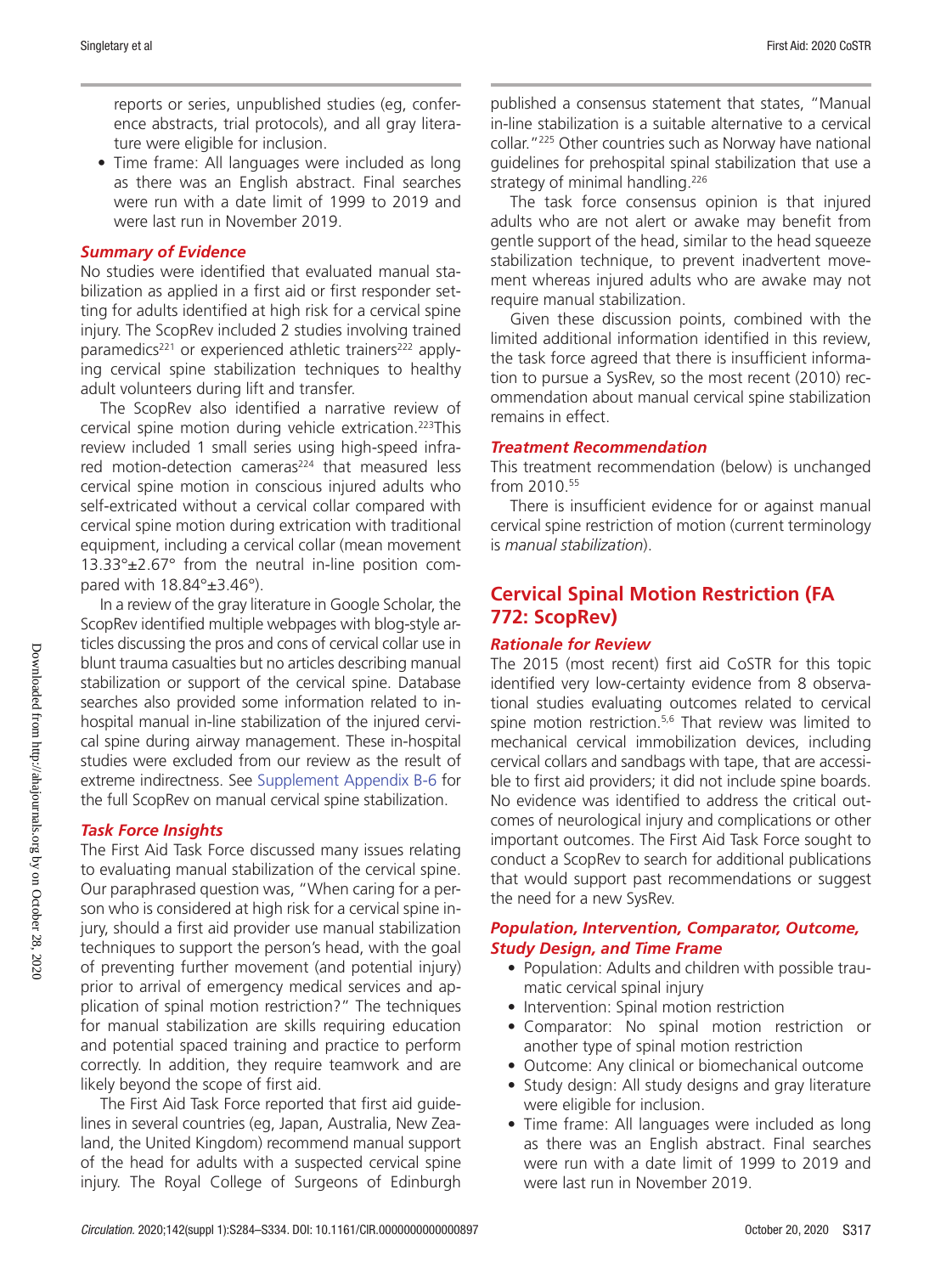reports or series, unpublished studies (eg, conference abstracts, trial protocols), and all gray literature were eligible for inclusion.

- Time frame: All languages were included as long as there was an English abstract. Final searches were run with a date limit of 1999 to 2019 and were last run in November 2019.

### *Summary of Evidence*

No studies were identified that evaluated manual stabilization as applied in a first aid or first responder setting for adults identified at high risk for a cervical spine injury. The ScopRev included 2 studies involving trained paramedics[221] or experienced athletic trainers[222] applying cervical spine stabilization techniques to healthy adult volunteers during lift and transfer.

The ScopRev also identified a narrative review of cervical spine motion during vehicle extrication.[223]This review included 1 small series using high-speed infrared motion-detection cameras[224] that measured less cervical spine motion in conscious injured adults who self-extricated without a cervical collar compared with cervical spine motion during extrication with traditional equipment, including a cervical collar (mean movement 13.33°±2.67° from the neutral in-line position compared with 18.84°±3.46°).

In a review of the gray literature in Google Scholar, the ScopRev identified multiple webpages with blog-style articles discussing the pros and cons of cervical collar use in blunt trauma casualties but no articles describing manual stabilization or support of the cervical spine. Database searches also provided some information related to in-hospital manual in-line stabilization of the injured cervical spine during airway management. These in-hospital studies were excluded from our review as the result of extreme indirectness. See Supplement Appendix B-6 for the full ScopRev on manual cervical spine stabilization.

### *Task Force Insights*

The First Aid Task Force discussed many issues relating to evaluating manual stabilization of the cervical spine. Our paraphrased question was, "When caring for a person who is considered at high risk for a cervical spine injury, should a first aid provider use manual stabilization techniques to support the person's head, with the goal of preventing further movement (and potential injury) prior to arrival of emergency medical services and application of spinal motion restriction?" The techniques for manual stabilization are skills requiring education and potential spaced training and practice to perform correctly. In addition, they require teamwork and are likely beyond the scope of first aid.

The First Aid Task Force reported that first aid guidelines in several countries (eg, Japan, Australia, New Zealand, the United Kingdom) recommend manual support of the head for adults with a suspected cervical spine injury. The Royal College of Surgeons of Edinburgh published a consensus statement that states, "Manual in-line stabilization is a suitable alternative to a cervical collar."[225] Other countries such as Norway have national guidelines for prehospital spinal stabilization that use a strategy of minimal handling.[226]

The task force consensus opinion is that injured adults who are not alert or awake may benefit from gentle support of the head, similar to the head squeeze stabilization technique, to prevent inadvertent movement whereas injured adults who are awake may not require manual stabilization.

Given these discussion points, combined with the limited additional information identified in this review, the task force agreed that there is insufficient information to pursue a SysRev, so the most recent (2010) recommendation about manual cervical spine stabilization remains in effect.

### *Treatment Recommendation*

This treatment recommendation (below) is unchanged from 2010.[55]

There is insufficient evidence for or against manual cervical spine restriction of motion (current terminology is *manual stabilization*).

## Cervical Spinal Motion Restriction (FA 772: ScopRev)

### *Rationale for Review*

The 2015 (most recent) first aid CoSTR for this topic identified very low-certainty evidence from 8 observational studies evaluating outcomes related to cervical spine motion restriction.[5,6] That review was limited to mechanical cervical immobilization devices, including cervical collars and sandbags with tape, that are accessible to first aid providers; it did not include spine boards. No evidence was identified to address the critical outcomes of neurological injury and complications or other important outcomes. The First Aid Task Force sought to conduct a ScopRev to search for additional publications that would support past recommendations or suggest the need for a new SysRev.

### *Population, Intervention, Comparator, Outcome, Study Design, and Time Frame*

- Population: Adults and children with possible traumatic cervical spinal injury
- Intervention: Spinal motion restriction
- Comparator: No spinal motion restriction or another type of spinal motion restriction
- Outcome: Any clinical or biomechanical outcome
- Study design: All study designs and gray literature were eligible for inclusion.
- Time frame: All languages were included as long as there was an English abstract. Final searches were run with a date limit of 1999 to 2019 and were last run in November 2019.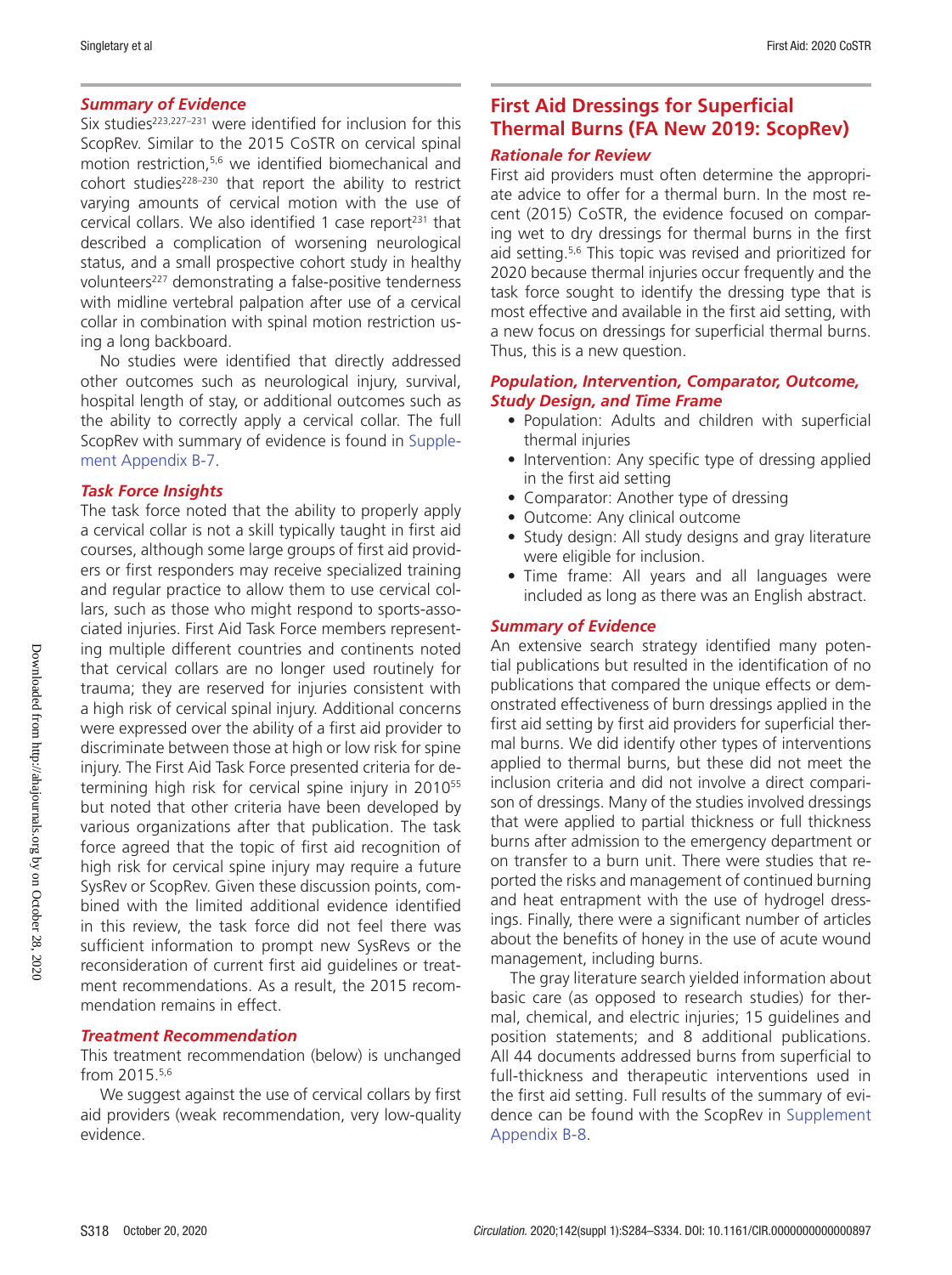### Summary of Evidence

Six studies[223,227–231] were identified for inclusion for this ScopRev. Similar to the 2015 CoSTR on cervical spinal motion restriction,[5,6] we identified biomechanical and cohort studies[228–230] that report the ability to restrict varying amounts of cervical motion with the use of cervical collars. We also identified 1 case report[231] that described a complication of worsening neurological status, and a small prospective cohort study in healthy volunteers[227] demonstrating a false-positive tenderness with midline vertebral palpation after use of a cervical collar in combination with spinal motion restriction using a long backboard.

No studies were identified that directly addressed other outcomes such as neurological injury, survival, hospital length of stay, or additional outcomes such as the ability to correctly apply a cervical collar. The full ScopRev with summary of evidence is found in Supplement Appendix B-7.

### Task Force Insights

The task force noted that the ability to properly apply a cervical collar is not a skill typically taught in first aid courses, although some large groups of first aid providers or first responders may receive specialized training and regular practice to allow them to use cervical collars, such as those who might respond to sports-associated injuries. First Aid Task Force members representing multiple different countries and continents noted that cervical collars are no longer used routinely for trauma; they are reserved for injuries consistent with a high risk of cervical spinal injury. Additional concerns were expressed over the ability of a first aid provider to discriminate between those at high or low risk for spine injury. The First Aid Task Force presented criteria for determining high risk for cervical spine injury in 2010[55] but noted that other criteria have been developed by various organizations after that publication. The task force agreed that the topic of first aid recognition of high risk for cervical spine injury may require a future SysRev or ScopRev. Given these discussion points, combined with the limited additional evidence identified in this review, the task force did not feel there was sufficient information to prompt new SysRevs or the reconsideration of current first aid guidelines or treatment recommendations. As a result, the 2015 recommendation remains in effect.

### Treatment Recommendation

This treatment recommendation (below) is unchanged from 2015.[5,6]

We suggest against the use of cervical collars by first aid providers (weak recommendation, very low-quality evidence).

## First Aid Dressings for Superficial Thermal Burns (FA New 2019: ScopRev)

### Rationale for Review

First aid providers must often determine the appropriate advice to offer for a thermal burn. In the most recent (2015) CoSTR, the evidence focused on comparing wet to dry dressings for thermal burns in the first aid setting.[5,6] This topic was revised and prioritized for 2020 because thermal injuries occur frequently and the task force sought to identify the dressing type that is most effective and available in the first aid setting, with a new focus on dressings for superficial thermal burns. Thus, this is a new question.

### Population, Intervention, Comparator, Outcome, Study Design, and Time Frame

- Population: Adults and children with superficial thermal injuries
- Intervention: Any specific type of dressing applied in the first aid setting
- Comparator: Another type of dressing
- Outcome: Any clinical outcome
- Study design: All study designs and gray literature were eligible for inclusion.
- Time frame: All years and all languages were included as long as there was an English abstract.

### Summary of Evidence

An extensive search strategy identified many potential publications but resulted in the identification of no publications that compared the unique effects or demonstrated effectiveness of burn dressings applied in the first aid setting by first aid providers for superficial thermal burns. We did identify other types of interventions applied to thermal burns, but these did not meet the inclusion criteria and did not involve a direct comparison of dressings. Many of the studies involved dressings that were applied to partial thickness or full thickness burns after admission to the emergency department or on transfer to a burn unit. There were studies that reported the risks and management of continued burning and heat entrapment with the use of hydrogel dressings. Finally, there were a significant number of articles about the benefits of honey in the use of acute wound management, including burns.

The gray literature search yielded information about basic care (as opposed to research studies) for thermal, chemical, and electric injuries; 15 guidelines and position statements; and 8 additional publications. All 44 documents addressed burns from superficial to full-thickness and therapeutic interventions used in the first aid setting. Full results of the summary of evidence can be found with the ScopRev in Supplement Appendix B-8.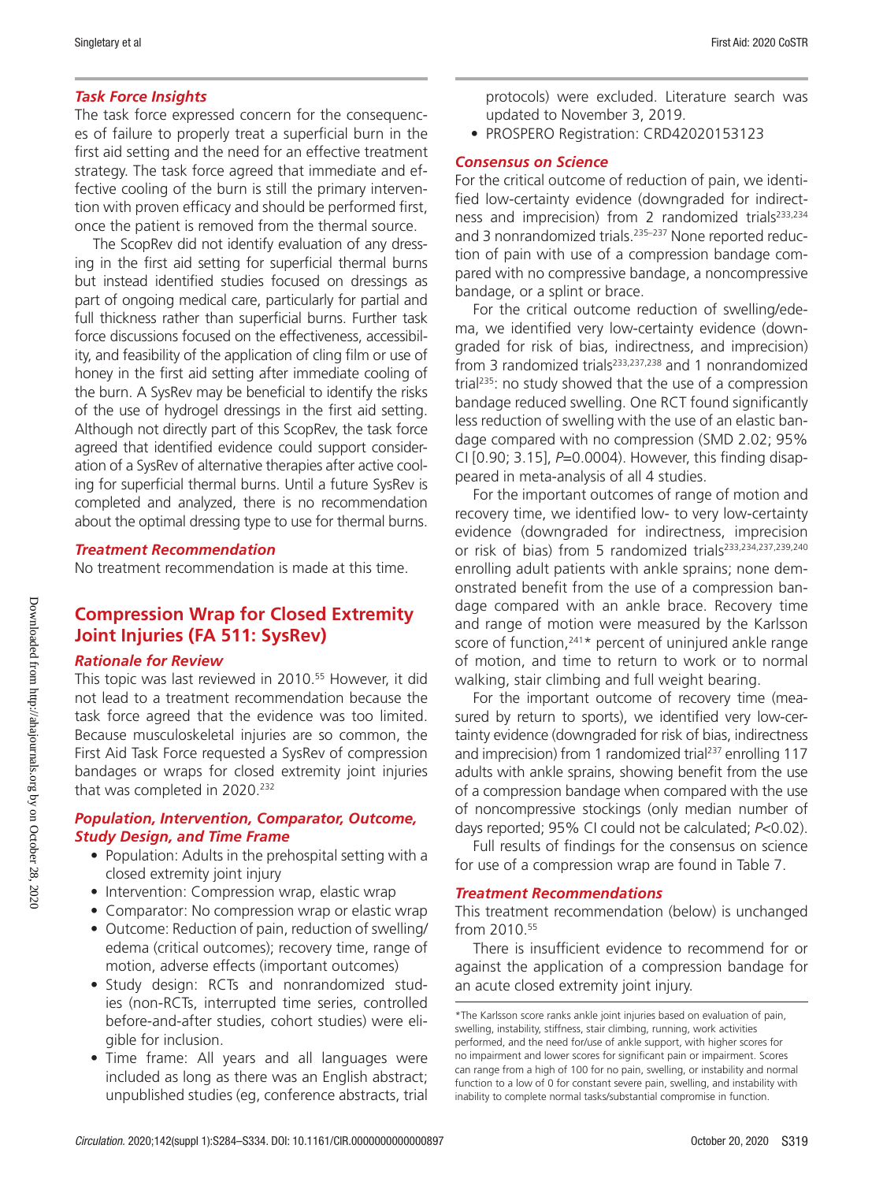### *Task Force Insights*

The task force expressed concern for the consequences of failure to properly treat a superficial burn in the first aid setting and the need for an effective treatment strategy. The task force agreed that immediate and effective cooling of the burn is still the primary intervention with proven efficacy and should be performed first, once the patient is removed from the thermal source.

The ScopRev did not identify evaluation of any dressing in the first aid setting for superficial thermal burns but instead identified studies focused on dressings as part of ongoing medical care, particularly for partial and full thickness rather than superficial burns. Further task force discussions focused on the effectiveness, accessibility, and feasibility of the application of cling film or use of honey in the first aid setting after immediate cooling of the burn. A SysRev may be beneficial to identify the risks of the use of hydrogel dressings in the first aid setting. Although not directly part of this ScopRev, the task force agreed that identified evidence could support consideration of a SysRev of alternative therapies after active cooling for superficial thermal burns. Until a future SysRev is completed and analyzed, there is no recommendation about the optimal dressing type to use for thermal burns.

### *Treatment Recommendation*

No treatment recommendation is made at this time.

## Compression Wrap for Closed Extremity Joint Injuries (FA 511: SysRev)

### *Rationale for Review*

This topic was last reviewed in 2010.[55] However, it did not lead to a treatment recommendation because the task force agreed that the evidence was too limited. Because musculoskeletal injuries are so common, the First Aid Task Force requested a SysRev of compression bandages or wraps for closed extremity joint injuries that was completed in 2020.[232]

### *Population, Intervention, Comparator, Outcome, Study Design, and Time Frame*

- Population: Adults in the prehospital setting with a closed extremity joint injury
- Intervention: Compression wrap, elastic wrap
- Comparator: No compression wrap or elastic wrap
- Outcome: Reduction of pain, reduction of swelling/edema (critical outcomes); recovery time, range of motion, adverse effects (important outcomes)
- Study design: RCTs and nonrandomized studies (non-RCTs, interrupted time series, controlled before-and-after studies, cohort studies) were eligible for inclusion.
- Time frame: All years and all languages were included as long as there was an English abstract; unpublished studies (eg, conference abstracts, trial protocols) were excluded. Literature search was updated to November 3, 2019.
- PROSPERO Registration: CRD42020153123

### *Consensus on Science*

For the critical outcome of reduction of pain, we identified low-certainty evidence (downgraded for indirectness and imprecision) from 2 randomized trials[233,234] and 3 nonrandomized trials.[235–237] None reported reduction of pain with use of a compression bandage compared with no compressive bandage, a noncompressive bandage, or a splint or brace.

For the critical outcome reduction of swelling/edema, we identified very low-certainty evidence (downgraded for risk of bias, indirectness, and imprecision) from 3 randomized trials[233,237,238] and 1 nonrandomized trial[235]: no study showed that the use of a compression bandage reduced swelling. One RCT found significantly less reduction of swelling with the use of an elastic bandage compared with no compression (SMD 2.02; 95% CI [0.90; 3.15], $P$=0.0004). However, this finding disappeared in meta-analysis of all 4 studies.

For the important outcomes of range of motion and recovery time, we identified low- to very low-certainty evidence (downgraded for indirectness, imprecision or risk of bias) from 5 randomized trials[233,234,237,239,240] enrolling adult patients with ankle sprains; none demonstrated benefit from the use of a compression bandage compared with an ankle brace. Recovery time and range of motion were measured by the Karlsson score of function,[241]* percent of uninjured ankle range of motion, and time to return to work or to normal walking, stair climbing and full weight bearing.

For the important outcome of recovery time (measured by return to sports), we identified very low-certainty evidence (downgraded for risk of bias, indirectness and imprecision) from 1 randomized trial[237] enrolling 117 adults with ankle sprains, showing benefit from the use of a compression bandage when compared with the use of noncompressive stockings (only median number of days reported; 95% CI could not be calculated; $P$<0.02).

Full results of findings for the consensus on science for use of a compression wrap are found in Table 7.

### *Treatment Recommendations*

This treatment recommendation (below) is unchanged from 2010.[55]

There is insufficient evidence to recommend for or against the application of a compression bandage for an acute closed extremity joint injury.

*The Karlsson score ranks ankle joint injuries based on evaluation of pain, swelling, instability, stiffness, stair climbing, running, work activities performed, and the need for/use of ankle support, with higher scores for no impairment and lower scores for significant pain or impairment. Scores can range from a high of 100 for no pain, swelling, or instability and normal function to a low of 0 for constant severe pain, swelling, and instability with inability to complete normal tasks/substantial compromise in function.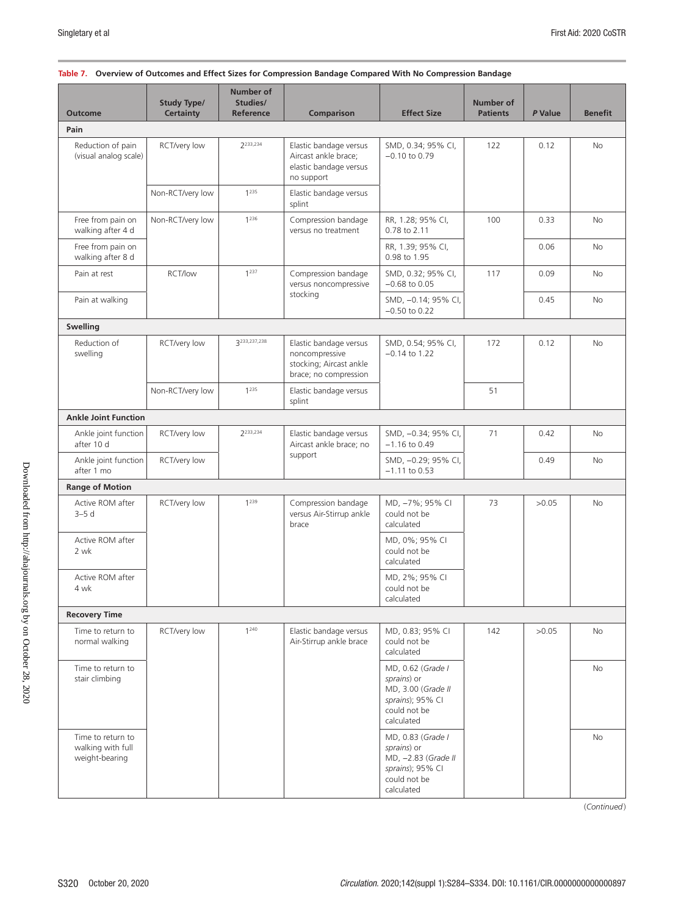**Table 7. Overview of Outcomes and Effect Sizes for Compression Bandage Compared With No Compression Bandage**

| Outcome | Study Type/ Certainty | Number of Studies/ Reference | Comparison | Effect Size | Number of Patients | *P* Value | Benefit |
|---|---|---|---|---|---|---|---|
| **Pain** | | | | | | | |
| Reduction of pain (visual analog scale) | RCT/very low | 2[233,234] | Elastic bandage versus Aircast ankle brace; elastic bandage versus no support | SMD, 0.34; 95% CI, −0.10 to 0.79 | 122 | 0.12 | No |
| | Non-RCT/very low | 1[235] | Elastic bandage versus splint | | | | |
| Free from pain on walking after 4 d | Non-RCT/very low | 1[236] | Compression bandage versus no treatment | RR, 1.28; 95% CI, 0.78 to 2.11 | 100 | 0.33 | No |
| Free from pain on walking after 8 d | | | | RR, 1.39; 95% CI, 0.98 to 1.95 | | 0.06 | No |
| Pain at rest | RCT/low | 1[237] | Compression bandage versus noncompressive stocking | SMD, 0.32; 95% CI, −0.68 to 0.05 | 117 | 0.09 | No |
| Pain at walking | | | | SMD, −0.14; 95% CI, −0.50 to 0.22 | | 0.45 | No |
| **Swelling** | | | | | | | |
| Reduction of swelling | RCT/very low | 3[233,237,238] | Elastic bandage versus noncompressive stocking; Aircast ankle brace; no compression | SMD, 0.54; 95% CI, −0.14 to 1.22 | 172 | 0.12 | No |
| | Non-RCT/very low | 1[235] | Elastic bandage versus splint | | 51 | | |
| **Ankle Joint Function** | | | | | | | |
| Ankle joint function after 10 d | RCT/very low | 2[233,234] | Elastic bandage versus Aircast ankle brace; no support | SMD, −0.34; 95% CI, −1.16 to 0.49 | 71 | 0.42 | No |
| Ankle joint function after 1 mo | RCT/very low | | | SMD, −0.29; 95% CI, −1.11 to 0.53 | | 0.49 | No |
| **Range of Motion** | | | | | | | |
| Active ROM after 3–5 d | RCT/very low | 1[239] | Compression bandage versus Air-Stirrup ankle brace | MD, −7%; 95% CI could not be calculated | 73 | >0.05 | No |
| Active ROM after 2 wk | | | | MD, 0%; 95% CI could not be calculated | | | |
| Active ROM after 4 wk | | | | MD, 2%; 95% CI could not be calculated | | | |
| **Recovery Time** | | | | | | | |
| Time to return to normal walking | RCT/low | 1[240] | Elastic bandage versus Air-Stirrup ankle brace | MD, 0.83; 95% CI could not be calculated | 142 | >0.05 | No |
| Time to return to stair climbing | | | | MD, 0.62 (*Grade I sprains*) or MD, 3.00 (*Grade II sprains*); 95% CI could not be calculated | | | No |
| Time to return to walking with full weight-bearing | | | | MD, 0.83 (*Grade I sprains*) or MD, −2.83 (*Grade II sprains*); 95% CI could not be calculated | | | No |

(*Continued*)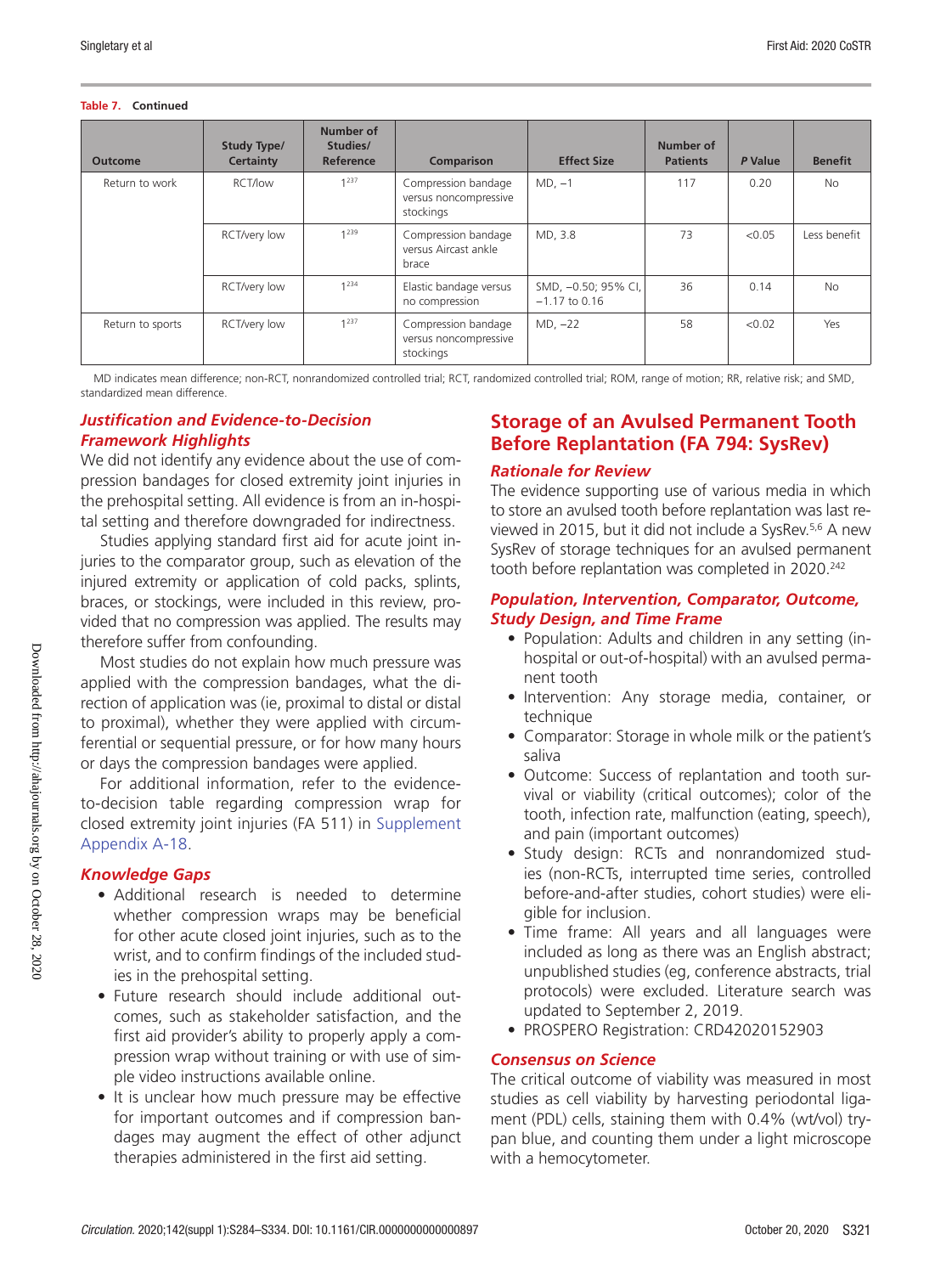**Table 7. Continued**

| Outcome | Study Type/ Certainty | Number of Studies/ Reference | Comparison | Effect Size | Number of Patients | *P* Value | Benefit |
|---|---|---|---|---|---|---|---|
| Return to work | RCT/low | 1[237] | Compression bandage versus noncompressive stockings | MD, −1 | 117 | 0.20 | No |
| | RCT/very low | 1[239] | Compression bandage versus Aircast ankle brace | MD, 3.8 | 73 | <0.05 | Less benefit |
| | RCT/very low | 1[234] | Elastic bandage versus no compression | SMD, −0.50; 95% CI, −1.17 to 0.16 | 36 | 0.14 | No |
| Return to sports | RCT/very low | 1[237] | Compression bandage versus noncompressive stockings | MD, −22 | 58 | <0.02 | Yes |

MD indicates mean difference; non-RCT, nonrandomized controlled trial; RCT, randomized controlled trial; ROM, range of motion; RR, relative risk; and SMD, standardized mean difference.

### *Justification and Evidence-to-Decision Framework Highlights*

We did not identify any evidence about the use of compression bandages for closed extremity joint injuries in the prehospital setting. All evidence is from an in-hospital setting and therefore downgraded for indirectness.

Studies applying standard first aid for acute joint injuries to the comparator group, such as elevation of the injured extremity or application of cold packs, splints, braces, or stockings, were included in this review, provided that no compression was applied. The results may therefore suffer from confounding.

Most studies do not explain how much pressure was applied with the compression bandages, what the direction of application was (ie, proximal to distal or distal to proximal), whether they were applied with circumferential or sequential pressure, or for how many hours or days the compression bandages were applied.

For additional information, refer to the evidence-to-decision table regarding compression wrap for closed extremity joint injuries (FA 511) in Supplement Appendix A-18.

### *Knowledge Gaps*

- Additional research is needed to determine whether compression wraps may be beneficial for other acute closed joint injuries, such as to the wrist, and to confirm findings of the included studies in the prehospital setting.
- Future research should include additional outcomes, such as stakeholder satisfaction, and the first aid provider's ability to properly apply a compression wrap without training or with use of simple video instructions available online.
- It is unclear how much pressure may be effective for important outcomes and if compression bandages may augment the effect of other adjunct therapies administered in the first aid setting.

## Storage of an Avulsed Permanent Tooth Before Replantation (FA 794: SysRev)

### *Rationale for Review*

The evidence supporting use of various media in which to store an avulsed tooth before replantation was last reviewed in 2015, but it did not include a SysRev.[5,6] A new SysRev of storage techniques for an avulsed permanent tooth before replantation was completed in 2020.[242]

### *Population, Intervention, Comparator, Outcome, Study Design, and Time Frame*

- Population: Adults and children in any setting (in-hospital or out-of-hospital) with an avulsed permanent tooth
- Intervention: Any storage media, container, or technique
- Comparator: Storage in whole milk or the patient's saliva
- Outcome: Success of replantation and tooth survival or viability (critical outcomes); color of the tooth, infection rate, malfunction (eating, speech), and pain (important outcomes)
- Study design: RCTs and nonrandomized studies (non-RCTs, interrupted time series, controlled before-and-after studies, cohort studies) were eligible for inclusion.
- Time frame: All years and all languages were included as long as there was an English abstract; unpublished studies (eg, conference abstracts, trial protocols) were excluded. Literature search was updated to September 2, 2019.
- PROSPERO Registration: CRD42020152903

### *Consensus on Science*

The critical outcome of viability was measured in most studies as cell viability by harvesting periodontal ligament (PDL) cells, staining them with 0.4% (wt/vol) trypan blue, and counting them under a light microscope with a hemocytometer.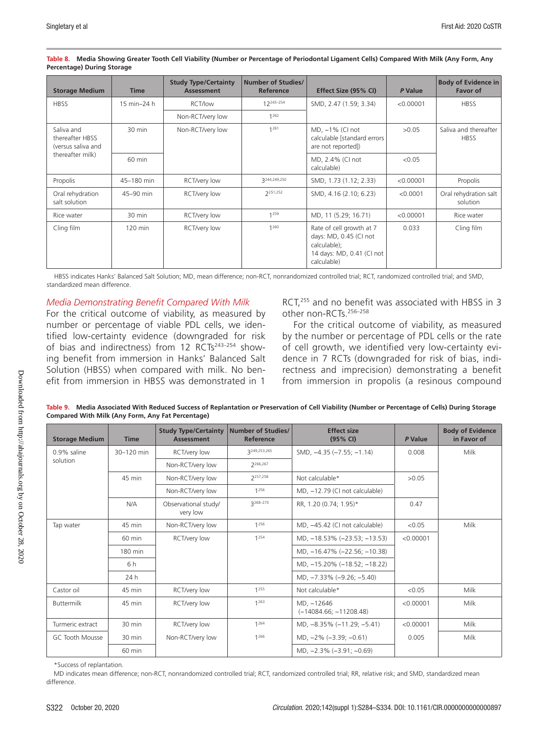**Table 8. Media Showing Greater Tooth Cell Viability (Number or Percentage of Periodontal Ligament Cells) Compared With Milk (Any Form, Any Percentage) During Storage**

| Storage Medium | Time | Study Type/Certainty Assessment | Number of Studies/Reference | Effect Size (95% CI) | P Value | Body of Evidence in Favor of |
|---|---|---|---|---|---|---|
| HBSS | 15 min–24 h | RCT/low | 12[243–254] | SMD, 2.47 (1.59; 3.34) | <0.00001 | HBSS |
| | | Non-RCT/very low | 1[262] | | | |
| Saliva and thereafter HBSS (versus saliva and thereafter milk) | 30 min | Non-RCT/very low | 1[261] | MD, −1% (CI not calculable [standard errors are not reported]) | >0.05 | Saliva and thereafter HBSS |
| | 60 min | | | MD, 2.4% (CI not calculable) | <0.05 | |
| Propolis | 45–180 min | RCT/very low | 3[244,249,250] | SMD, 1.73 (1.12; 2.33) | <0.00001 | Propolis |
| Oral rehydration salt solution | 45–90 min | RCT/very low | 2[251,252] | SMD, 4.16 (2.10; 6.23) | <0.0001 | Oral rehydration salt solution |
| Rice water | 30 min | RCT/very low | 1[259] | MD, 11 (5.29; 16.71) | <0.00001 | Rice water |
| Cling film | 120 min | RCT/very low | 1[260] | Rate of cell growth at 7 days: MD, 0.45 (CI not calculable); 14 days: MD, 0.41 (CI not calculable) | 0.033 | Cling film |

HBSS indicates Hanks' Balanced Salt Solution; MD, mean difference; non-RCT, nonrandomized controlled trial; RCT, randomized controlled trial; and SMD, standardized mean difference.

### *Media Demonstrating Benefit Compared With Milk*

For the critical outcome of viability, as measured by number or percentage of viable PDL cells, we identified low-certainty evidence (downgraded for risk of bias and indirectness) from 12 RCTs[243–254] showing benefit from immersion in Hanks' Balanced Salt Solution (HBSS) when compared with milk. No benefit from immersion in HBSS was demonstrated in 1 RCT,[255] and no benefit was associated with HBSS in 3 other non-RCTs.[256–258]

For the critical outcome of viability, as measured by the number or percentage of PDL cells or the rate of cell growth, we identified very low-certainty evidence in 7 RCTs (downgraded for risk of bias, indirectness and imprecision) demonstrating a benefit from immersion in propolis (a resinous compound

**Table 9. Media Associated With Reduced Success of Replantation or Preservation of Cell Viability (Number or Percentage of Cells) During Storage Compared With Milk (Any Form, Any Fat Percentage)**

| Storage Medium | Time | Study Type/Certainty Assessment | Number of Studies/Reference | Effect size (95% CI) | P Value | Body of Evidence in Favor of |
|---|---|---|---|---|---|---|
| 0.9% saline solution | 30–120 min | RCT/very low | 3[249,253,265] | SMD, −4.35 (−7.55; −1.14) | 0.008 | Milk |
| | | Non-RCT/very low | 2[266,267] | | | |
| | 45 min | Non-RCT/very low | 2[257,258] | Not calculable* | >0.05 | |
| | | Non-RCT/very low | 1[256] | MD, −12.79 (CI not calculable) | | |
| | N/A | Observational study/very low | 3[268–270] | RR, 1.20 (0.74; 1.95)* | 0.47 | |
| Tap water | 45 min | Non-RCT/very low | 1[256] | MD, −45.42 (CI not calculable) | <0.05 | Milk |
| | 60 min | RCT/very low | 1[254] | MD, −18.53% (−23.53; −13.53) | <0.00001 | |
| | 180 min | | | MD, −16.47% (−22.56; −10.38) | | |
| | 6 h | | | MD, −15.20% (−18.52; −18.22) | | |
| | 24 h | | | MD, −7.33% (−9.26; −5.40) | | |
| Castor oil | 45 min | RCT/very low | 1[255] | Not calculable* | <0.05 | Milk |
| Buttermilk | 45 min | RCT/very low | 1[263] | MD, −12646 (−14084.66; −11208.48) | <0.00001 | Milk |
| Turmeric extract | 30 min | RCT/very low | 1[264] | MD, −8.35% (−11.29; −5.41) | <0.00001 | Milk |
| GC Tooth Mousse | 30 min | Non-RCT/very low | 1[266] | MD, −2% (−3.39; −0.61) | 0.005 | Milk |
| | 60 min | | | MD, −2.3% (−3.91; −0.69) | | |

*Success of replantation.

MD indicates mean difference; non-RCT, nonrandomized controlled trial; RCT, randomized controlled trial; RR, relative risk; and SMD, standardized mean difference.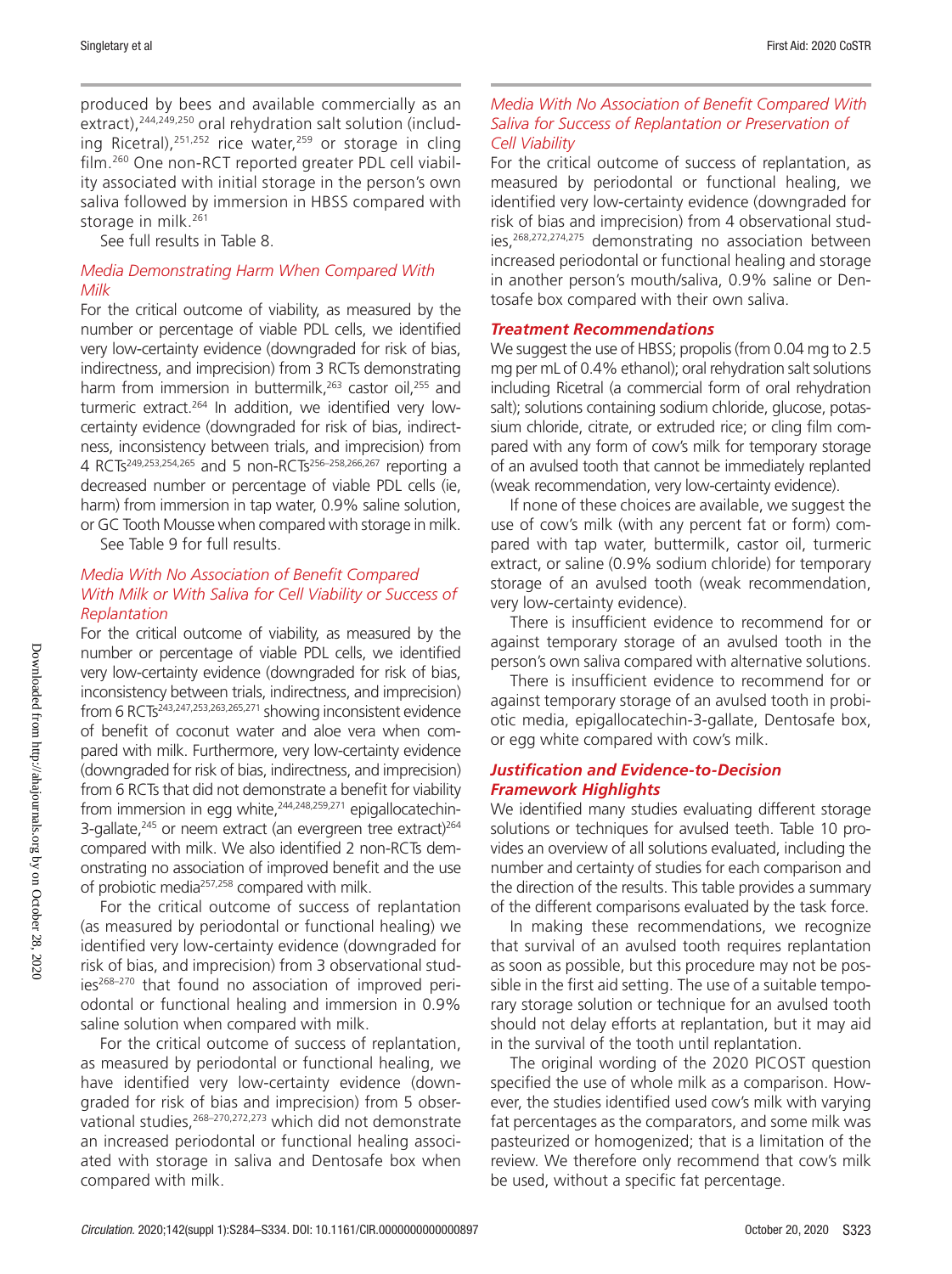produced by bees and available commercially as an extract),[244,249,250] oral rehydration salt solution (including Ricetral),[251,252] rice water,[259] or storage in cling film.[260] One non-RCT reported greater PDL cell viability associated with initial storage in the person's own saliva followed by immersion in HBSS compared with storage in milk.[261]

See full results in Table 8.

### *Media Demonstrating Harm When Compared With Milk*

For the critical outcome of viability, as measured by the number or percentage of viable PDL cells, we identified very low-certainty evidence (downgraded for risk of bias, indirectness, and imprecision) from 3 RCTs demonstrating harm from immersion in buttermilk,[263] castor oil,[255] and turmeric extract.[264] In addition, we identified very low-certainty evidence (downgraded for risk of bias, indirectness, inconsistency between trials, and imprecision) from 4 RCTs[249,253,254,265] and 5 non-RCTs[256–258,266,267] reporting a decreased number or percentage of viable PDL cells (ie, harm) from immersion in tap water, 0.9% saline solution, or GC Tooth Mousse when compared with storage in milk.

See Table 9 for full results.

### *Media With No Association of Benefit Compared With Milk or With Saliva for Cell Viability or Success of Replantation*

For the critical outcome of viability, as measured by the number or percentage of viable PDL cells, we identified very low-certainty evidence (downgraded for risk of bias, inconsistency between trials, indirectness, and imprecision) from 6 RCTs[243,247,253,263,265,271] showing inconsistent evidence of benefit of coconut water and aloe vera when compared with milk. Furthermore, very low-certainty evidence (downgraded for risk of bias, indirectness, and imprecision) from 6 RCTs that did not demonstrate a benefit for viability from immersion in egg white,[244,248,259,271] epigallocatechin-3-gallate,[245] or neem extract (an evergreen tree extract)[264] compared with milk. We also identified 2 non-RCTs demonstrating no association of improved benefit and the use of probiotic media[257,258] compared with milk.

For the critical outcome of success of replantation (as measured by periodontal or functional healing) we identified very low-certainty evidence (downgraded for risk of bias, and imprecision) from 3 observational studies[268–270] that found no association of improved periodontal or functional healing and immersion in 0.9% saline solution when compared with milk.

For the critical outcome of success of replantation, as measured by periodontal or functional healing, we have identified very low-certainty evidence (downgraded for risk of bias and imprecision) from 5 observational studies,[268–270,272,273] which did not demonstrate an increased periodontal or functional healing associated with storage in saliva and Dentosafe box when compared with milk.

### *Media With No Association of Benefit Compared With Saliva for Success of Replantation or Preservation of Cell Viability*

For the critical outcome of success of replantation, as measured by periodontal or functional healing, we identified very low-certainty evidence (downgraded for risk of bias and imprecision) from 4 observational studies,[268,272,274,275] demonstrating no association between increased periodontal or functional healing and storage in another person's mouth/saliva, 0.9% saline or Dentosafe box compared with their own saliva.

### ***Treatment Recommendations***

We suggest the use of HBSS; propolis (from 0.04 mg to 2.5 mg per mL of 0.4% ethanol); oral rehydration salt solutions including Ricetral (a commercial form of oral rehydration salt); solutions containing sodium chloride, glucose, potassium chloride, citrate, or extruded rice; or cling film compared with any form of cow's milk for temporary storage of an avulsed tooth that cannot be immediately replanted (weak recommendation, very low-certainty evidence).

If none of these choices are available, we suggest the use of cow's milk (with any percent fat or form) compared with tap water, buttermilk, castor oil, turmeric extract, or saline (0.9% sodium chloride) for temporary storage of an avulsed tooth (weak recommendation, very low-certainty evidence).

There is insufficient evidence to recommend for or against temporary storage of an avulsed tooth in the person's own saliva compared with alternative solutions.

There is insufficient evidence to recommend for or against temporary storage of an avulsed tooth in probiotic media, epigallocatechin-3-gallate, Dentosafe box, or egg white compared with cow's milk.

### ***Justification and Evidence-to-Decision Framework Highlights***

We identified many studies evaluating different storage solutions or techniques for avulsed teeth. Table 10 provides an overview of all solutions evaluated, including the number and certainty of studies for each comparison and the direction of the results. This table provides a summary of the different comparisons evaluated by the task force.

In making these recommendations, we recognize that survival of an avulsed tooth requires replantation as soon as possible, but this procedure may not be possible in the first aid setting. The use of a suitable temporary storage solution or technique for an avulsed tooth should not delay efforts at replantation, but it may aid in the survival of the tooth until replantation.

The original wording of the 2020 PICOST question specified the use of whole milk as a comparison. However, the studies identified used cow's milk with varying fat percentages as the comparators, and some milk was pasteurized or homogenized; that is a limitation of the review. We therefore only recommend that cow's milk be used, without a specific fat percentage.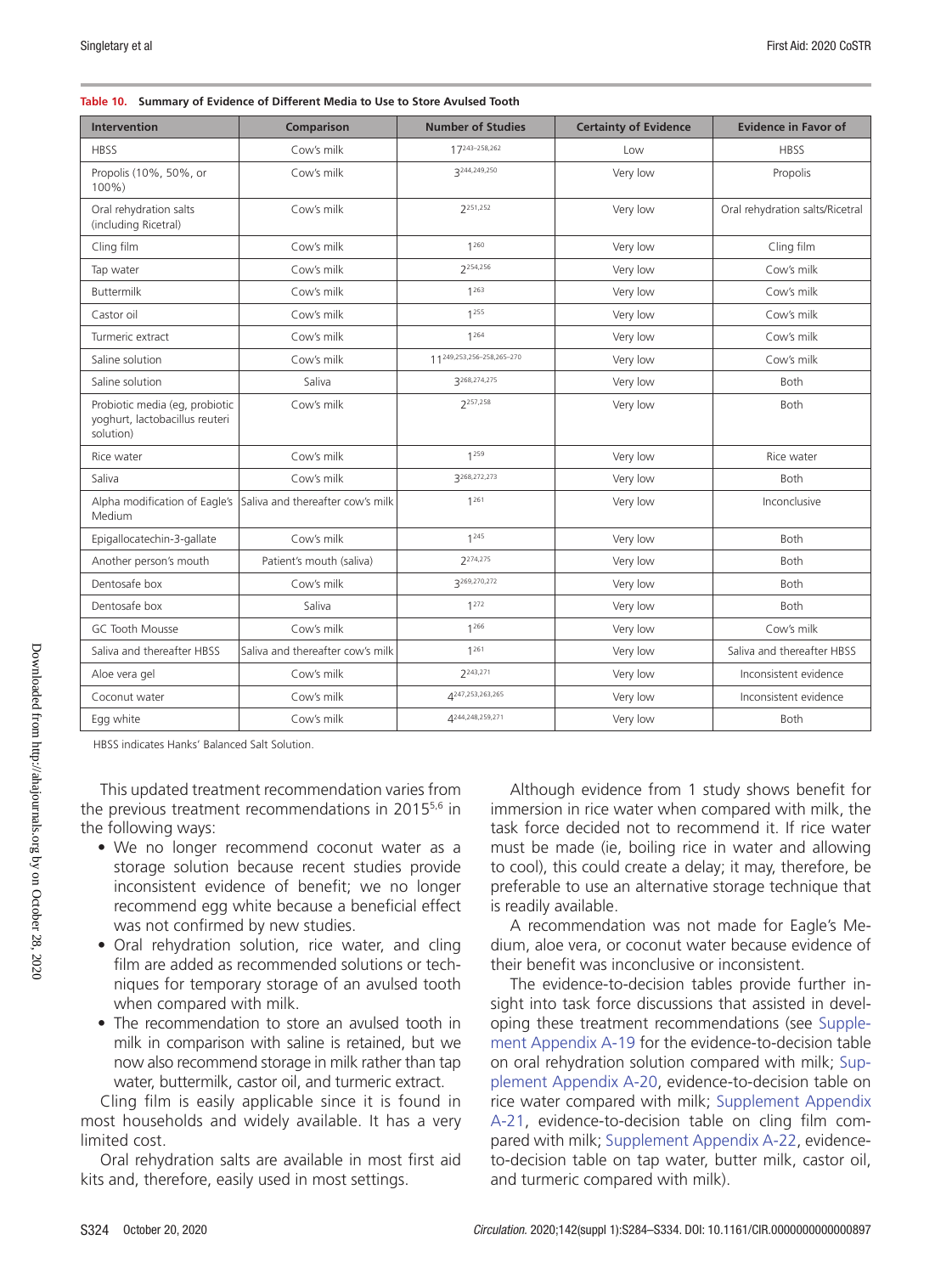**Table 10. Summary of Evidence of Different Media to Use to Store Avulsed Tooth**

| Intervention | Comparison | Number of Studies | Certainty of Evidence | Evidence in Favor of |
|---|---|---|---|---|
| HBSS | Cow's milk | 17[243–258,262] | Low | HBSS |
| Propolis (10%, 50%, or 100%) | Cow's milk | 3[244,249,250] | Very low | Propolis |
| Oral rehydration salts (including Ricetral) | Cow's milk | 2[251,252] | Very low | Oral rehydration salts/Ricetral |
| Cling film | Cow's milk | 1[260] | Very low | Cling film |
| Tap water | Cow's milk | 2[254,256] | Very low | Cow's milk |
| Buttermilk | Cow's milk | 1[263] | Very low | Cow's milk |
| Castor oil | Cow's milk | 1[255] | Very low | Cow's milk |
| Turmeric extract | Cow's milk | 1[264] | Very low | Cow's milk |
| Saline solution | Cow's milk | 11[249,253,256–258,265–270] | Very low | Cow's milk |
| Saline solution | Saliva | 3[268,274,275] | Very low | Both |
| Probiotic media (eg, probiotic yoghurt, lactobacillus reuteri solution) | Cow's milk | 2[257,258] | Very low | Both |
| Rice water | Cow's milk | 1[259] | Very low | Rice water |
| Saliva | Cow's milk | 3[268,272,273] | Very low | Both |
| Alpha modification of Eagle's Medium | Saliva and thereafter cow's milk | 1[261] | Very low | Inconclusive |
| Epigallocatechin-3-gallate | Cow's milk | 1[245] | Very low | Both |
| Another person's mouth | Patient's mouth (saliva) | 2[274,275] | Very low | Both |
| Dentosafe box | Cow's milk | 3[269,270,272] | Very low | Both |
| Dentosafe box | Saliva | 1[272] | Very low | Both |
| GC Tooth Mousse | Cow's milk | 1[266] | Very low | Cow's milk |
| Saliva and thereafter HBSS | Saliva and thereafter cow's milk | 1[261] | Very low | Saliva and thereafter HBSS |
| Aloe vera gel | Cow's milk | 2[243,271] | Very low | Inconsistent evidence |
| Coconut water | Cow's milk | 4[247,253,263,265] | Very low | Inconsistent evidence |
| Egg white | Cow's milk | 4[244,248,259,271] | Very low | Both |

HBSS indicates Hanks' Balanced Salt Solution.

This updated treatment recommendation varies from the previous treatment recommendations in 2015[5,6] in the following ways:

- We no longer recommend coconut water as a storage solution because recent studies provide inconsistent evidence of benefit; we no longer recommend egg white because a beneficial effect was not confirmed by new studies.
- Oral rehydration solution, rice water, and cling film are added as recommended solutions or techniques for temporary storage of an avulsed tooth when compared with milk.
- The recommendation to store an avulsed tooth in milk in comparison with saline is retained, but we now also recommend storage in milk rather than tap water, buttermilk, castor oil, and turmeric extract.

Cling film is easily applicable since it is found in most households and widely available. It has a very limited cost.

Oral rehydration salts are available in most first aid kits and, therefore, easily used in most settings.

Although evidence from 1 study shows benefit for immersion in rice water when compared with milk, the task force decided not to recommend it. If rice water must be made (ie, boiling rice in water and allowing to cool), this could create a delay; it may, therefore, be preferable to use an alternative storage technique that is readily available.

A recommendation was not made for Eagle's Medium, aloe vera, or coconut water because evidence of their benefit was inconclusive or inconsistent.

The evidence-to-decision tables provide further insight into task force discussions that assisted in developing these treatment recommendations (see Supplement Appendix A-19 for the evidence-to-decision table on oral rehydration solution compared with milk; Supplement Appendix A-20, evidence-to-decision table on rice water compared with milk; Supplement Appendix A-21, evidence-to-decision table on cling film compared with milk; Supplement Appendix A-22, evidence-to-decision table on tap water, butter milk, castor oil, and turmeric compared with milk).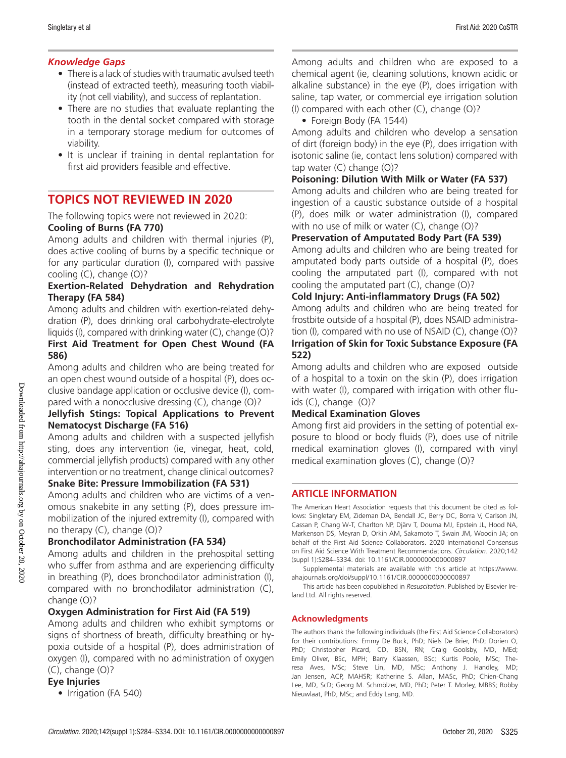### *Knowledge Gaps*

- There is a lack of studies with traumatic avulsed teeth (instead of extracted teeth), measuring tooth viability (not cell viability), and success of replantation.
- There are no studies that evaluate replanting the tooth in the dental socket compared with storage in a temporary storage medium for outcomes of viability.
- It is unclear if training in dental replantation for first aid providers feasible and effective.

## TOPICS NOT REVIEWED IN 2020

The following topics were not reviewed in 2020:

**Cooling of Burns (FA 770)**

Among adults and children with thermal injuries (P), does active cooling of burns by a specific technique or for any particular duration (I), compared with passive cooling (C), change (O)?

**Exertion-Related Dehydration and Rehydration Therapy (FA 584)**

Among adults and children with exertion-related dehydration (P), does drinking oral carbohydrate-electrolyte liquids (I), compared with drinking water (C), change (O)?

**First Aid Treatment for Open Chest Wound (FA 586)**

Among adults and children who are being treated for an open chest wound outside of a hospital (P), does occlusive bandage application or occlusive device (I), compared with a nonocclusive dressing (C), change (O)?

**Jellyfish Stings: Topical Applications to Prevent Nematocyst Discharge (FA 516)**

Among adults and children with a suspected jellyfish sting, does any intervention (ie, vinegar, heat, cold, commercial jellyfish products) compared with any other intervention or no treatment, change clinical outcomes?

**Snake Bite: Pressure Immobilization (FA 531)**

Among adults and children who are victims of a venomous snakebite in any setting (P), does pressure immobilization of the injured extremity (I), compared with no therapy (C), change (O)?

**Bronchodilator Administration (FA 534)**

Among adults and children in the prehospital setting who suffer from asthma and are experiencing difficulty in breathing (P), does bronchodilator administration (I), compared with no bronchodilator administration (C), change (O)?

**Oxygen Administration for First Aid (FA 519)**

Among adults and children who exhibit symptoms or signs of shortness of breath, difficulty breathing or hypoxia outside of a hospital (P), does administration of oxygen (I), compared with no administration of oxygen (C), change (O)?

**Eye Injuries**

- Irrigation (FA 540)

Among adults and children who are exposed to a chemical agent (ie, cleaning solutions, known acidic or alkaline substance) in the eye (P), does irrigation with saline, tap water, or commercial eye irrigation solution (I) compared with each other (C), change (O)?

- Foreign Body (FA 1544)

Among adults and children who develop a sensation of dirt (foreign body) in the eye (P), does irrigation with isotonic saline (ie, contact lens solution) compared with tap water (C) change (O)?

**Poisoning: Dilution With Milk or Water (FA 537)**

Among adults and children who are being treated for ingestion of a caustic substance outside of a hospital (P), does milk or water administration (I), compared with no use of milk or water (C), change (O)?

**Preservation of Amputated Body Part (FA 539)**

Among adults and children who are being treated for amputated body parts outside of a hospital (P), does cooling the amputated part (I), compared with not cooling the amputated part (C), change (O)?

**Cold Injury: Anti-inflammatory Drugs (FA 502)**

Among adults and children who are being treated for frostbite outside of a hospital (P), does NSAID administration (I), compared with no use of NSAID (C), change (O)?

**Irrigation of Skin for Toxic Substance Exposure (FA 522)**

Among adults and children who are exposed outside of a hospital to a toxin on the skin (P), does irrigation with water (I), compared with irrigation with other fluids (C), change (O)?

**Medical Examination Gloves**

Among first aid providers in the setting of potential exposure to blood or body fluids (P), does use of nitrile medical examination gloves (I), compared with vinyl medical examination gloves (C), change (O)?

## ARTICLE INFORMATION

The American Heart Association requests that this document be cited as follows: Singletary EM, Zideman DA, Bendall JC, Berry DC, Borra V, Carlson JN, Cassan P, Chang W-T, Charlton NP, Djärv T, Douma MJ, Epstein JL, Hood NA, Markenson DS, Meyran D, Orkin AM, Sakamoto T, Swain JM, Woodin JA; on behalf of the First Aid Science Collaborators. 2020 International Consensus on First Aid Science With Treatment Recommendations. *Circulation*. 2020;142 (suppl 1):S284–S334. doi: 10.1161/CIR.0000000000000897

Supplemental materials are available with this article at https://www.ahajournals.org/doi/suppl/10.1161/CIR.0000000000000897

This article has been copublished in *Resuscitation*. Published by Elsevier Ireland Ltd. All rights reserved.

### Acknowledgments

The authors thank the following individuals (the First Aid Science Collaborators) for their contributions: Emmy De Buck, PhD; Niels De Brier, PhD; Dorien O, PhD; Christopher Picard, CD, BSN, RN; Craig Goolsby, MD, MEd; Emily Oliver, BSc, MPH; Barry Klaassen, BSc; Kurtis Poole, MSc; Theresa Aves, MSc; Steve Lin, MD, MSc; Anthony J. Handley, MD; Jan Jensen, ACP, MAHSR; Katherine S. Allan, MASc, PhD; Chien-Chang Lee, MD, ScD; Georg M. Schmölzer, MD, PhD; Peter T. Morley, MBBS; Robby Nieuwlaat, PhD, MSc; and Eddy Lang, MD.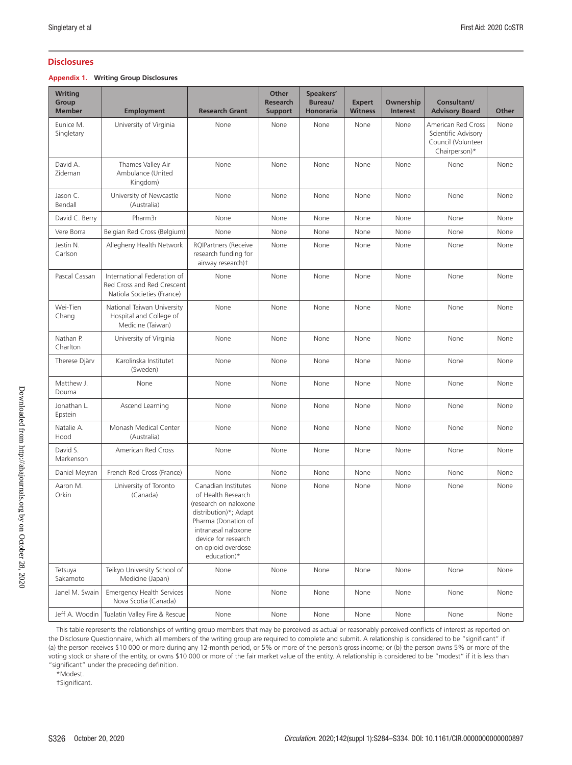## Disclosures

**Appendix 1. Writing Group Disclosures**

| Writing Group Member | Employment | Research Grant | Other Research Support | Speakers' Bureau/ Honoraria | Expert Witness | Ownership Interest | Consultant/ Advisory Board | Other |
|---|---|---|---|---|---|---|---|---|
| Eunice M. Singletary | University of Virginia | None | None | None | None | None | American Red Cross Scientific Advisory Council (Volunteer Chairperson)* | None |
| David A. Zideman | Thames Valley Air Ambulance (United Kingdom) | None | None | None | None | None | None | None |
| Jason C. Bendall | University of Newcastle (Australia) | None | None | None | None | None | None | None |
| David C. Berry | Pharm3r | None | None | None | None | None | None | None |
| Vere Borra | Belgian Red Cross (Belgium) | None | None | None | None | None | None | None |
| Jestin N. Carlson | Allegheny Health Network | RQIPartners (Receive research funding for airway research)† | None | None | None | None | None | None |
| Pascal Cassan | International Federation of Red Cross and Red Crescent Natiola Societies (France) | None | None | None | None | None | None | None |
| Wei-Tien Chang | National Taiwan University Hospital and College of Medicine (Taiwan) | None | None | None | None | None | None | None |
| Nathan P. Charlton | University of Virginia | None | None | None | None | None | None | None |
| Therese Djärv | Karolinska Institutet (Sweden) | None | None | None | None | None | None | None |
| Matthew J. Douma | None | None | None | None | None | None | None | None |
| Jonathan L. Epstein | Ascend Learning | None | None | None | None | None | None | None |
| Natalie A. Hood | Monash Medical Center (Australia) | None | None | None | None | None | None | None |
| David S. Markenson | American Red Cross | None | None | None | None | None | None | None |
| Daniel Meyran | French Red Cross (France) | None | None | None | None | None | None | None |
| Aaron M. Orkin | University of Toronto (Canada) | Canadian Institutes of Health Research (research on naloxone distribution)*; Adapt Pharma (Donation of intranasal naloxone device for research on opioid overdose education)* | None | None | None | None | None | None |
| Tetsuya Sakamoto | Teikyo University School of Medicine (Japan) | None | None | None | None | None | None | None |
| Janel M. Swain | Emergency Health Services Nova Scotia (Canada) | None | None | None | None | None | None | None |
| Jeff A. Woodin | Tualatin Valley Fire & Rescue | None | None | None | None | None | None | None |

This table represents the relationships of writing group members that may be perceived as actual or reasonably perceived conflicts of interest as reported on the Disclosure Questionnaire, which all members of the writing group are required to complete and submit. A relationship is considered to be "significant" if (a) the person receives $10 000 or more during any 12-month period, or 5% or more of the person's gross income; or (b) the person owns 5% or more of the voting stock or share of the entity, or owns $10 000 or more of the fair market value of the entity. A relationship is considered to be "modest" if it is less than "significant" under the preceding definition.

*Modest.

†Significant.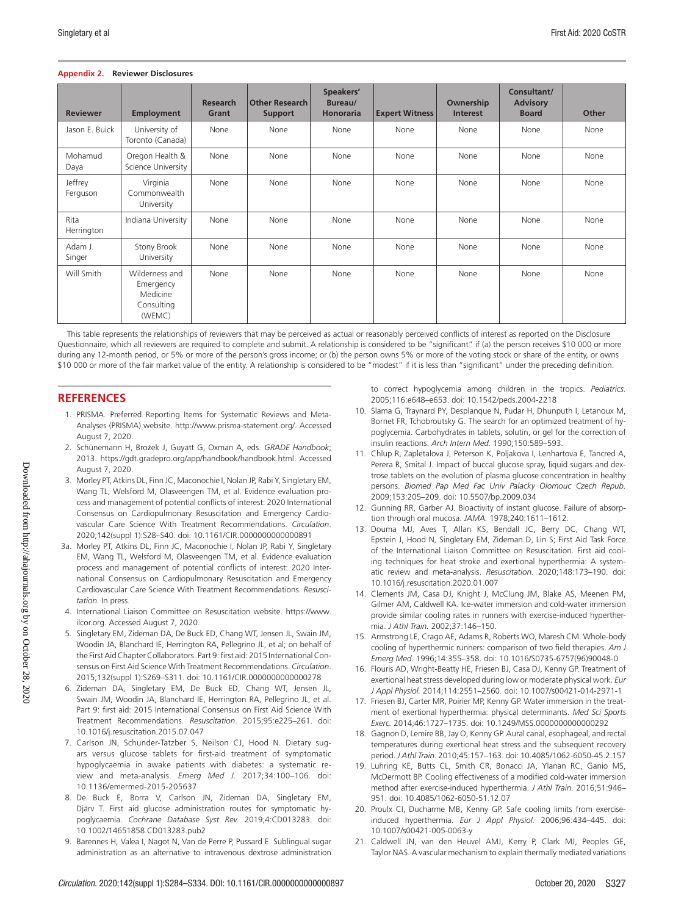**Appendix 2. Reviewer Disclosures**

| Reviewer | Employment | Research Grant | Other Research Support | Speakers' Bureau/ Honoraria | Expert Witness | Ownership Interest | Consultant/ Advisory Board | Other |
|---|---|---|---|---|---|---|---|---|
| Jason E. Buick | University of Toronto (Canada) | None | None | None | None | None | None | None |
| Mohamud Daya | Oregon Health & Science University | None | None | None | None | None | None | None |
| Jeffrey Ferguson | Virginia Commonwealth University | None | None | None | None | None | None | None |
| Rita Herrington | Indiana University | None | None | None | None | None | None | None |
| Adam J. Singer | Stony Brook University | None | None | None | None | None | None | None |
| Will Smith | Wilderness and Emergency Medicine Consulting (WEMC) | None | None | None | None | None | None | None |

This table represents the relationships of reviewers that may be perceived as actual or reasonably perceived conflicts of interest as reported on the Disclosure Questionnaire, which all reviewers are required to complete and submit. A relationship is considered to be "significant" if (a) the person receives $10 000 or more during any 12-month period, or 5% or more of the person's gross income; or (b) the person owns 5% or more of the voting stock or share of the entity, or owns $10 000 or more of the fair market value of the entity. A relationship is considered to be "modest" if it is less than "significant" under the preceding definition.

## REFERENCES

1. PRISMA. Preferred Reporting Items for Systematic Reviews and Meta-Analyses (PRISMA) website. http://www.prisma-statement.org/. Accessed August 7, 2020.
2. Schünemann H, Brożek J, Guyatt G, Oxman A, eds. *GRADE Handbook*; 2013. https://gdt.gradepro.org/app/handbook/handbook.html. Accessed August 7, 2020.
3. Morley PT, Atkins DL, Finn JC, Maconochie I, Nolan JP, Rabi Y, Singletary EM, Wang TL, Welsford M, Olasveengen TM, et al. Evidence evaluation process and management of potential conflicts of interest: 2020 International Consensus on Cardiopulmonary Resuscitation and Emergency Cardiovascular Care Science With Treatment Recommendations. *Circulation*. 2020;142(suppl 1):S28–S40. doi: 10.1161/CIR.0000000000000891

3a. Morley PT, Atkins DL, Finn JC, Maconochie I, Nolan JP, Rabi Y, Singletary EM, Wang TL, Welsford M, Olasveengen TM, et al. Evidence evaluation process and management of potential conflicts of interest: 2020 International Consensus on Cardiopulmonary Resuscitation and Emergency Cardiovascular Care Science With Treatment Recommendations. *Resuscitation*. In press.

4. International Liaison Committee on Resuscitation website. https://www.ilcor.org. Accessed August 7, 2020.
5. Singletary EM, Zideman DA, De Buck ED, Chang WT, Jensen JL, Swain JM, Woodin JA, Blanchard IE, Herrington RA, Pellegrino JL, et al; on behalf of the First Aid Chapter Collaborators. Part 9: first aid: 2015 International Consensus on First Aid Science With Treatment Recommendations. *Circulation*. 2015;132(suppl 1):S269–S311. doi: 10.1161/CIR.0000000000000278
6. Zideman DA, Singletary EM, De Buck ED, Chang WT, Jensen JL, Swain JM, Woodin JA, Blanchard IE, Herrington RA, Pellegrino JL, et al. Part 9: first aid: 2015 International Consensus on First Aid Science With Treatment Recommendations. *Resuscitation*. 2015;95:e225–261. doi: 10.1016/j.resuscitation.2015.07.047
7. Carlson JN, Schunder-Tatzber S, Neilson CJ, Hood N. Dietary sugars versus glucose tablets for first-aid treatment of symptomatic hypoglycaemia in awake patients with diabetes: a systematic review and meta-analysis. *Emerg Med J.* 2017;34:100–106. doi: 10.1136/emermed-2015-205637
8. De Buck E, Borra V, Carlson JN, Zideman DA, Singletary EM, Djärv T. First aid glucose administration routes for symptomatic hypoglycaemia. *Cochrane Database Syst Rev.* 2019;4:CD013283. doi: 10.1002/14651858.CD013283.pub2
9. Barennes H, Valea I, Nagot N, Van de Perre P, Pussard E. Sublingual sugar administration as an alternative to intravenous dextrose administration to correct hypoglycemia among children in the tropics. *Pediatrics.* 2005;116:e648–e653. doi: 10.1542/peds.2004-2218
10. Slama G, Traynard PY, Desplanque N, Pudar H, Dhunputh I, Letanoux M, Bornet FR, Tchobroutsky G. The search for an optimized treatment of hypoglycemia. Carbohydrates in tablets, solutin, or gel for the correction of insulin reactions. *Arch Intern Med.* 1990;150:589–593.
11. Chlup R, Zapletalova J, Peterson K, Poljakova I, Lenhartova E, Tancred A, Perera R, Smital J. Impact of buccal glucose spray, liquid sugars and dextrose tablets on the evolution of plasma glucose concentration in healthy persons. *Biomed Pap Med Fac Univ Palacky Olomouc Czech Repub.* 2009;153:205–209. doi: 10.5507/bp.2009.034
12. Gunning RR, Garber AJ. Bioactivity of instant glucose. Failure of absorption through oral mucosa. *JAMA.* 1978;240:1611–1612.
13. Douma MJ, Aves T, Allan KS, Bendall JC, Berry DC, Chang WT, Epstein J, Hood N, Singletary EM, Zideman D, Lin S; First Aid Task Force of the International Liaison Committee on Resuscitation. First aid cooling techniques for heat stroke and exertional hyperthermia: A systematic review and meta-analysis. *Resuscitation.* 2020;148:173–190. doi: 10.1016/j.resuscitation.2020.01.007
14. Clements JM, Casa DJ, Knight J, McClung JM, Blake AS, Meenen PM, Gilmer AM, Caldwell KA. Ice-water immersion and cold-water immersion provide similar cooling rates in runners with exercise-induced hyperthermia. *J Athl Train.* 2002;37:146–150.
15. Armstrong LE, Crago AE, Adams R, Roberts WO, Maresh CM. Whole-body cooling of hyperthermic runners: comparison of two field therapies. *Am J Emerg Med.* 1996;14:355–358. doi: 10.1016/S0735-6757(96)90048-0
16. Flouris AD, Wright-Beatty HE, Friesen BJ, Casa DJ, Kenny GP. Treatment of exertional heat stress developed during low or moderate physical work. *Eur J Appl Physiol.* 2014;114:2551–2560. doi: 10.1007/s00421-014-2971-1
17. Friesen BJ, Carter MR, Poirier MP, Kenny GP. Water immersion in the treatment of exertional hyperthermia: physical determinants. *Med Sci Sports Exerc.* 2014;46:1727–1735. doi: 10.1249/MSS.0000000000000292
18. Gagnon D, Lemire BB, Jay O, Kenny GP. Aural canal, esophageal, and rectal temperatures during exertional heat stress and the subsequent recovery period. *J Athl Train*. 2010;45:157–163. doi: 10.4085/1062-6050-45.2.157
19. Luhring KE, Butts CL, Smith CR, Bonacci JA, Ylanan RC, Ganio MS, McDermott BP. Cooling effectiveness of a modified cold-water immersion method after exercise-induced hyperthermia. *J Athl Train.* 2016;51:946–951. doi: 10.4085/1062-6050-51.12.07
20. Proulx CI, Ducharme MB, Kenny GP. Safe cooling limits from exercise-induced hyperthermia. *Eur J Appl Physiol.* 2006;96:434–445. doi: 10.1007/s00421-005-0063-y
21. Caldwell JN, van den Heuvel AMJ, Kerry P, Clark MJ, Peoples GE, Taylor NAS. A vascular mechanism to explain thermally mediated variations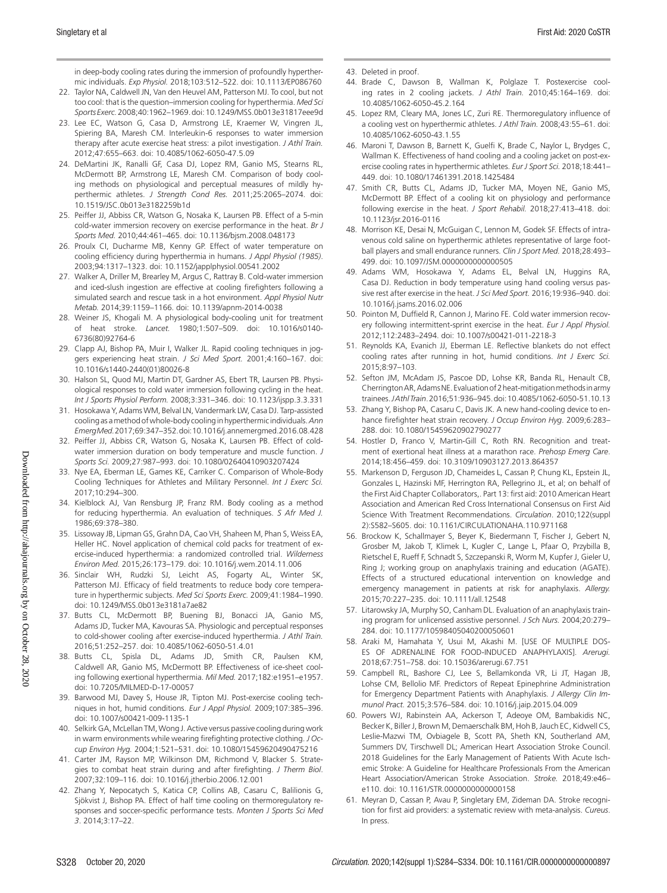in deep-body cooling rates during the immersion of profoundly hyperthermic individuals. *Exp Physiol.* 2018;103:512–522. doi: 10.1113/EP086760

22. Taylor NA, Caldwell JN, Van den Heuvel AM, Patterson MJ. To cool, but not too cool: that is the question–immersion cooling for hyperthermia. *Med Sci Sports Exerc.* 2008;40:1962–1969. doi: 10.1249/MSS.0b013e31817eee9d
23. Lee EC, Watson G, Casa D, Armstrong LE, Kraemer W, Vingren JL, Spiering BA, Maresh CM. Interleukin-6 responses to water immersion therapy after acute exercise heat stress: a pilot investigation. *J Athl Train.* 2012;47:655–663. doi: 10.4085/1062-6050-47.5.09
24. DeMartini JK, Ranalli GF, Casa DJ, Lopez RM, Ganio MS, Stearns RL, McDermott BP, Armstrong LE, Maresh CM. Comparison of body cooling methods on physiological and perceptual measures of mildly hyperthermic athletes. *J Strength Cond Res.* 2011;25:2065–2074. doi: 10.1519/JSC.0b013e3182259b1d
25. Peiffer JJ, Abbiss CR, Watson G, Nosaka K, Laursen PB. Effect of a 5-min cold-water immersion recovery on exercise performance in the heat. *Br J Sports Med.* 2010;44:461–465. doi: 10.1136/bjsm.2008.048173
26. Proulx CI, Ducharme MB, Kenny GP. Effect of water temperature on cooling efficiency during hyperthermia in humans. *J Appl Physiol (1985).* 2003;94:1317–1323. doi: 10.1152/japplphysiol.00541.2002
27. Walker A, Driller M, Brearley M, Argus C, Rattray B. Cold-water immersion and iced-slush ingestion are effective at cooling firefighters following a simulated search and rescue task in a hot environment. *Appl Physiol Nutr Metab.* 2014;39:1159–1166. doi: 10.1139/apnm-2014-0038
28. Weiner JS, Khogali M. A physiological body-cooling unit for treatment of heat stroke. *Lancet.* 1980;1:507–509. doi: 10.1016/s0140-6736(80)92764-6
29. Clapp AJ, Bishop PA, Muir I, Walker JL. Rapid cooling techniques in joggers experiencing heat strain. *J Sci Med Sport.* 2001;4:160–167. doi: 10.1016/s1440-2440(01)80026-8
30. Halson SL, Quod MJ, Martin DT, Gardner AS, Ebert TR, Laursen PB. Physiological responses to cold water immersion following cycling in the heat. *Int J Sports Physiol Perform.* 2008;3:331–346. doi: 10.1123/ijspp.3.3.331
31. Hosokawa Y, Adams WM, Belval LN, Vandermark LW, Casa DJ. Tarp-assisted cooling as a method of whole-body cooling in hyperthermic individuals. *Ann Emerg Med.* 2017;69:347–352. doi: 10.1016/j.annemergmed.2016.08.428
32. Peiffer JJ, Abbiss CR, Watson G, Nosaka K, Laursen PB. Effect of cold-water immersion duration on body temperature and muscle function. *J Sports Sci.* 2009;27:987–993. doi: 10.1080/02640410903207424
33. Nye EA, Eberman LE, Games KE, Carriker C. Comparison of Whole-Body Cooling Techniques for Athletes and Military Personnel. *Int J Exerc Sci.* 2017;10:294–300.
34. Kielblock AJ, Van Rensburg JP, Franz RM. Body cooling as a method for reducing hyperthermia. An evaluation of techniques. *S Afr Med J.* 1986;69:378–380.
35. Lissoway JB, Lipman GS, Grahn DA, Cao VH, Shaheen M, Phan S, Weiss EA, Heller HC. Novel application of chemical cold packs for treatment of exercise-induced hyperthermia: a randomized controlled trial. *Wilderness Environ Med.* 2015;26:173–179. doi: 10.1016/j.wem.2014.11.006
36. Sinclair WH, Rudzki SJ, Leicht AS, Fogarty AL, Winter SK, Patterson MJ. Efficacy of field treatments to reduce body core temperature in hyperthermic subjects. *Med Sci Sports Exerc.* 2009;41:1984–1990. doi: 10.1249/MSS.0b013e3181a7ae82
37. Butts CL, McDermott BP, Buening BJ, Bonacci JA, Ganio MS, Adams JD, Tucker MA, Kavouras SA. Physiologic and perceptual responses to cold-shower cooling after exercise-induced hyperthermia. *J Athl Train.* 2016;51:252–257. doi: 10.4085/1062-6050-51.4.01
38. Butts CL, Spisla DL, Adams JD, Smith CR, Paulsen KM, Caldwell AR, Ganio MS, McDermott BP. Effectiveness of ice-sheet cooling following exertional hyperthermia. *Mil Med.* 2017;182:e1951–e1957. doi: 10.7205/MILMED-D-17-00057
39. Barwood MJ, Davey S, House JR, Tipton MJ. Post-exercise cooling techniques in hot, humid conditions. *Eur J Appl Physiol.* 2009;107:385–396. doi: 10.1007/s00421-009-1135-1
40. Selkirk GA, McLellan TM, Wong J. Active versus passive cooling during work in warm environments while wearing firefighting protective clothing. *J Occup Environ Hyg.* 2004;1:521–531. doi: 10.1080/15459620490475216
41. Carter JM, Rayson MP, Wilkinson DM, Richmond V, Blacker S. Strategies to combat heat strain during and after firefighting. *J Therm Biol.* 2007;32:109–116. doi: 10.1016/j.jtherbio.2006.12.001
42. Zhang Y, Nepocatych S, Katica CP, Collins AB, Casaru C, Balilionis G, Sjökvist J, Bishop PA. Effect of half time cooling on thermoregulatory responses and soccer-specific performance tests. *Monten J Sports Sci Med 3*. 2014;3:17–22.
43. Deleted in proof.
44. Brade C, Dawson B, Wallman K, Polglaze T. Postexercise cooling rates in 2 cooling jackets. *J Athl Train.* 2010;45:164–169. doi: 10.4085/1062-6050-45.2.164
45. Lopez RM, Cleary MA, Jones LC, Zuri RE. Thermoregulatory influence of a cooling vest on hyperthermic athletes. *J Athl Train.* 2008;43:55–61. doi: 10.4085/1062-6050-43.1.55
46. Maroni T, Dawson B, Barnett K, Guelfi K, Brade C, Naylor L, Brydges C, Wallman K. Effectiveness of hand cooling and a cooling jacket on post-exercise cooling rates in hyperthermic athletes. *Eur J Sport Sci.* 2018;18:441–449. doi: 10.1080/17461391.2018.1425484
47. Smith CR, Butts CL, Adams JD, Tucker MA, Moyen NE, Ganio MS, McDermott BP. Effect of a cooling kit on physiology and performance following exercise in the heat. *J Sport Rehabil.* 2018;27:413–418. doi: 10.1123/jsr.2016-0116
48. Morrison KE, Desai N, McGuigan C, Lennon M, Godek SF. Effects of intravenous cold saline on hyperthermic athletes representative of large football players and small endurance runners. *Clin J Sport Med.* 2018;28:493–499. doi: 10.1097/JSM.0000000000000505
49. Adams WM, Hosokawa Y, Adams EL, Belval LN, Huggins RA, Casa DJ. Reduction in body temperature using hand cooling versus passive rest after exercise in the heat. *J Sci Med Sport.* 2016;19:936–940. doi: 10.1016/j.jsams.2016.02.006
50. Pointon M, Duffield R, Cannon J, Marino FE. Cold water immersion recovery following intermittent-sprint exercise in the heat. *Eur J Appl Physiol.* 2012;112:2483–2494. doi: 10.1007/s00421-011-2218-3
51. Reynolds KA, Evanich JJ, Eberman LE. Reflective blankets do not effect cooling rates after running in hot, humid conditions. *Int J Exerc Sci.* 2015;8:97–103.
52. Sefton JM, McAdam JS, Pascoe DD, Lohse KR, Banda RL, Henault CB, Cherrington AR, Adams NE. Evaluation of 2 heat-mitigation methods in army trainees. *J Athl Train.* 2016;51:936–945. doi: 10.4085/1062-6050-51.10.13
53. Zhang Y, Bishop PA, Casaru C, Davis JK. A new hand-cooling device to enhance firefighter heat strain recovery. *J Occup Environ Hyg.* 2009;6:283–288. doi: 10.1080/15459620902790277
54. Hostler D, Franco V, Martin-Gill C, Roth RN. Recognition and treatment of exertional heat illness at a marathon race. *Prehosp Emerg Care.* 2014;18:456–459. doi: 10.3109/10903127.2013.864357
55. Markenson D, Ferguson JD, Chameides L, Cassan P, Chung KL, Epstein JL, Gonzales L, Hazinski MF, Herrington RA, Pellegrino JL, et al; on behalf of the First Aid Chapter Collaborators,. Part 13: first aid: 2010 American Heart Association and American Red Cross International Consensus on First Aid Science With Treatment Recommendations. *Circulation.* 2010;122(suppl 2):S582–S605. doi: 10.1161/CIRCULATIONAHA.110.971168
56. Brockow K, Schallmayer S, Beyer K, Biedermann T, Fischer J, Gebert N, Grosber M, Jakob T, Klimek L, Kugler C, Lange L, Pfaar O, Przybilla B, Rietschel E, Rueff F, Schnadt S, Szczepanski R, Worm M, Kupfer J, Gieler U, Ring J; working group on anaphylaxis training and education (AGATE). Effects of a structured educational intervention on knowledge and emergency management in patients at risk for anaphylaxis. *Allergy.* 2015;70:227–235. doi: 10.1111/all.12548
57. Litarowsky JA, Murphy SO, Canham DL. Evaluation of an anaphylaxis training program for unlicensed assistive personnel. *J Sch Nurs.* 2004;20:279–284. doi: 10.1177/10598405040200050601
58. Araki M, Hamahata Y, Usui M, Akashi M. [USE OF MULTIPLE DOSES OF ADRENALINE FOR FOOD-INDUCED ANAPHYLAXIS]. *Arerugi.* 2018;67:751–758. doi: 10.15036/arerugi.67.751
59. Campbell RL, Bashore CJ, Lee S, Bellamkonda VR, Li JT, Hagan JB, Lohse CM, Bellolio MF. Predictors of Repeat Epinephrine Administration for Emergency Department Patients with Anaphylaxis. *J Allergy Clin Immunol Pract.* 2015;3:576–584. doi: 10.1016/j.jaip.2015.04.009
60. Powers WJ, Rabinstein AA, Ackerson T, Adeoye OM, Bambakidis NC, Becker K, Biller J, Brown M, Demaerschalk BM, Hoh B, Jauch EC, Kidwell CS, Leslie-Mazwi TM, Ovbiagele B, Scott PA, Sheth KN, Southerland AM, Summers DV, Tirschwell DL; American Heart Association Stroke Council. 2018 Guidelines for the Early Management of Patients With Acute Ischemic Stroke: A Guideline for Healthcare Professionals From the American Heart Association/American Stroke Association. *Stroke.* 2018;49:e46–e110. doi: 10.1161/STR.0000000000000158
61. Meyran D, Cassan P, Avau P, Singletary EM, Zideman DA. Stroke recognition for first aid providers: a systematic review with meta-analysis. *Cureus*. In press.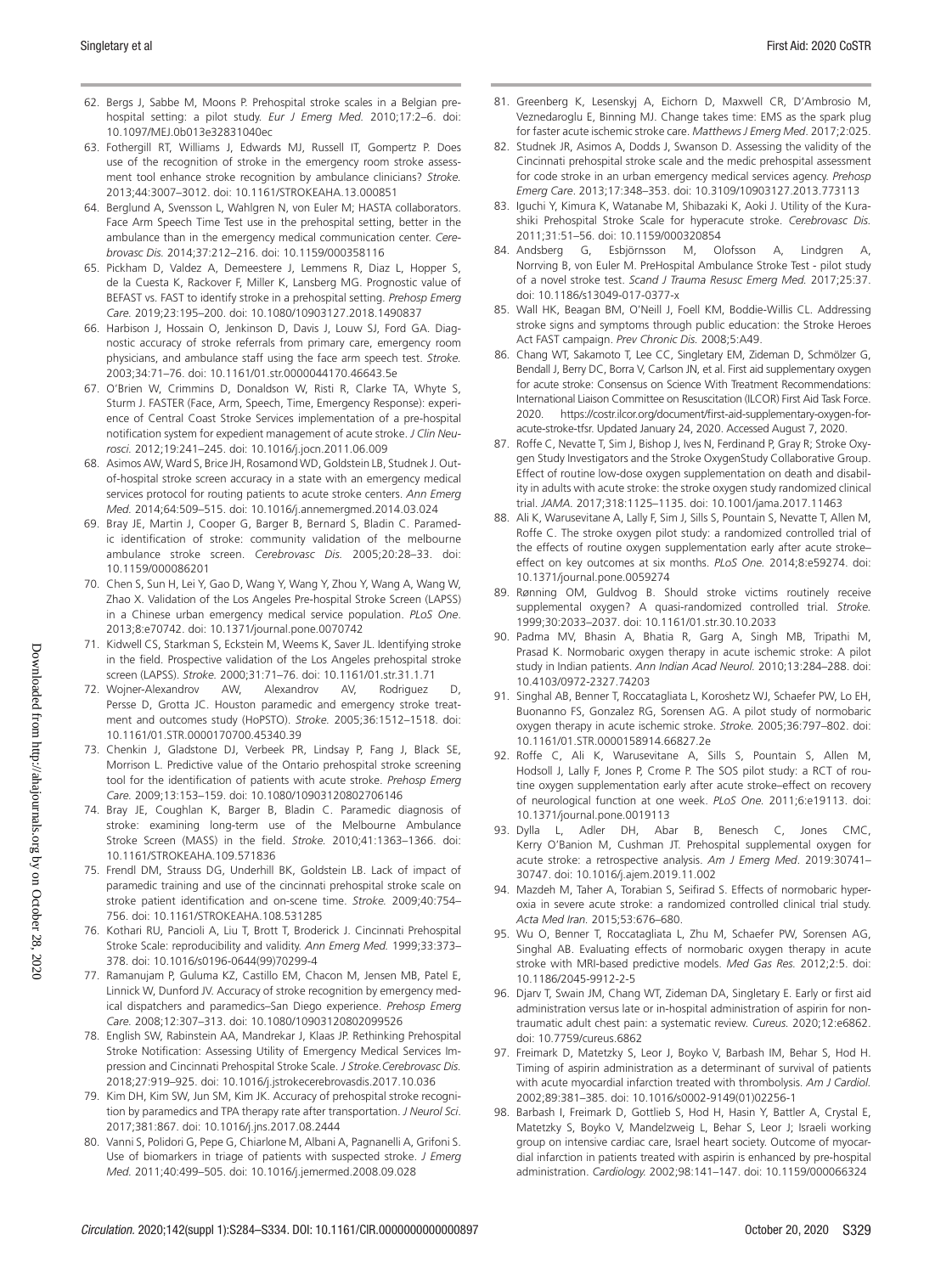62. Bergs J, Sabbe M, Moons P. Prehospital stroke scales in a Belgian prehospital setting: a pilot study. *Eur J Emerg Med.* 2010;17:2–6. doi: 10.1097/MEJ.0b013e32831040ec
63. Fothergill RT, Williams J, Edwards MJ, Russell IT, Gompertz P. Does use of the recognition of stroke in the emergency room stroke assessment tool enhance stroke recognition by ambulance clinicians? *Stroke.* 2013;44:3007–3012. doi: 10.1161/STROKEAHA.13.000851
64. Berglund A, Svensson L, Wahlgren N, von Euler M; HASTA collaborators. Face Arm Speech Time Test use in the prehospital setting, better in the ambulance than in the emergency medical communication center. *Cerebrovasc Dis.* 2014;37:212–216. doi: 10.1159/000358116
65. Pickham D, Valdez A, Demeestere J, Lemmens R, Diaz L, Hopper S, de la Cuesta K, Rackover F, Miller K, Lansberg MG. Prognostic value of BEFAST vs. FAST to identify stroke in a prehospital setting. *Prehosp Emerg Care.* 2019;23:195–200. doi: 10.1080/10903127.2018.1490837
66. Harbison J, Hossain O, Jenkinson D, Davis J, Louw SJ, Ford GA. Diagnostic accuracy of stroke referrals from primary care, emergency room physicians, and ambulance staff using the face arm speech test. *Stroke.* 2003;34:71–76. doi: 10.1161/01.str.0000044170.46643.5e
67. O'Brien W, Crimmins D, Donaldson W, Risti R, Clarke TA, Whyte S, Sturm J. FASTER (Face, Arm, Speech, Time, Emergency Response): experience of Central Coast Stroke Services implementation of a pre-hospital notification system for expedient management of acute stroke. *J Clin Neurosci.* 2012;19:241–245. doi: 10.1016/j.jocn.2011.06.009
68. Asimos AW, Ward S, Brice JH, Rosamond WD, Goldstein LB, Studnek J. Out-of-hospital stroke screen accuracy in a state with an emergency medical services protocol for routing patients to acute stroke centers. *Ann Emerg Med.* 2014;64:509–515. doi: 10.1016/j.annemergmed.2014.03.024
69. Bray JE, Martin J, Cooper G, Barger B, Bernard S, Bladin C. Paramedic identification of stroke: community validation of the melbourne ambulance stroke screen. *Cerebrovasc Dis.* 2005;20:28–33. doi: 10.1159/000086201
70. Chen S, Sun H, Lei Y, Gao D, Wang Y, Wang Y, Zhou Y, Wang A, Wang W, Zhao X. Validation of the Los Angeles Pre-hospital Stroke Screen (LAPSS) in a Chinese urban emergency medical service population. *PLoS One.* 2013;8:e70742. doi: 10.1371/journal.pone.0070742
71. Kidwell CS, Starkman S, Eckstein M, Weems K, Saver JL. Identifying stroke in the field. Prospective validation of the Los Angeles prehospital stroke screen (LAPSS). *Stroke.* 2000;31:71–76. doi: 10.1161/01.str.31.1.71
72. Wojner-Alexandrov AW, Alexandrov AV, Rodriguez D, Persse D, Grotta JC. Houston paramedic and emergency stroke treatment and outcomes study (HoPSTO). *Stroke.* 2005;36:1512–1518. doi: 10.1161/01.STR.0000170700.45340.39
73. Chenkin J, Gladstone DJ, Verbeek PR, Lindsay P, Fang J, Black SE, Morrison L. Predictive value of the Ontario prehospital stroke screening tool for the identification of patients with acute stroke. *Prehosp Emerg Care.* 2009;13:153–159. doi: 10.1080/10903120802706146
74. Bray JE, Coughlan K, Barger B, Bladin C. Paramedic diagnosis of stroke: examining long-term use of the Melbourne Ambulance Stroke Screen (MASS) in the field. *Stroke.* 2010;41:1363–1366. doi: 10.1161/STROKEAHA.109.571836
75. Frendl DM, Strauss DG, Underhill BK, Goldstein LB. Lack of impact of paramedic training and use of the cincinnati prehospital stroke scale on stroke patient identification and on-scene time. *Stroke.* 2009;40:754–756. doi: 10.1161/STROKEAHA.108.531285
76. Kothari RU, Pancioli A, Liu T, Brott T, Broderick J. Cincinnati Prehospital Stroke Scale: reproducibility and validity. *Ann Emerg Med.* 1999;33:373–378. doi: 10.1016/s0196-0644(99)70299-4
77. Ramanujam P, Guluma KZ, Castillo EM, Chacon M, Jensen MB, Patel E, Linnick W, Dunford JV. Accuracy of stroke recognition by emergency medical dispatchers and paramedics–San Diego experience. *Prehosp Emerg Care.* 2008;12:307–313. doi: 10.1080/10903120802099526
78. English SW, Rabinstein AA, Mandrekar J, Klaas JP. Rethinking Prehospital Stroke Notification: Assessing Utility of Emergency Medical Services Impression and Cincinnati Prehospital Stroke Scale. *J Stroke.Cerebrovasc Dis.* 2018;27:919–925. doi: 10.1016/j.jstrokecerebrovasdis.2017.10.036
79. Kim DH, Kim SW, Jun SM, Kim JK. Accuracy of prehospital stroke recognition by paramedics and TPA therapy rate after transportation. *J Neurol Sci.* 2017;381:867. doi: 10.1016/j.jns.2017.08.2444
80. Vanni S, Polidori G, Pepe G, Chiarlone M, Albani A, Pagnanelli A, Grifoni S. Use of biomarkers in triage of patients with suspected stroke. *J Emerg Med.* 2011;40:499–505. doi: 10.1016/j.jemermed.2008.09.028
81. Greenberg K, Lesenskyj A, Eichorn D, Maxwell CR, D'Ambrosio M, Veznedaroglu E, Binning MJ. Change takes time: EMS as the spark plug for faster acute ischemic stroke care. *Matthews J Emerg Med.* 2017;2:025.
82. Studnek JR, Asimos A, Dodds J, Swanson D. Assessing the validity of the Cincinnati prehospital stroke scale and the medic prehospital assessment for code stroke in an urban emergency medical services agency. *Prehosp Emerg Care.* 2013;17:348–353. doi: 10.3109/10903127.2013.773113
83. Iguchi Y, Kimura K, Watanabe M, Shibazaki K, Aoki J. Utility of the Kurashiki Prehospital Stroke Scale for hyperacute stroke. *Cerebrovasc Dis.* 2011;31:51–56. doi: 10.1159/000320854
84. Andsberg G, Esbjörnsson M, Olofsson A, Lindgren A, Norrving B, von Euler M. PreHospital Ambulance Stroke Test - pilot study of a novel stroke test. *Scand J Trauma Resusc Emerg Med.* 2017;25:37. doi: 10.1186/s13049-017-0377-x
85. Wall HK, Beagan BM, O'Neill J, Foell KM, Boddie-Willis CL. Addressing stroke signs and symptoms through public education: the Stroke Heroes Act FAST campaign. *Prev Chronic Dis.* 2008;5:A49.
86. Chang WT, Sakamoto T, Lee CC, Singletary EM, Zideman D, Schmölzer G, Bendall J, Berry DC, Borra V, Carlson JN, et al. First aid supplementary oxygen for acute stroke: Consensus on Science With Treatment Recommendations: International Liaison Committee on Resuscitation (ILCOR) First Aid Task Force. 2020. https://costr.ilcor.org/document/first-aid-supplementary-oxygen-for-acute-stroke-tfsr. Updated January 24, 2020. Accessed August 7, 2020.
87. Roffe C, Nevatte T, Sim J, Bishop J, Ives N, Ferdinand P, Gray R; Stroke Oxygen Study Investigators and the Stroke OxygenStudy Collaborative Group. Effect of routine low-dose oxygen supplementation on death and disability in adults with acute stroke: the stroke oxygen study randomized clinical trial. *JAMA.* 2017;318:1125–1135. doi: 10.1001/jama.2017.11463
88. Ali K, Warusevitane A, Lally F, Sim J, Sills S, Pountain S, Nevatte T, Allen M, Roffe C. The stroke oxygen pilot study: a randomized controlled trial of the effects of routine oxygen supplementation early after acute stroke–effect on key outcomes at six months. *PLoS One.* 2014;8:e59274. doi: 10.1371/journal.pone.0059274
89. Rønning OM, Guldvog B. Should stroke victims routinely receive supplemental oxygen? A quasi-randomized controlled trial. *Stroke.* 1999;30:2033–2037. doi: 10.1161/01.str.30.10.2033
90. Padma MV, Bhasin A, Bhatia R, Garg A, Singh MB, Tripathi M, Prasad K. Normobaric oxygen therapy in acute ischemic stroke: A pilot study in Indian patients. *Ann Indian Acad Neurol.* 2010;13:284–288. doi: 10.4103/0972-2327.74203
91. Singhal AB, Benner T, Roccatagliata L, Koroshetz WJ, Schaefer PW, Lo EH, Buonanno FS, Gonzalez RG, Sorensen AG. A pilot study of normobaric oxygen therapy in acute ischemic stroke. *Stroke.* 2005;36:797–802. doi: 10.1161/01.STR.0000158914.66827.2e
92. Roffe C, Ali K, Warusevitane A, Sills S, Pountain S, Allen M, Hodsoll J, Lally F, Jones P, Crome P. The SOS pilot study: a RCT of routine oxygen supplementation early after acute stroke–effect on recovery of neurological function at one week. *PLoS One.* 2011;6:e19113. doi: 10.1371/journal.pone.0019113
93. Dylla L, Adler DH, Abar B, Benesch C, Jones CMC, Kerry O'Banion M, Cushman JT. Prehospital supplemental oxygen for acute stroke: a retrospective analysis. *Am J Emerg Med.* 2019:30741–30747. doi: 10.1016/j.ajem.2019.11.002
94. Mazdeh M, Taher A, Torabian S, Seifirad S. Effects of normobaric hyperoxia in severe acute stroke: a randomized controlled clinical trial study. *Acta Med Iran.* 2015;53:676–680.
95. Wu O, Benner T, Roccatagliata L, Zhu M, Schaefer PW, Sorensen AG, Singhal AB. Evaluating effects of normobaric oxygen therapy in acute stroke with MRI-based predictive models. *Med Gas Res.* 2012;2:5. doi: 10.1186/2045-9912-2-5
96. Djarv T, Swain JM, Chang WT, Zideman DA, Singletary E. Early or first aid administration versus late or in-hospital administration of aspirin for non-traumatic adult chest pain: a systematic review. *Cureus.* 2020;12:e6862. doi: 10.7759/cureus.6862
97. Freimark D, Matetzky S, Leor J, Boyko V, Barbash IM, Behar S, Hod H. Timing of aspirin administration as a determinant of survival of patients with acute myocardial infarction treated with thrombolysis. *Am J Cardiol.* 2002;89:381–385. doi: 10.1016/s0002-9149(01)02256-1
98. Barbash I, Freimark D, Gottlieb S, Hod H, Hasin Y, Battler A, Crystal E, Matetzky S, Boyko V, Mandelzweig L, Behar S, Leor J; Israeli working group on intensive cardiac care, Israel heart society. Outcome of myocardial infarction in patients treated with aspirin is enhanced by pre-hospital administration. *Cardiology.* 2002;98:141–147. doi: 10.1159/000066324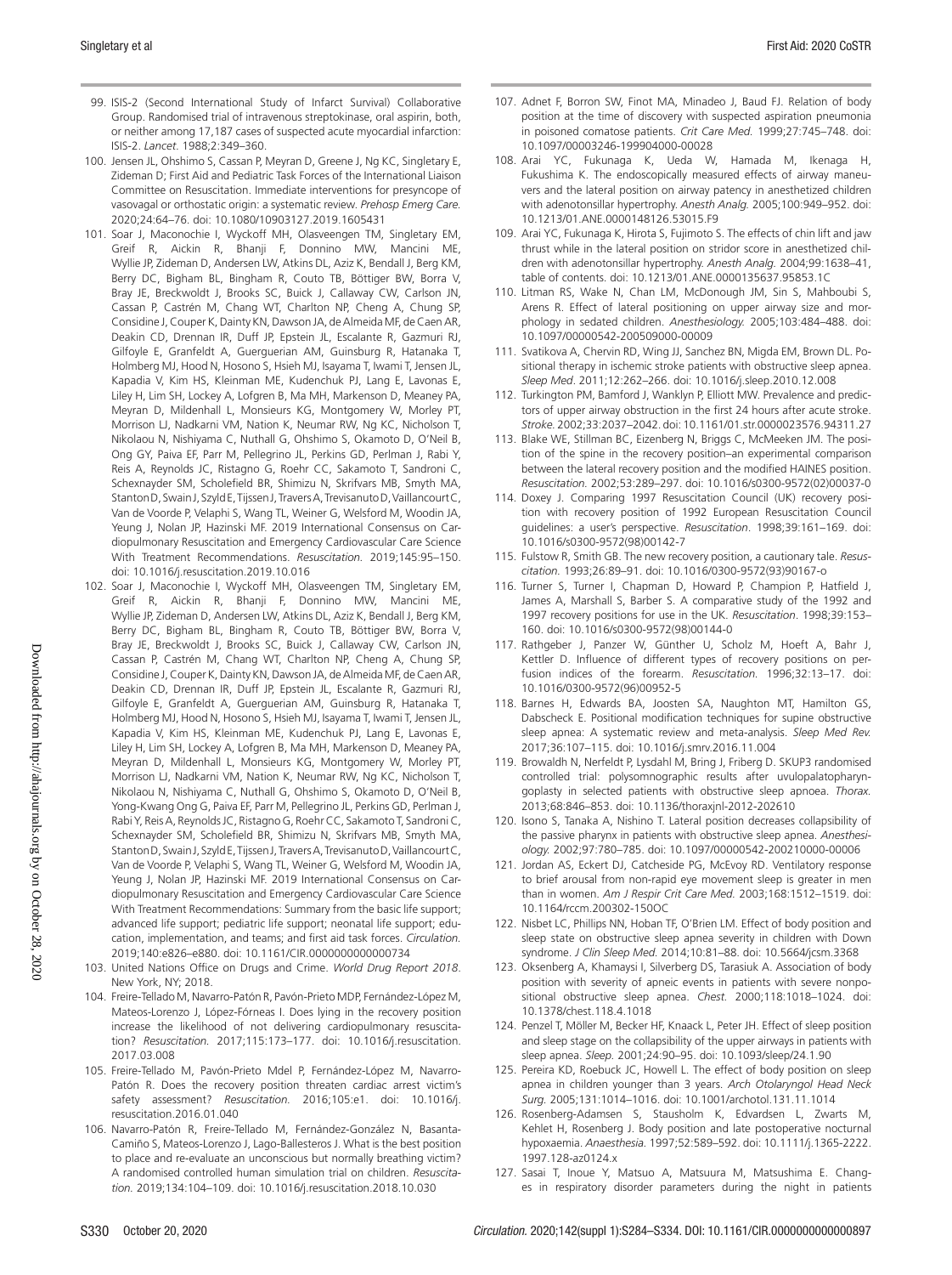99. ISIS-2 (Second International Study of Infarct Survival) Collaborative Group. Randomised trial of intravenous streptokinase, oral aspirin, both, or neither among 17,187 cases of suspected acute myocardial infarction: ISIS-2. *Lancet.* 1988;2:349–360.
100. Jensen JL, Ohshimo S, Cassan P, Meyran D, Greene J, Ng KC, Singletary E, Zideman D; First Aid and Pediatric Task Forces of the International Liaison Committee on Resuscitation. Immediate interventions for presyncope of vasovagal or orthostatic origin: a systematic review. *Prehosp Emerg Care.* 2020;24:64–76. doi: 10.1080/10903127.2019.1605431
101. Soar J, Maconochie I, Wyckoff MH, Olasveengen TM, Singletary EM, Greif R, Aickin R, Bhanji F, Donnino MW, Mancini ME, Wyllie JP, Zideman D, Andersen LW, Atkins DL, Aziz K, Bendall J, Berg KM, Berry DC, Bigham BL, Bingham R, Couto TB, Böttiger BW, Borra V, Bray JE, Breckwoldt J, Brooks SC, Buick J, Callaway CW, Carlson JN, Cassan P, Castrén M, Chang WT, Charlton NP, Cheng A, Chung SP, Considine J, Couper K, Dainty KN, Dawson JA, de Almeida MF, de Caen AR, Deakin CD, Drennan IR, Duff JP, Epstein JL, Escalante R, Gazmuri RJ, Gilfoyle E, Granfeldt A, Guerguerian AM, Guinsburg R, Hatanaka T, Holmberg MJ, Hood N, Hosono S, Hsieh MJ, Isayama T, Iwami T, Jensen JL, Kapadia V, Kim HS, Kleinman ME, Kudenchuk PJ, Lang E, Lavonas E, Liley H, Lim SH, Lockey A, Lofgren B, Ma MH, Markenson D, Meaney PA, Meyran D, Mildenhall L, Monsieurs KG, Montgomery W, Morley PT, Morrison LJ, Nadkarni VM, Nation K, Neumar RW, Ng KC, Nicholson T, Nikolaou N, Nishiyama C, Nuthall G, Ohshimo S, Okamoto D, O'Neil B, Ong GY, Paiva EF, Parr M, Pellegrino JL, Perkins GD, Perlman J, Rabi Y, Reis A, Reynolds JC, Ristagno G, Roehr CC, Sakamoto T, Sandroni C, Schexnayder SM, Scholefield BR, Shimizu N, Skrifvars MB, Smyth MA, Stanton D, Swain J, Szyld E, Tijssen J, Travers A, Trevisanuto D, Vaillancourt C, Van de Voorde P, Velaphi S, Wang TL, Weiner G, Welsford M, Woodin JA, Yeung J, Nolan JP, Hazinski MF. 2019 International Consensus on Cardiopulmonary Resuscitation and Emergency Cardiovascular Care Science With Treatment Recommendations. *Resuscitation.* 2019;145:95–150. doi: 10.1016/j.resuscitation.2019.10.016
102. Soar J, Maconochie I, Wyckoff MH, Olasveengen TM, Singletary EM, Greif R, Aickin R, Bhanji F, Donnino MW, Mancini ME, Wyllie JP, Zideman D, Andersen LW, Atkins DL, Aziz K, Bendall J, Berg KM, Berry DC, Bigham BL, Bingham R, Couto TB, Böttiger BW, Borra V, Bray JE, Breckwoldt J, Brooks SC, Buick J, Callaway CW, Carlson JN, Cassan P, Castrén M, Chang WT, Charlton NP, Cheng A, Chung SP, Considine J, Couper K, Dainty KN, Dawson JA, de Almeida MF, de Caen AR, Deakin CD, Drennan IR, Duff JP, Epstein JL, Escalante R, Gazmuri RJ, Gilfoyle E, Granfeldt A, Guerguerian AM, Guinsburg R, Hatanaka T, Holmberg MJ, Hood N, Hosono S, Hsieh MJ, Isayama T, Iwami T, Jensen JL, Kapadia V, Kim HS, Kleinman ME, Kudenchuk PJ, Lang E, Lavonas E, Liley H, Lim SH, Lockey A, Lofgren B, Ma MH, Markenson D, Meaney PA, Meyran D, Mildenhall L, Monsieurs KG, Montgomery W, Morley PT, Morrison LJ, Nadkarni VM, Nation K, Neumar RW, Ng KC, Nicholson T, Nikolaou N, Nishiyama C, Nuthall G, Ohshimo S, Okamoto D, O'Neil B, Yong-Kwang Ong G, Paiva EF, Parr M, Pellegrino JL, Perkins GD, Perlman J, Rabi Y, Reis A, Reynolds JC, Ristagno G, Roehr CC, Sakamoto T, Sandroni C, Schexnayder SM, Scholefield BR, Shimizu N, Skrifvars MB, Smyth MA, Stanton D, Swain J, Szyld E, Tijssen J, Travers A, Trevisanuto D, Vaillancourt C, Van de Voorde P, Velaphi S, Wang TL, Weiner G, Welsford M, Woodin JA, Yeung J, Nolan JP, Hazinski MF. 2019 International Consensus on Cardiopulmonary Resuscitation and Emergency Cardiovascular Care Science With Treatment Recommendations: Summary from the basic life support; advanced life support; pediatric life support; neonatal life support; education, implementation, and teams; and first aid task forces. *Circulation.* 2019;140:e826–e880. doi: 10.1161/CIR.0000000000000734
103. United Nations Office on Drugs and Crime. *World Drug Report 2018*. New York, NY; 2018.
104. Freire-Tellado M, Navarro-Patón R, Pavón-Prieto MDP, Fernández-López M, Mateos-Lorenzo J, López-Fórneas I. Does lying in the recovery position increase the likelihood of not delivering cardiopulmonary resuscitation? *Resuscitation.* 2017;115:173–177. doi: 10.1016/j.resuscitation.2017.03.008
105. Freire-Tellado M, Pavón-Prieto Mdel P, Fernández-López M, Navarro-Patón R. Does the recovery position threaten cardiac arrest victim's safety assessment? *Resuscitation.* 2016;105:e1. doi: 10.1016/j.resuscitation.2016.01.040
106. Navarro-Patón R, Freire-Tellado M, Fernández-González N, Basanta-Camiño S, Mateos-Lorenzo J, Lago-Ballesteros J. What is the best position to place and re-evaluate an unconscious but normally breathing victim? A randomised controlled human simulation trial on children. *Resuscitation.* 2019;134:104–109. doi: 10.1016/j.resuscitation.2018.10.030
107. Adnet F, Borron SW, Finot MA, Minadeo J, Baud FJ. Relation of body position at the time of discovery with suspected aspiration pneumonia in poisoned comatose patients. *Crit Care Med.* 1999;27:745–748. doi: 10.1097/00003246-199904000-00028
108. Arai YC, Fukunaga K, Ueda W, Hamada M, Ikenaga H, Fukushima K. The endoscopically measured effects of airway maneuvers and the lateral position on airway patency in anesthetized children with adenotonsillar hypertrophy. *Anesth Analg.* 2005;100:949–952. doi: 10.1213/01.ANE.0000148126.53015.F9
109. Arai YC, Fukunaga K, Hirota S, Fujimoto S. The effects of chin lift and jaw thrust while in the lateral position on stridor score in anesthetized children with adenotonsillar hypertrophy. *Anesth Analg.* 2004;99:1638–41, table of contents. doi: 10.1213/01.ANE.0000135637.95853.1C
110. Litman RS, Wake N, Chan LM, McDonough JM, Sin S, Mahboubi S, Arens R. Effect of lateral positioning on upper airway size and morphology in sedated children. *Anesthesiology.* 2005;103:484–488. doi: 10.1097/00000542-200509000-00009
111. Svatikova A, Chervin RD, Wing JJ, Sanchez BN, Migda EM, Brown DL. Positional therapy in ischemic stroke patients with obstructive sleep apnea. *Sleep Med.* 2011;12:262–266. doi: 10.1016/j.sleep.2010.12.008
112. Turkington PM, Bamford J, Wanklyn P, Elliott MW. Prevalence and predictors of upper airway obstruction in the first 24 hours after acute stroke. *Stroke.* 2002;33:2037–2042. doi: 10.1161/01.str.0000023576.94311.27
113. Blake WE, Stillman BC, Eizenberg N, Briggs C, McMeeken JM. The position of the spine in the recovery position–an experimental comparison between the lateral recovery position and the modified HAINES position. *Resuscitation.* 2002;53:289–297. doi: 10.1016/s0300-9572(02)00037-0
114. Doxey J. Comparing 1997 Resuscitation Council (UK) recovery position with recovery position of 1992 European Resuscitation Council guidelines: a user's perspective. *Resuscitation.* 1998;39:161–169. doi: 10.1016/s0300-9572(98)00142-7
115. Fulstow R, Smith GB. The new recovery position, a cautionary tale. *Resuscitation.* 1993;26:89–91. doi: 10.1016/0300-9572(93)90167-o
116. Turner S, Turner I, Chapman D, Howard P, Champion P, Hatfield J, James A, Marshall S, Barber S. A comparative study of the 1992 and 1997 recovery positions for use in the UK. *Resuscitation.* 1998;39:153–160. doi: 10.1016/s0300-9572(98)00144-0
117. Rathgeber J, Panzer W, Günther U, Scholz M, Hoeft A, Bahr J, Kettler D. Influence of different types of recovery positions on perfusion indices of the forearm. *Resuscitation.* 1996;32:13–17. doi: 10.1016/0300-9572(96)00952-5
118. Barnes H, Edwards BA, Joosten SA, Naughton MT, Hamilton GS, Dabscheck E. Positional modification techniques for supine obstructive sleep apnea: A systematic review and meta-analysis. *Sleep Med Rev.* 2017;36:107–115. doi: 10.1016/j.smrv.2016.11.004
119. Browaldh N, Nerfeldt P, Lysdahl M, Bring J, Friberg D. SKUP3 randomised controlled trial: polysomnographic results after uvulopalatopharyngoplasty in selected patients with obstructive sleep apnoea. *Thorax.* 2013;68:846–853. doi: 10.1136/thoraxjnl-2012-202610
120. Isono S, Tanaka A, Nishino T. Lateral position decreases collapsibility of the passive pharynx in patients with obstructive sleep apnea. *Anesthesiology.* 2002;97:780–785. doi: 10.1097/00000542-200210000-00006
121. Jordan AS, Eckert DJ, Catcheside PG, McEvoy RD. Ventilatory response to brief arousal from non-rapid eye movement sleep is greater in men than in women. *Am J Respir Crit Care Med.* 2003;168:1512–1519. doi: 10.1164/rccm.200302-150OC
122. Nisbet LC, Phillips NN, Hoban TF, O'Brien LM. Effect of body position and sleep state on obstructive sleep apnea severity in children with Down syndrome. *J Clin Sleep Med.* 2014;10:81–88. doi: 10.5664/jcsm.3368
123. Oksenberg A, Khamaysi I, Silverberg DS, Tarasiuk A. Association of body position with severity of apneic events in patients with severe nonpositional obstructive sleep apnea. *Chest.* 2000;118:1018–1024. doi: 10.1378/chest.118.4.1018
124. Penzel T, Möller M, Becker HF, Knaack L, Peter JH. Effect of sleep position and sleep stage on the collapsibility of the upper airways in patients with sleep apnea. *Sleep.* 2001;24:90–95. doi: 10.1093/sleep/24.1.90
125. Pereira KD, Roebuck JC, Howell L. The effect of body position on sleep apnea in children younger than 3 years. *Arch Otolaryngol Head Neck Surg.* 2005;131:1014–1016. doi: 10.1001/archotol.131.11.1014
126. Rosenberg-Adamsen S, Stausholm K, Edvardsen L, Zwarts M, Kehlet H, Rosenberg J. Body position and late postoperative nocturnal hypoxaemia. *Anaesthesia.* 1997;52:589–592. doi: 10.1111/j.1365-2222.1997.128-az0124.x
127. Sasai T, Inoue Y, Matsuo A, Matsuura M, Matsushima E. Changes in respiratory disorder parameters during the night in patients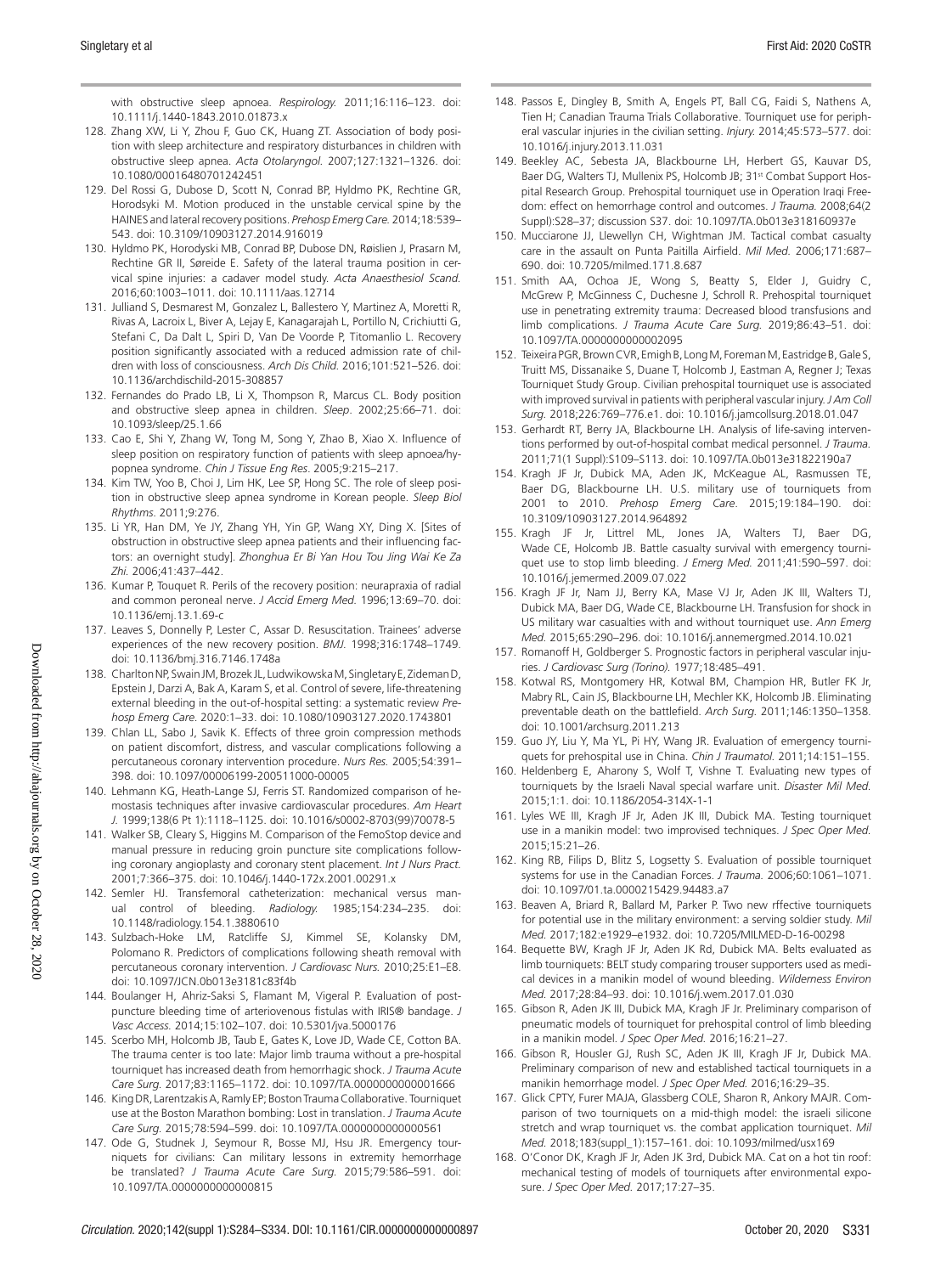with obstructive sleep apnoea. *Respirology.* 2011;16:116–123. doi: 10.1111/j.1440-1843.2010.01873.x

128. Zhang XW, Li Y, Zhou F, Guo CK, Huang ZT. Association of body position with sleep architecture and respiratory disturbances in children with obstructive sleep apnea. *Acta Otolaryngol.* 2007;127:1321–1326. doi: 10.1080/00016480701242451
129. Del Rossi G, Dubose D, Scott N, Conrad BP, Hyldmo PK, Rechtine GR, Horodyski M. Motion produced in the unstable cervical spine by the HAINES and lateral recovery positions. *Prehosp Emerg Care.* 2014;18:539–543. doi: 10.3109/10903127.2014.916019
130. Hyldmo PK, Horodyski MB, Conrad BP, Dubose DN, Røislien J, Prasarn M, Rechtine GR II, Søreide E. Safety of the lateral trauma position in cervical spine injuries: a cadaver model study. *Acta Anaesthesiol Scand.* 2016;60:1003–1011. doi: 10.1111/aas.12714
131. Julliand S, Desmarest M, Gonzalez L, Ballestero Y, Martinez A, Moretti R, Rivas A, Lacroix L, Biver A, Lejay E, Kanagarajah L, Portillo N, Crichiutti G, Stefani C, Da Dalt L, Spiri D, Van De Voorde P, Titomanlio L. Recovery position significantly associated with a reduced admission rate of children with loss of consciousness. *Arch Dis Child.* 2016;101:521–526. doi: 10.1136/archdischild-2015-308857
132. Fernandes do Prado LB, Li X, Thompson R, Marcus CL. Body position and obstructive sleep apnea in children. *Sleep*. 2002;25:66–71. doi: 10.1093/sleep/25.1.66
133. Cao E, Shi Y, Zhang W, Tong M, Song Y, Zhao B, Xiao X. Influence of sleep position on respiratory function of patients with sleep apnoea/hypopnea syndrome. *Chin J Tissue Eng Res*. 2005;9:215–217.
134. Kim TW, Yoo B, Choi J, Lim HK, Lee SP, Hong SC. The role of sleep position in obstructive sleep apnea syndrome in Korean people. *Sleep Biol Rhythms*. 2011;9:276.
135. Li YR, Han DM, Ye JY, Zhang YH, Yin GP, Wang XY, Ding X. [Sites of obstruction in obstructive sleep apnea patients and their influencing factors: an overnight study]. *Zhonghua Er Bi Yan Hou Tou Jing Wai Ke Za Zhi.* 2006;41:437–442.
136. Kumar P, Touquet R. Perils of the recovery position: neurapraxia of radial and common peroneal nerve. *J Accid Emerg Med.* 1996;13:69–70. doi: 10.1136/emj.13.1.69-c
137. Leaves S, Donnelly P, Lester C, Assar D. Resuscitation. Trainees' adverse experiences of the new recovery position. *BMJ.* 1998;316:1748–1749. doi: 10.1136/bmj.316.7146.1748a
138. Charlton NP, Swain JM, Brozek JL, Ludwikowska M, Singletary E, Zideman D, Epstein J, Darzi A, Bak A, Karam S, et al. Control of severe, life-threatening external bleeding in the out-of-hospital setting: a systematic review *Prehosp Emerg Care.* 2020:1–33. doi: 10.1080/10903127.2020.1743801
139. Chlan LL, Sabo J, Savik K. Effects of three groin compression methods on patient discomfort, distress, and vascular complications following a percutaneous coronary intervention procedure. *Nurs Res.* 2005;54:391–398. doi: 10.1097/00006199-200511000-00005
140. Lehmann KG, Heath-Lange SJ, Ferris ST. Randomized comparison of hemostasis techniques after invasive cardiovascular procedures. *Am Heart J.* 1999;138(6 Pt 1):1118–1125. doi: 10.1016/s0002-8703(99)70078-5
141. Walker SB, Cleary S, Higgins M. Comparison of the FemoStop device and manual pressure in reducing groin puncture site complications following coronary angioplasty and coronary stent placement. *Int J Nurs Pract.* 2001;7:366–375. doi: 10.1046/j.1440-172x.2001.00291.x
142. Semler HJ. Transfemoral catheterization: mechanical versus manual control of bleeding. *Radiology.* 1985;154:234–235. doi: 10.1148/radiology.154.1.3880610
143. Sulzbach-Hoke LM, Ratcliffe SJ, Kimmel SE, Kolansky DM, Polomano R. Predictors of complications following sheath removal with percutaneous coronary intervention. *J Cardiovasc Nurs.* 2010;25:E1–E8. doi: 10.1097/JCN.0b013e3181c83f4b
144. Boulanger H, Ahriz-Saksi S, Flamant M, Vigeral P. Evaluation of post-puncture bleeding time of arteriovenous fistulas with IRIS® bandage. *J Vasc Access.* 2014;15:102–107. doi: 10.5301/jva.5000176
145. Scerbo MH, Holcomb JB, Taub E, Gates K, Love JD, Wade CE, Cotton BA. The trauma center is too late: Major limb trauma without a pre-hospital tourniquet has increased death from hemorrhagic shock. *J Trauma Acute Care Surg.* 2017;83:1165–1172. doi: 10.1097/TA.0000000000001666
146. King DR, Larentzakis A, Ramly EP; Boston Trauma Collaborative. Tourniquet use at the Boston Marathon bombing: Lost in translation. *J Trauma Acute Care Surg.* 2015;78:594–599. doi: 10.1097/TA.0000000000000561
147. Ode G, Studnek J, Seymour R, Bosse MJ, Hsu JR. Emergency tourniquets for civilians: Can military lessons in extremity hemorrhage be translated? *J Trauma Acute Care Surg.* 2015;79:586–591. doi: 10.1097/TA.0000000000000815
148. Passos E, Dingley B, Smith A, Engels PT, Ball CG, Faidi S, Nathens A, Tien H; Canadian Trauma Trials Collaborative. Tourniquet use for peripheral vascular injuries in the civilian setting. *Injury.* 2014;45:573–577. doi: 10.1016/j.injury.2013.11.031
149. Beekley AC, Sebesta JA, Blackbourne LH, Herbert GS, Kauvar DS, Baer DG, Walters TJ, Mullenix PS, Holcomb JB; 31st Combat Support Hospital Research Group. Prehospital tourniquet use in Operation Iraqi Freedom: effect on hemorrhage control and outcomes. *J Trauma.* 2008;64(2 Suppl):S28–37; discussion S37. doi: 10.1097/TA.0b013e318160937e
150. Mucciarone JJ, Llewellyn CH, Wightman JM. Tactical combat casualty care in the assault on Punta Paitilla Airfield. *Mil Med.* 2006;171:687–690. doi: 10.7205/milmed.171.8.687
151. Smith AA, Ochoa JE, Wong S, Beatty S, Elder J, Guidry C, McGrew P, McGinness C, Duchesne J, Schroll R. Prehospital tourniquet use in penetrating extremity trauma: Decreased blood transfusions and limb complications. *J Trauma Acute Care Surg.* 2019;86:43–51. doi: 10.1097/TA.0000000000002095
152. Teixeira PGR, Brown CVR, Emigh B, Long M, Foreman M, Eastridge B, Gale S, Truitt MS, Dissanaike S, Duane T, Holcomb J, Eastman A, Regner J; Texas Tourniquet Study Group. Civilian prehospital tourniquet use is associated with improved survival in patients with peripheral vascular injury. *J Am Coll Surg.* 2018;226:769–776.e1. doi: 10.1016/j.jamcollsurg.2018.01.047
153. Gerhardt RT, Berry JA, Blackbourne LH. Analysis of life-saving interventions performed by out-of-hospital combat medical personnel. *J Trauma.* 2011;71(1 Suppl):S109–S113. doi: 10.1097/TA.0b013e31822190a7
154. Kragh JF Jr, Dubick MA, Aden JK, McKeague AL, Rasmussen TE, Baer DG, Blackbourne LH. U.S. military use of tourniquets from 2001 to 2010. *Prehosp Emerg Care*. 2015;19:184–190. doi: 10.3109/10903127.2014.964892
155. Kragh JF Jr, Littrel ML, Jones JA, Walters TJ, Baer DG, Wade CE, Holcomb JB. Battle casualty survival with emergency tourniquet use to stop limb bleeding. *J Emerg Med.* 2011;41:590–597. doi: 10.1016/j.jemermed.2009.07.022
156. Kragh JF Jr, Nam JJ, Berry KA, Mase VJ Jr, Aden JK III, Walters TJ, Dubick MA, Baer DG, Wade CE, Blackbourne LH. Transfusion for shock in US military war casualties with and without tourniquet use. *Ann Emerg Med.* 2015;65:290–296. doi: 10.1016/j.annemergmed.2014.10.021
157. Romanoff H, Goldberger S. Prognostic factors in peripheral vascular injuries. *J Cardiovasc Surg (Torino).* 1977;18:485–491.
158. Kotwal RS, Montgomery HR, Kotwal BM, Champion HR, Butler FK Jr, Mabry RL, Cain JS, Blackbourne LH, Mechler KK, Holcomb JB. Eliminating preventable death on the battlefield. *Arch Surg.* 2011;146:1350–1358. doi: 10.1001/archsurg.2011.213
159. Guo JY, Liu Y, Ma YL, Pi HY, Wang JR. Evaluation of emergency tourniquets for prehospital use in China. *Chin J Traumatol.* 2011;14:151–155.
160. Heldenberg E, Aharony S, Wolf T, Vishne T. Evaluating new types of tourniquets by the Israeli Naval special warfare unit. *Disaster Mil Med.* 2015;1:1. doi: 10.1186/2054-314X-1-1
161. Lyles WE III, Kragh JF Jr, Aden JK III, Dubick MA. Testing tourniquet use in a manikin model: two improvised techniques. *J Spec Oper Med.* 2015;15:21–26.
162. King RB, Filips D, Blitz S, Logsetty S. Evaluation of possible tourniquet systems for use in the Canadian Forces. *J Trauma.* 2006;60:1061–1071. doi: 10.1097/01.ta.0000215429.94483.a7
163. Beaven A, Briard R, Ballard M, Parker P. Two new rffective tourniquets for potential use in the military environment: a serving soldier study. *Mil Med.* 2017;182:e1929–e1932. doi: 10.7205/MILMED-D-16-00298
164. Bequette BW, Kragh JF Jr, Aden JK Rd, Dubick MA. Belts evaluated as limb tourniquets: BELT study comparing trouser supporters used as medical devices in a manikin model of wound bleeding. *Wilderness Environ Med.* 2017;28:84–93. doi: 10.1016/j.wem.2017.01.030
165. Gibson R, Aden JK III, Dubick MA, Kragh JF Jr. Preliminary comparison of pneumatic models of tourniquet for prehospital control of limb bleeding in a manikin model. *J Spec Oper Med.* 2016;16:21–27.
166. Gibson R, Housler GJ, Rush SC, Aden JK III, Kragh JF Jr, Dubick MA. Preliminary comparison of new and established tactical tourniquets in a manikin hemorrhage model. *J Spec Oper Med.* 2016;16:29–35.
167. Glick CPTY, Furer MAJA, Glassberg COLE, Sharon R, Ankory MAJR. Comparison of two tourniquets on a mid-thigh model: the israeli silicone stretch and wrap tourniquet vs. the combat application tourniquet. *Mil Med.* 2018;183(suppl_1):157–161. doi: 10.1093/milmed/usx169
168. O'Conor DK, Kragh JF Jr, Aden JK 3rd, Dubick MA. Cat on a hot tin roof: mechanical testing of models of tourniquets after environmental exposure. *J Spec Oper Med.* 2017;17:27–35.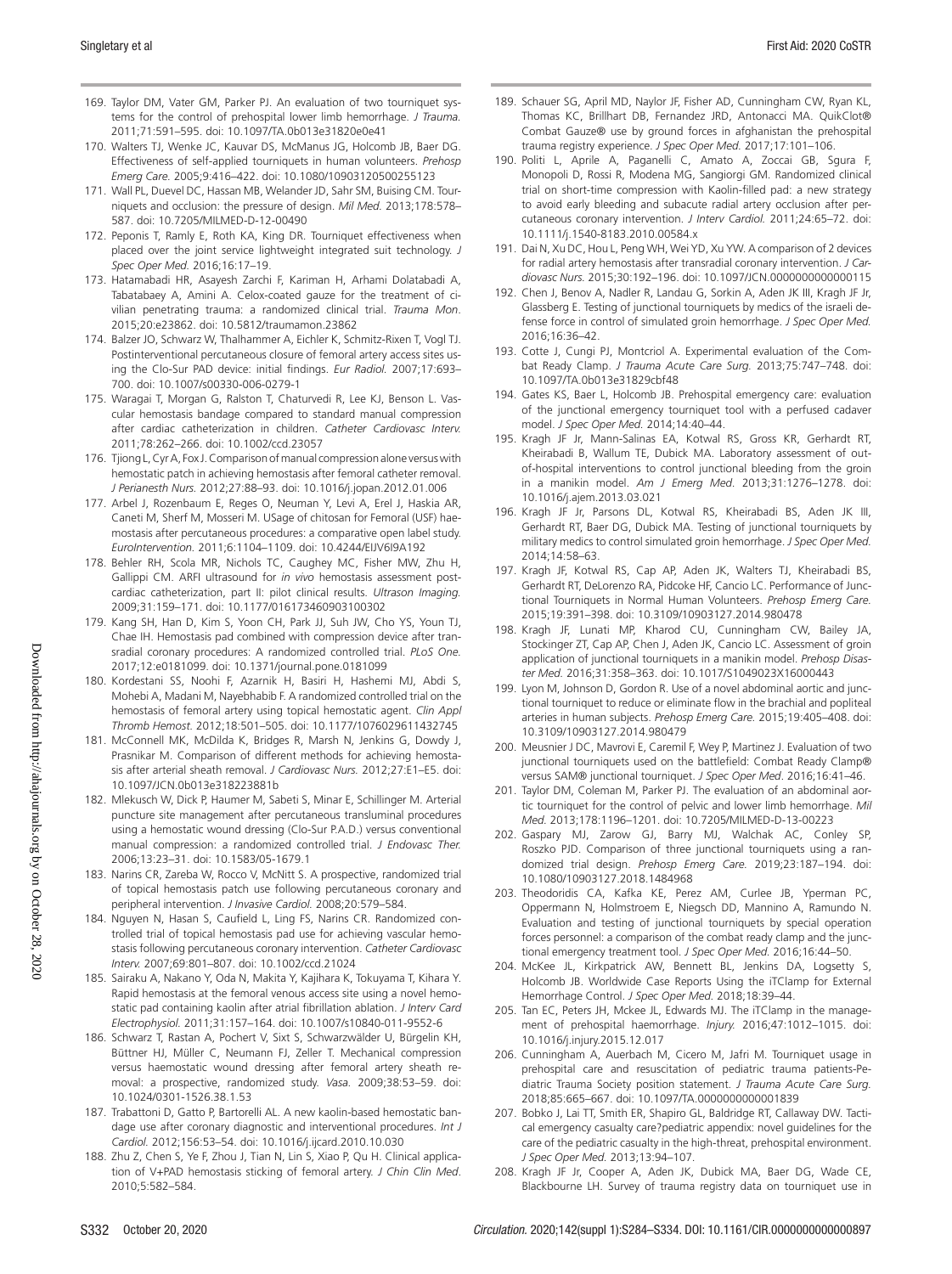169. Taylor DM, Vater GM, Parker PJ. An evaluation of two tourniquet systems for the control of prehospital lower limb hemorrhage. *J Trauma.* 2011;71:591–595. doi: 10.1097/TA.0b013e31820e0e41
170. Walters TJ, Wenke JC, Kauvar DS, McManus JG, Holcomb JB, Baer DG. Effectiveness of self-applied tourniquets in human volunteers. *Prehosp Emerg Care.* 2005;9:416–422. doi: 10.1080/10903120500255123
171. Wall PL, Duevel DC, Hassan MB, Welander JD, Sahr SM, Buising CM. Tourniquets and occlusion: the pressure of design. *Mil Med.* 2013;178:578–587. doi: 10.7205/MILMED-D-12-00490
172. Peponis T, Ramly E, Roth KA, King DR. Tourniquet effectiveness when placed over the joint service lightweight integrated suit technology. *J Spec Oper Med.* 2016;16:17–19.
173. Hatamabadi HR, Asayesh Zarchi F, Kariman H, Arhami Dolatabadi A, Tabatabaey A, Amini A. Celox-coated gauze for the treatment of civilian penetrating trauma: a randomized clinical trial. *Trauma Mon*. 2015;20:e23862. doi: 10.5812/traumamon.23862
174. Balzer JO, Schwarz W, Thalhammer A, Eichler K, Schmitz-Rixen T, Vogl TJ. Postinterventional percutaneous closure of femoral artery access sites using the Clo-Sur PAD device: initial findings. *Eur Radiol.* 2007;17:693–700. doi: 10.1007/s00330-006-0279-1
175. Waragai T, Morgan G, Ralston T, Chaturvedi R, Lee KJ, Benson L. Vascular hemostasis bandage compared to standard manual compression after cardiac catheterization in children. *Catheter Cardiovasc Interv.* 2011;78:262–266. doi: 10.1002/ccd.23057
176. Tjiong L, Cyr A, Fox J. Comparison of manual compression alone versus with hemostatic patch in achieving hemostasis after femoral catheter removal. *J Perianesth Nurs.* 2012;27:88–93. doi: 10.1016/j.jopan.2012.01.006
177. Arbel J, Rozenbaum E, Reges O, Neuman Y, Levi A, Erel J, Haskia AR, Caneti M, Sherf M, Mosseri M. USage of chitosan for Femoral (USF) haemostasis after percutaneous procedures: a comparative open label study. *EuroIntervention.* 2011;6:1104–1109. doi: 10.4244/EIJV6I9A192
178. Behler RH, Scola MR, Nichols TC, Caughey MC, Fisher MW, Zhu H, Gallippi CM. ARFI ultrasound for *in vivo* hemostasis assessment postcardiac catheterization, part II: pilot clinical results. *Ultrason Imaging.* 2009;31:159–171. doi: 10.1177/016173460903100302
179. Kang SH, Han D, Kim S, Yoon CH, Park JJ, Suh JW, Cho YS, Youn TJ, Chae IH. Hemostasis pad combined with compression device after transradial coronary procedures: A randomized controlled trial. *PLoS One.* 2017;12:e0181099. doi: 10.1371/journal.pone.0181099
180. Kordestani SS, Noohi F, Azarnik H, Basiri H, Hashemi MJ, Abdi S, Mohebi A, Madani M, Nayebhabib F. A randomized controlled trial on the hemostasis of femoral artery using topical hemostatic agent. *Clin Appl Thromb Hemost.* 2012;18:501–505. doi: 10.1177/1076029611432745
181. McConnell MK, McDilda K, Bridges R, Marsh N, Jenkins G, Dowdy J, Prasnikar M. Comparison of different methods for achieving hemostasis after arterial sheath removal. *J Cardiovasc Nurs.* 2012;27:E1–E5. doi: 10.1097/JCN.0b013e318223881b
182. Mlekusch W, Dick P, Haumer M, Sabeti S, Minar E, Schillinger M. Arterial puncture site management after percutaneous transluminal procedures using a hemostatic wound dressing (Clo-Sur P.A.D.) versus conventional manual compression: a randomized controlled trial. *J Endovasc Ther.* 2006;13:23–31. doi: 10.1583/05-1679.1
183. Narins CR, Zareba W, Rocco V, McNitt S. A prospective, randomized trial of topical hemostasis patch use following percutaneous coronary and peripheral intervention. *J Invasive Cardiol.* 2008;20:579–584.
184. Nguyen N, Hasan S, Caufield L, Ling FS, Narins CR. Randomized controlled trial of topical hemostasis pad use for achieving vascular hemostasis following percutaneous coronary intervention. *Catheter Cardiovasc Interv.* 2007;69:801–807. doi: 10.1002/ccd.21024
185. Sairaku A, Nakano Y, Oda N, Makita Y, Kajihara K, Tokuyama T, Kihara Y. Rapid hemostasis at the femoral venous access site using a novel hemostatic pad containing kaolin after atrial fibrillation ablation. *J Interv Card Electrophysiol.* 2011;31:157–164. doi: 10.1007/s10840-011-9552-6
186. Schwarz T, Rastan A, Pochert V, Sixt S, Schwarzwälder U, Bürgelin KH, Büttner HJ, Müller C, Neumann FJ, Zeller T. Mechanical compression versus haemostatic wound dressing after femoral artery sheath removal: a prospective, randomized study. *Vasa.* 2009;38:53–59. doi: 10.1024/0301-1526.38.1.53
187. Trabattoni D, Gatto P, Bartorelli AL. A new kaolin-based hemostatic bandage use after coronary diagnostic and interventional procedures. *Int J Cardiol.* 2012;156:53–54. doi: 10.1016/j.ijcard.2010.10.030
188. Zhu Z, Chen S, Ye F, Zhou J, Tian N, Lin S, Xiao P, Qu H. Clinical application of V+PAD hemostasis sticking of femoral artery. *J Chin Clin Med.* 2010;5:582–584.
189. Schauer SG, April MD, Naylor JF, Fisher AD, Cunningham CW, Ryan KL, Thomas KC, Brillhart DB, Fernandez JRD, Antonacci MA. QuikClot® Combat Gauze® use by ground forces in afghanistan the prehospital trauma registry experience. *J Spec Oper Med.* 2017;17:101–106.
190. Politi L, Aprile A, Paganelli C, Amato A, Zoccai GB, Sgura F, Monopoli D, Rossi R, Modena MG, Sangiorgi GM. Randomized clinical trial on short-time compression with Kaolin-filled pad: a new strategy to avoid early bleeding and subacute radial artery occlusion after percutaneous coronary intervention. *J Interv Cardiol.* 2011;24:65–72. doi: 10.1111/j.1540-8183.2010.00584.x
191. Dai N, Xu DC, Hou L, Peng WH, Wei YD, Xu YW. A comparison of 2 devices for radial artery hemostasis after transradial coronary intervention. *J Cardiovasc Nurs.* 2015;30:192–196. doi: 10.1097/JCN.0000000000000115
192. Chen J, Benov A, Nadler R, Landau G, Sorkin A, Aden JK III, Kragh JF Jr, Glassberg E. Testing of junctional tourniquets by medics of the israeli defense force in control of simulated groin hemorrhage. *J Spec Oper Med.* 2016;16:36–42.
193. Cotte J, Cungi PJ, Montcriol A. Experimental evaluation of the Combat Ready Clamp. *J Trauma Acute Care Surg.* 2013;75:747–748. doi: 10.1097/TA.0b013e31829cbf48
194. Gates KS, Baer L, Holcomb JB. Prehospital emergency care: evaluation of the junctional emergency tourniquet tool with a perfused cadaver model. *J Spec Oper Med.* 2014;14:40–44.
195. Kragh JF Jr, Mann-Salinas EA, Kotwal RS, Gross KR, Gerhardt RT, Kheirabadi B, Wallum TE, Dubick MA. Laboratory assessment of out-of-hospital interventions to control junctional bleeding from the groin in a manikin model. *Am J Emerg Med.* 2013;31:1276–1278. doi: 10.1016/j.ajem.2013.03.021
196. Kragh JF Jr, Parsons DL, Kotwal RS, Kheirabadi BS, Aden JK III, Gerhardt RT, Baer DG, Dubick MA. Testing of junctional tourniquets by military medics to control simulated groin hemorrhage. *J Spec Oper Med.* 2014;14:58–63.
197. Kragh JF Jr, Kotwal RS, Cap AP, Aden JK, Walters TJ, Kheirabadi BS, Gerhardt RT, DeLorenzo RA, Pidcoke HF, Cancio LC. Performance of Junctional Tourniquets in Normal Human Volunteers. *Prehosp Emerg Care.* 2015;19:391–398. doi: 10.3109/10903127.2014.980478
198. Kragh JF, Lunati MP, Kharod CU, Cunningham CW, Bailey JA, Stockinger ZT, Cap AP, Chen J, Aden JK, Cancio LC. Assessment of groin application of junctional tourniquets in a manikin model. *Prehosp Disaster Med.* 2016;31:358–363. doi: 10.1017/S1049023X16000443
199. Lyon M, Johnson D, Gordon R. Use of a novel abdominal aortic and junctional tourniquet to reduce or eliminate flow in the brachial and popliteal arteries in human subjects. *Prehosp Emerg Care.* 2015;19:405–408. doi: 10.3109/10903127.2014.980479
200. Meusnier J DC, Mavrovi E, Caremil F, Wey P, Martinez J. Evaluation of two junctional tourniquets used on the battlefield: Combat Ready Clamp® versus SAM® junctional tourniquet. *J Spec Oper Med*. 2016;16:41–46.
201. Taylor DM, Coleman M, Parker PJ. The evaluation of an abdominal aortic tourniquet for the control of pelvic and lower limb hemorrhage. *Mil Med.* 2013;178:1196–1201. doi: 10.7205/MILMED-D-13-00223
202. Gaspary MJ, Zarow GJ, Barry MJ, Walchak AC, Conley SP, Roszko PJD. Comparison of three junctional tourniquets using a randomized trial design. *Prehosp Emerg Care.* 2019;23:187–194. doi: 10.1080/10903127.2018.1484968
203. Theodoridis CA, Kafka KE, Perez AM, Curlee JB, Yperman PC, Oppermann N, Holmstroem E, Niegsch DD, Mannino A, Ramundo N. Evaluation and testing of junctional tourniquets by special operation forces personnel: a comparison of the combat ready clamp and the junctional emergency treatment tool. *J Spec Oper Med.* 2016;16:44–50.
204. McKee JL, Kirkpatrick AW, Bennett BL, Jenkins DA, Logsetty S, Holcomb JB. Worldwide Case Reports Using the iTClamp for External Hemorrhage Control. *J Spec Oper Med.* 2018;18:39–44.
205. Tan EC, Peters JH, Mckee JL, Edwards MJ. The iTClamp in the management of prehospital haemorrhage. *Injury.* 2016;47:1012–1015. doi: 10.1016/j.injury.2015.12.017
206. Cunningham A, Auerbach M, Cicero M, Jafri M. Tourniquet usage in prehospital care and resuscitation of pediatric trauma patients-Pediatric Trauma Society position statement. *J Trauma Acute Care Surg.* 2018;85:665–667. doi: 10.1097/TA.0000000000001839
207. Bobko J, Lai TT, Smith ER, Shapiro GL, Baldridge RT, Callaway DW. Tactical emergency casualty care?pediatric appendix: novel guidelines for the care of the pediatric casualty in the high-threat, prehospital environment. *J Spec Oper Med.* 2013;13:94–107.
208. Kragh JF Jr, Cooper A, Aden JK, Dubick MA, Baer DG, Wade CE, Blackbourne LH. Survey of trauma registry data on tourniquet use in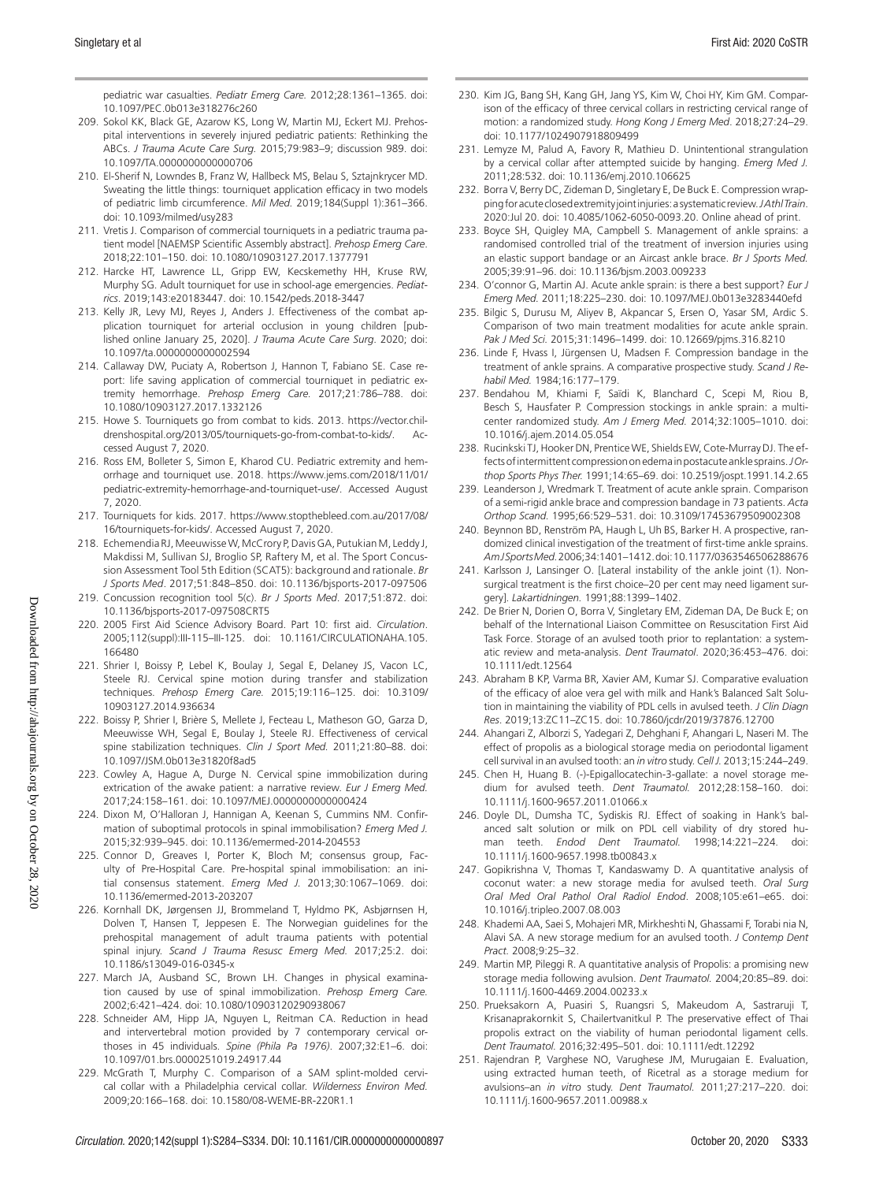pediatric war casualties. *Pediatr Emerg Care*. 2012;28:1361–1365. doi: 10.1097/PEC.0b013e318276c260

209. Sokol KK, Black GE, Azarow KS, Long W, Martin MJ, Eckert MJ. Prehospital interventions in severely injured pediatric patients: Rethinking the ABCs. *J Trauma Acute Care Surg*. 2015;79:983–9; discussion 989. doi: 10.1097/TA.0000000000000706
210. El-Sherif N, Lowndes B, Franz W, Hallbeck MS, Belau S, Sztajnkrycer MD. Sweating the little things: tourniquet application efficacy in two models of pediatric limb circumference. *Mil Med*. 2019;184(Suppl 1):361–366. doi: 10.1093/milmed/usy283
211. Vretis J. Comparison of commercial tourniquets in a pediatric trauma patient model [NAEMSP Scientific Assembly abstract]. *Prehosp Emerg Care*. 2018;22:101–150. doi: 10.1080/10903127.2017.1377791
212. Harcke HT, Lawrence LL, Gripp EW, Kecskemethy HH, Kruse RW, Murphy SG. Adult tourniquet for use in school-age emergencies. *Pediatrics*. 2019;143:e20183447. doi: 10.1542/peds.2018-3447
213. Kelly JR, Levy MJ, Reyes J, Anders J. Effectiveness of the combat application tourniquet for arterial occlusion in young children [published online January 25, 2020]. *J Trauma Acute Care Surg*. 2020; doi: 10.1097/ta.0000000000002594
214. Callaway DW, Puciaty A, Robertson J, Hannon T, Fabiano SE. Case report: life saving application of commercial tourniquet in pediatric extremity hemorrhage. *Prehosp Emerg Care*. 2017;21:786–788. doi: 10.1080/10903127.2017.1332126
215. Howe S. Tourniquets go from combat to kids. 2013. https://vector.childrenshospital.org/2013/05/tourniquets-go-from-combat-to-kids/. Accessed August 7, 2020.
216. Ross EM, Bolleter S, Simon E, Kharod CU. Pediatric extremity and hemorrhage and tourniquet use. 2018. https://www.jems.com/2018/11/01/pediatric-extremity-hemorrhage-and-tourniquet-use/. Accessed August 7, 2020.
217. Tourniquets for kids. 2017. https://www.stopthebleed.com.au/2017/08/16/tourniquets-for-kids/. Accessed August 7, 2020.
218. Echemendia RJ, Meeuwisse W, McCrory P, Davis GA, Putukian M, Leddy J, Makdissi M, Sullivan SJ, Broglio SP, Raftery M, et al. The Sport Concussion Assessment Tool 5th Edition (SCAT5): background and rationale. *Br J Sports Med*. 2017;51:848–850. doi: 10.1136/bjsports-2017-097506
219. Concussion recognition tool 5(c). *Br J Sports Med*. 2017;51:872. doi: 10.1136/bjsports-2017-097508CRT5
220. 2005 First Aid Science Advisory Board. Part 10: first aid. *Circulation*. 2005;112(suppl):III-115–III-125. doi: 10.1161/CIRCULATIONAHA.105.166480
221. Shrier I, Boissy P, Lebel K, Boulay J, Segal E, Delaney JS, Vacon LC, Steele RJ. Cervical spine motion during transfer and stabilization techniques. *Prehosp Emerg Care*. 2015;19:116–125. doi: 10.3109/10903127.2014.936634
222. Boissy P, Shrier I, Brière S, Mellete J, Fecteau L, Matheson GO, Garza D, Meeuwisse WH, Segal E, Boulay J, Steele RJ. Effectiveness of cervical spine stabilization techniques. *Clin J Sport Med*. 2011;21:80–88. doi: 10.1097/JSM.0b013e31820f8ad5
223. Cowley A, Hague A, Durge N. Cervical spine immobilization during extrication of the awake patient: a narrative review. *Eur J Emerg Med*. 2017;24:158–161. doi: 10.1097/MEJ.0000000000000424
224. Dixon M, O'Halloran J, Hannigan A, Keenan S, Cummins NM. Confirmation of suboptimal protocols in spinal immobilisation? *Emerg Med J*. 2015;32:939–945. doi: 10.1136/emermed-2014-204553
225. Connor D, Greaves I, Porter K, Bloch M; consensus group, Faculty of Pre-Hospital Care. Pre-hospital spinal immobilisation: an initial consensus statement. *Emerg Med J*. 2013;30:1067–1069. doi: 10.1136/emermed-2013-203207
226. Kornhall DK, Jørgensen JJ, Brommeland T, Hyldmo PK, Asbjørnsen H, Dolven T, Hansen T, Jeppesen E. The Norwegian guidelines for the prehospital management of adult trauma patients with potential spinal injury. *Scand J Trauma Resusc Emerg Med*. 2017;25:2. doi: 10.1186/s13049-016-0345-x
227. March JA, Ausband SC, Brown LH. Changes in physical examination caused by use of spinal immobilization. *Prehosp Emerg Care*. 2002;6:421–424. doi: 10.1080/10903120290938067
228. Schneider AM, Hipp JA, Nguyen L, Reitman CA. Reduction in head and intervertebral motion provided by 7 contemporary cervical orthoses in 45 individuals. *Spine (Phila Pa 1976)*. 2007;32:E1–6. doi: 10.1097/01.brs.0000251019.24917.44
229. McGrath T, Murphy C. Comparison of a SAM splint-molded cervical collar with a Philadelphia cervical collar. *Wilderness Environ Med*. 2009;20:166–168. doi: 10.1580/08-WEME-BR-220R1.1
230. Kim JG, Bang SH, Kang GH, Jang YS, Kim W, Choi HY, Kim GM. Comparison of the efficacy of three cervical collars in restricting cervical range of motion: a randomized study. *Hong Kong J Emerg Med*. 2018;27:24–29. doi: 10.1177/1024907918809499
231. Lemyze M, Palud A, Favory R, Mathieu D. Unintentional strangulation by a cervical collar after attempted suicide by hanging. *Emerg Med J*. 2011;28:532. doi: 10.1136/emj.2010.106625
232. Borra V, Berry DC, Zideman D, Singletary E, De Buck E. Compression wrapping for acute closed extremity joint injuries: a systematic review. *J Athl Train*. 2020:Jul 20. doi: 10.4085/1062-6050-0093.20. Online ahead of print.
233. Boyce SH, Quigley MA, Campbell S. Management of ankle sprains: a randomised controlled trial of the treatment of inversion injuries using an elastic support bandage or an Aircast ankle brace. *Br J Sports Med*. 2005;39:91–96. doi: 10.1136/bjsm.2003.009233
234. O'connor G, Martin AJ. Acute ankle sprain: is there a best support? *Eur J Emerg Med*. 2011;18:225–230. doi: 10.1097/MEJ.0b013e3283440efd
235. Bilgic S, Durusu M, Aliyev B, Akpancar S, Ersen O, Yasar SM, Ardic S. Comparison of two main treatment modalities for acute ankle sprain. *Pak J Med Sci*. 2015;31:1496–1499. doi: 10.12669/pjms.316.8210
236. Linde F, Hvass I, Jürgensen U, Madsen F. Compression bandage in the treatment of ankle sprains. A comparative prospective study. *Scand J Rehabil Med*. 1984;16:177–179.
237. Bendahou M, Khiami F, Saïdi K, Blanchard C, Scepi M, Riou B, Besch S, Hausfater P. Compression stockings in ankle sprain: a multicenter randomized study. *Am J Emerg Med*. 2014;32:1005–1010. doi: 10.1016/j.ajem.2014.05.054
238. Rucinkski TJ, Hooker DN, Prentice WE, Shields EW, Cote-Murray DJ. The effects of intermittent compression on edema in postacute ankle sprains. *J Orthop Sports Phys Ther*. 1991;14:65–69. doi: 10.2519/jospt.1991.14.2.65
239. Leanderson J, Wredmark T. Treatment of acute ankle sprain. Comparison of a semi-rigid ankle brace and compression bandage in 73 patients. *Acta Orthop Scand*. 1995;66:529–531. doi: 10.3109/17453679509002308
240. Beynnon BD, Renström PA, Haugh L, Uh BS, Barker H. A prospective, randomized clinical investigation of the treatment of first-time ankle sprains. *Am J Sports Med*. 2006;34:1401–1412. doi: 10.1177/0363546506288676
241. Karlsson J, Lansinger O. [Lateral instability of the ankle joint (1). Nonsurgical treatment is the first choice–20 per cent may need ligament surgery]. *Lakartidningen*. 1991;88:1399–1402.
242. De Brier N, Dorien O, Borra V, Singletary EM, Zideman DA, De Buck E; on behalf of the International Liaison Committee on Resuscitation First Aid Task Force. Storage of an avulsed tooth prior to replantation: a systematic review and meta-analysis. *Dent Traumatol*. 2020;36:453–476. doi: 10.1111/edt.12564
243. Abraham B KP, Varma BR, Xavier AM, Kumar SJ. Comparative evaluation of the efficacy of aloe vera gel with milk and Hank's Balanced Salt Solution in maintaining the viability of PDL cells in avulsed teeth. *J Clin Diagn Res*. 2019;13:ZC11–ZC15. doi: 10.7860/jcdr/2019/37876.12700
244. Ahangari Z, Alborzi S, Yadegari Z, Dehghani F, Ahangari L, Naseri M. The effect of propolis as a biological storage media on periodontal ligament cell survival in an avulsed tooth: an *in vitro* study. *Cell J*. 2013;15:244–249.
245. Chen H, Huang B. (-)-Epigallocatechin-3-gallate: a novel storage medium for avulsed teeth. *Dent Traumatol*. 2012;28:158–160. doi: 10.1111/j.1600-9657.2011.01066.x
246. Doyle DL, Dumsha TC, Sydiskis RJ. Effect of soaking in Hank's balanced salt solution or milk on PDL cell viability of dry stored human teeth. *Endod Dent Traumatol*. 1998;14:221–224. doi: 10.1111/j.1600-9657.1998.tb00843.x
247. Gopikrishna V, Thomas T, Kandaswamy D. A quantitative analysis of coconut water: a new storage media for avulsed teeth. *Oral Surg Oral Med Oral Pathol Oral Radiol Endod*. 2008;105:e61–e65. doi: 10.1016/j.tripleo.2007.08.003
248. Khademi AA, Saei S, Mohajeri MR, Mirkheshti N, Ghassami F, Torabi nia N, Alavi SA. A new storage medium for an avulsed tooth. *J Contemp Dent Pract*. 2008;9:25–32.
249. Martin MP, Pileggi R. A quantitative analysis of Propolis: a promising new storage media following avulsion. *Dent Traumatol*. 2004;20:85–89. doi: 10.1111/j.1600-4469.2004.00233.x
250. Prueksakorn A, Puasiri S, Ruangsri S, Makeudom A, Sastraruji T, Krisanaprakornkit S, Chailertvanitkul P. The preservative effect of Thai propolis extract on the viability of human periodontal ligament cells. *Dent Traumatol*. 2016;32:495–501. doi: 10.1111/edt.12292
251. Rajendran P, Varghese NO, Varughese JM, Murugaian E. Evaluation, using extracted human teeth, of Ricetral as a storage medium for avulsions–an *in vitro* study. *Dent Traumatol*. 2011;27:217–220. doi: 10.1111/j.1600-9657.2011.00988.x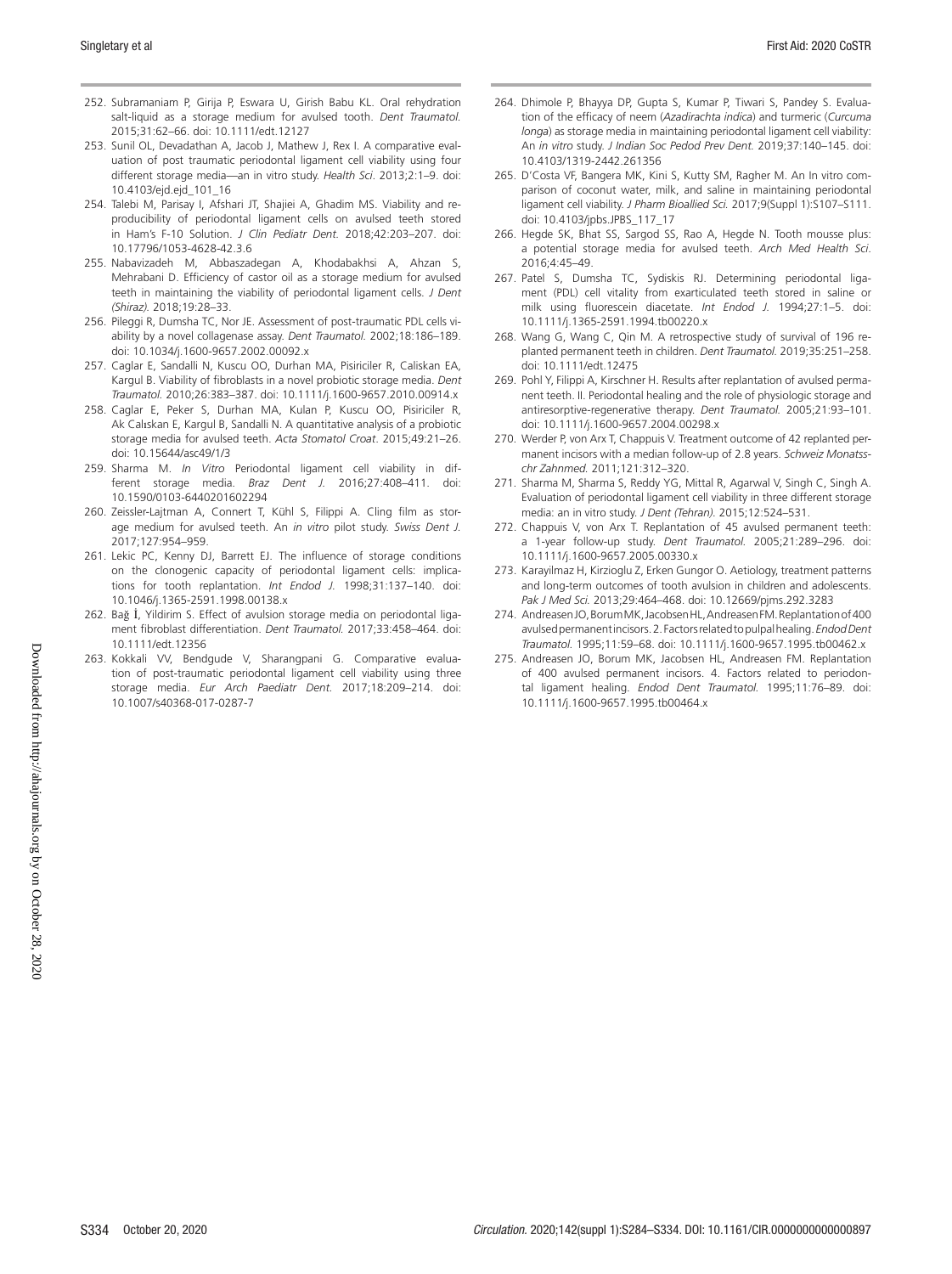252. Subramaniam P, Girija P, Eswara U, Girish Babu KL. Oral rehydration salt-liquid as a storage medium for avulsed tooth. *Dent Traumatol.* 2015;31:62–66. doi: 10.1111/edt.12127
253. Sunil OL, Devadathan A, Jacob J, Mathew J, Rex I. A comparative evaluation of post traumatic periodontal ligament cell viability using four different storage media—an in vitro study. *Health Sci*. 2013;2:1–9. doi: 10.4103/ejd.ejd_101_16
254. Talebi M, Parisay I, Afshari JT, Shajiei A, Ghadim MS. Viability and reproducibility of periodontal ligament cells on avulsed teeth stored in Ham's F-10 Solution. *J Clin Pediatr Dent.* 2018;42:203–207. doi: 10.17796/1053-4628-42.3.6
255. Nabavizadeh M, Abbaszadegan A, Khodabakhsi A, Ahzan S, Mehrabani D. Efficiency of castor oil as a storage medium for avulsed teeth in maintaining the viability of periodontal ligament cells. *J Dent (Shiraz).* 2018;19:28–33.
256. Pileggi R, Dumsha TC, Nor JE. Assessment of post-traumatic PDL cells viability by a novel collagenase assay. *Dent Traumatol.* 2002;18:186–189. doi: 10.1034/j.1600-9657.2002.00092.x
257. Caglar E, Sandalli N, Kuscu OO, Durhan MA, Pisiriciler R, Caliskan EA, Kargul B. Viability of fibroblasts in a novel probiotic storage media. *Dent Traumatol.* 2010;26:383–387. doi: 10.1111/j.1600-9657.2010.00914.x
258. Caglar E, Peker S, Durhan MA, Kulan P, Kuscu OO, Pisiriciler R, Ak Calıskan E, Kargul B, Sandalli N. A quantitative analysis of a probiotic storage media for avulsed teeth. *Acta Stomatol Croat*. 2015;49:21–26. doi: 10.15644/asc49/1/3
259. Sharma M. *In Vitro* Periodontal ligament cell viability in different storage media. *Braz Dent J.* 2016;27:408–411. doi: 10.1590/0103-6440201602294
260. Zeissler-Lajtman A, Connert T, Kühl S, Filippi A. Cling film as storage medium for avulsed teeth. An *in vitro* pilot study. *Swiss Dent J.* 2017;127:954–959.
261. Lekic PC, Kenny DJ, Barrett EJ. The influence of storage conditions on the clonogenic capacity of periodontal ligament cells: implications for tooth replantation. *Int Endod J.* 1998;31:137–140. doi: 10.1046/j.1365-2591.1998.00138.x
262. Bağ İ, Yildirim S. Effect of avulsion storage media on periodontal ligament fibroblast differentiation. *Dent Traumatol.* 2017;33:458–464. doi: 10.1111/edt.12356
263. Kokkali VV, Bendgude V, Sharangpani G. Comparative evaluation of post-traumatic periodontal ligament cell viability using three storage media. *Eur Arch Paediatr Dent.* 2017;18:209–214. doi: 10.1007/s40368-017-0287-7
264. Dhimole P, Bhayya DP, Gupta S, Kumar P, Tiwari S, Pandey S. Evaluation of the efficacy of neem (*Azadirachta indica*) and turmeric (*Curcuma longa*) as storage media in maintaining periodontal ligament cell viability: An *in vitro* study. *J Indian Soc Pedod Prev Dent.* 2019;37:140–145. doi: 10.4103/1319-2442.261356
265. D'Costa VF, Bangera MK, Kini S, Kutty SM, Ragher M. An In vitro comparison of coconut water, milk, and saline in maintaining periodontal ligament cell viability. *J Pharm Bioallied Sci.* 2017;9(Suppl 1):S107–S111. doi: 10.4103/jpbs.JPBS_117_17
266. Hegde SK, Bhat SS, Sargod SS, Rao A, Hegde N. Tooth mousse plus: a potential storage media for avulsed teeth. *Arch Med Health Sci*. 2016;4:45–49.
267. Patel S, Dumsha TC, Sydiskis RJ. Determining periodontal ligament (PDL) cell vitality from exarticulated teeth stored in saline or milk using fluorescein diacetate. *Int Endod J.* 1994;27:1–5. doi: 10.1111/j.1365-2591.1994.tb00220.x
268. Wang G, Wang C, Qin M. A retrospective study of survival of 196 replanted permanent teeth in children. *Dent Traumatol.* 2019;35:251–258. doi: 10.1111/edt.12475
269. Pohl Y, Filippi A, Kirschner H. Results after replantation of avulsed permanent teeth. II. Periodontal healing and the role of physiologic storage and antiresorptive-regenerative therapy. *Dent Traumatol.* 2005;21:93–101. doi: 10.1111/j.1600-9657.2004.00298.x
270. Werder P, von Arx T, Chappuis V. Treatment outcome of 42 replanted permanent incisors with a median follow-up of 2.8 years. *Schweiz Monatsschr Zahnmed.* 2011;121:312–320.
271. Sharma M, Sharma S, Reddy YG, Mittal R, Agarwal V, Singh C, Singh A. Evaluation of periodontal ligament cell viability in three different storage media: an in vitro study. *J Dent (Tehran).* 2015;12:524–531.
272. Chappuis V, von Arx T. Replantation of 45 avulsed permanent teeth: a 1-year follow-up study. *Dent Traumatol.* 2005;21:289–296. doi: 10.1111/j.1600-9657.2005.00330.x
273. Karayilmaz H, Kirzioglu Z, Erken Gungor O. Aetiology, treatment patterns and long-term outcomes of tooth avulsion in children and adolescents. *Pak J Med Sci.* 2013;29:464–468. doi: 10.12669/pjms.292.3283
274. Andreasen JO, Borum MK, Jacobsen HL, Andreasen FM. Replantation of 400 avulsed permanent incisors. 2. Factors related to pulpal healing. *Endod Dent Traumatol.* 1995;11:59–68. doi: 10.1111/j.1600-9657.1995.tb00462.x
275. Andreasen JO, Borum MK, Jacobsen HL, Andreasen FM. Replantation of 400 avulsed permanent incisors. 4. Factors related to periodontal ligament healing. *Endod Dent Traumatol.* 1995;11:76–89. doi: 10.1111/j.1600-9657.1995.tb00464.x